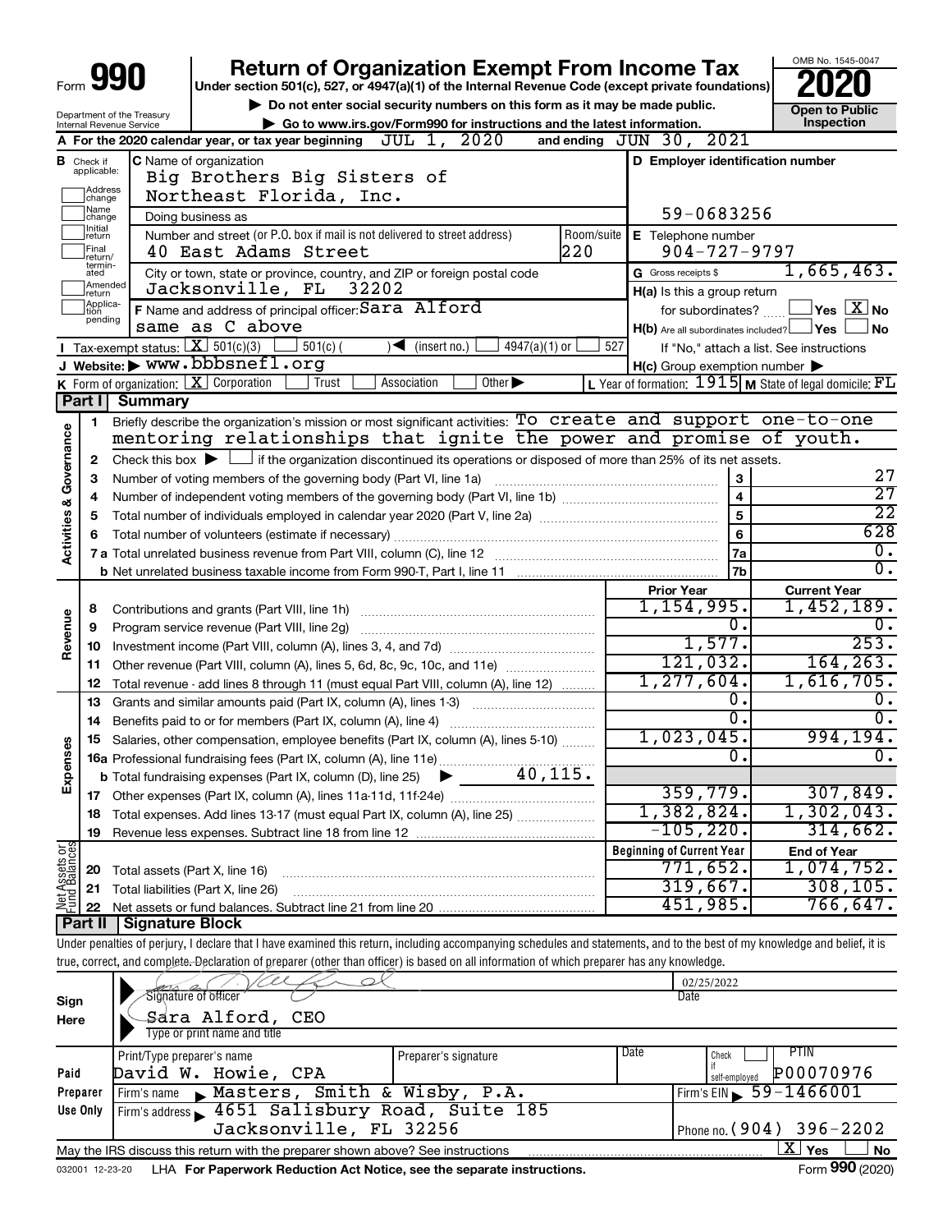Form **990**

# Return of Organization Exempt From Income Tax

**Under section 501(c), 527, or 4947(a)(1) of the Internal Revenue Code (except private foundations)**

▶ Do not enter social security numbers on this form as it may be made public.

▶ Go to www.irs.gov/Form990 for instructions and the latest information.

OMB No. 1545-0047

**2020**

**Open to Public Inspection**

Department of the Treasury
Internal Revenue Service

**A** For the 2020 calendar year, or tax year beginning JUL 1, 2020 and ending JUN 30, 2021

**B** Check if applicable: Address change, Name change, Initial return, Final return/terminated, Amended return, Application pending

**C** Name of organization: Big Brothers Big Sisters of Northeast Florida, Inc.

Doing business as

Number and street (or P.O. box if mail is not delivered to street address): 40 East Adams Street — Room/suite: 220

City or town, state or province, country, and ZIP or foreign postal code: Jacksonville, FL 32202

**D** Employer identification number: 59-0683256

**E** Telephone number: 904-727-9797

**G** Gross receipts $ 1,665,463.

**F** Name and address of principal officer: Sara Alford, same as C above

**H(a)** Is this a group return for subordinates? ☐ Yes ☒ No

**H(b)** Are all subordinates included? ☐ Yes ☐ No — If "No," attach a list. See instructions

**H(c)** Group exemption number ▶

**I** Tax-exempt status: ☒ 501(c)(3) ☐ 501(c) ( ) ◀ (insert no.) ☐ 4947(a)(1) or ☐ 527

**J** Website: ▶ www.bbbsnefl.org

**K** Form of organization: ☒ Corporation ☐ Trust ☐ Association ☐ Other ▶

**L** Year of formation: 1915 **M** State of legal domicile: FL

## Part I Summary

**Activities & Governance**

1 Briefly describe the organization's mission or most significant activities: To create and support one-to-one mentoring relationships that ignite the power and promise of youth.

2 Check this box ▶ ☐ if the organization discontinued its operations or disposed of more than 25% of its net assets.

| | | | |
|---|---|---|---|
| 3 | Number of voting members of the governing body (Part VI, line 1a) | 3 | 27 |
| 4 | Number of independent voting members of the governing body (Part VI, line 1b) | 4 | 27 |
| 5 | Total number of individuals employed in calendar year 2020 (Part V, line 2a) | 5 | 22 |
| 6 | Total number of volunteers (estimate if necessary) | 6 | 628 |
| 7a | Total unrelated business revenue from Part VIII, column (C), line 12 | 7a | 0. |
| b | Net unrelated business taxable income from Form 990-T, Part I, line 11 | 7b | 0. |

| | | | Prior Year | Current Year |
|---|---|---|---|---|
| **Revenue** | 8 | Contributions and grants (Part VIII, line 1h) | 1,154,995. | 1,452,189. |
| | 9 | Program service revenue (Part VIII, line 2g) | 0. | 0. |
| | 10 | Investment income (Part VIII, column (A), lines 3, 4, and 7d) | 1,577. | 253. |
| | 11 | Other revenue (Part VIII, column (A), lines 5, 6d, 8c, 9c, 10c, and 11e) | 121,032. | 164,263. |
| | 12 | Total revenue - add lines 8 through 11 (must equal Part VIII, column (A), line 12) | 1,277,604. | 1,616,705. |
| **Expenses** | 13 | Grants and similar amounts paid (Part IX, column (A), lines 1-3) | 0. | 0. |
| | 14 | Benefits paid to or for members (Part IX, column (A), line 4) | 0. | 0. |
| | 15 | Salaries, other compensation, employee benefits (Part IX, column (A), lines 5-10) | 1,023,045. | 994,194. |
| | 16a | Professional fundraising fees (Part IX, column (A), line 11e) | 0. | 0. |
| | b | Total fundraising expenses (Part IX, column (D), line 25) ▶ 40,115. | | |
| | 17 | Other expenses (Part IX, column (A), lines 11a-11d, 11f-24e) | 359,779. | 307,849. |
| | 18 | Total expenses. Add lines 13-17 (must equal Part IX, column (A), line 25) | 1,382,824. | 1,302,043. |
| | 19 | Revenue less expenses. Subtract line 18 from line 12 | -105,220. | 314,662. |

| | | | Beginning of Current Year | End of Year |
|---|---|---|---|---|
| **Net Assets or Fund Balances** | 20 | Total assets (Part X, line 16) | 771,652. | 1,074,752. |
| | 21 | Total liabilities (Part X, line 26) | 319,667. | 308,105. |
| | 22 | Net assets or fund balances. Subtract line 21 from line 20 | 451,985. | 766,647. |

## Part II Signature Block

Under penalties of perjury, I declare that I have examined this return, including accompanying schedules and statements, and to the best of my knowledge and belief, it is true, correct, and complete. Declaration of preparer (other than officer) is based on all information of which preparer has any knowledge.

**Sign Here**

Signature of officer — Date: 02/25/2022

Sara Alford, CEO
Type or print name and title

**Paid Preparer Use Only**

| Print/Type preparer's name | Preparer's signature | Date | Check ☐ if self-employed | PTIN |
|---|---|---|---|---|
| David W. Howie, CPA | | | | P00070976 |

Firm's name ▶ Masters, Smith & Wisby, P.A. — Firm's EIN ▶ 59-1466001

Firm's address ▶ 4651 Salisbury Road, Suite 185, Jacksonville, FL 32256 — Phone no. (904) 396-2202

May the IRS discuss this return with the preparer shown above? See instructions ☒ Yes ☐ No

032001 12-23-20 LHA For Paperwork Reduction Act Notice, see the separate instructions. Form **990** (2020)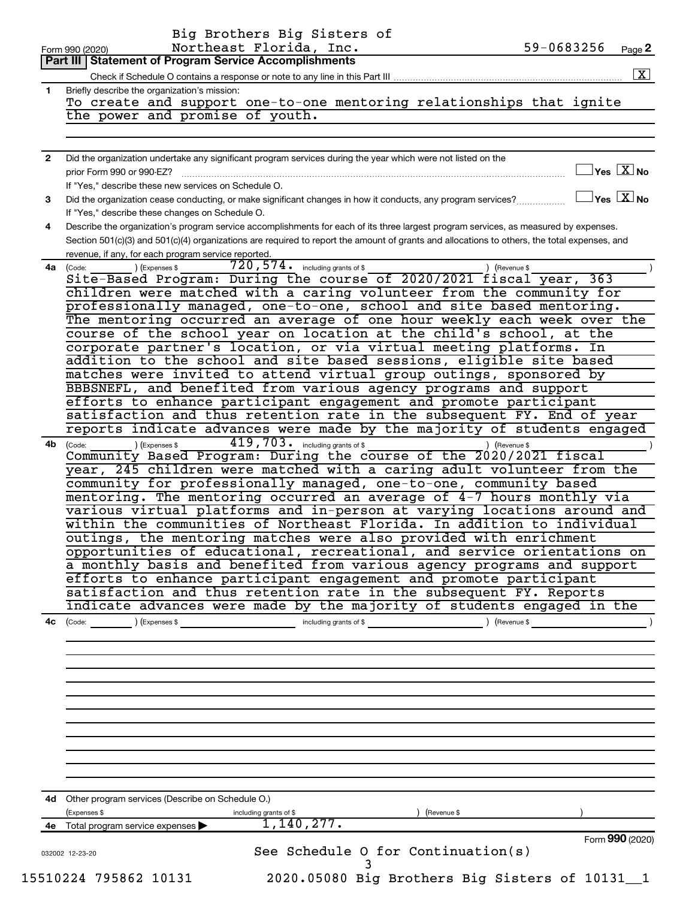Big Brothers Big Sisters of Northeast Florida, Inc. 59-0683256

Form 990 (2020) Page **2**

## Part III | Statement of Program Service Accomplishments

Check if Schedule O contains a response or note to any line in this Part III .......... [X]

**1** Briefly describe the organization's mission:

To create and support one-to-one mentoring relationships that ignite the power and promise of youth.

**2** Did the organization undertake any significant program services during the year which were not listed on the prior Form 990 or 990-EZ? .......... [ ] Yes [X] No

If "Yes," describe these new services on Schedule O.

**3** Did the organization cease conducting, or make significant changes in how it conducts, any program services? .......... [ ] Yes [X] No

If "Yes," describe these changes on Schedule O.

**4** Describe the organization's program service accomplishments for each of its three largest program services, as measured by expenses. Section 501(c)(3) and 501(c)(4) organizations are required to report the amount of grants and allocations to others, the total expenses, and revenue, if any, for each program service reported.

**4a** (Code: ) (Expenses $ 720,574. including grants of $ ) (Revenue $ )

Site-Based Program: During the course of 2020/2021 fiscal year, 363 children were matched with a caring volunteer from the community for professionally managed, one-to-one, school and site based mentoring. The mentoring occurred an average of one hour weekly each week over the course of the school year on location at the child's school, at the corporate partner's location, or via virtual meeting platforms. In addition to the school and site based sessions, eligible site based matches were invited to attend virtual group outings, sponsored by BBBSNEFL, and benefited from various agency programs and support efforts to enhance participant engagement and promote participant satisfaction and thus retention rate in the subsequent FY. End of year reports indicate advances were made by the majority of students engaged

**4b** (Code: ) (Expenses $ 419,703. including grants of $ ) (Revenue $ )

Community Based Program: During the course of the 2020/2021 fiscal year, 245 children were matched with a caring adult volunteer from the community for professionally managed, one-to-one, community based mentoring. The mentoring occurred an average of 4-7 hours monthly via various virtual platforms and in-person at varying locations around and within the communities of Northeast Florida. In addition to individual outings, the mentoring matches were also provided with enrichment opportunities of educational, recreational, and service orientations on a monthly basis and benefited from various agency programs and support efforts to enhance participant engagement and promote participant satisfaction and thus retention rate in the subsequent FY. Reports indicate advances were made by the majority of students engaged in the

**4c** (Code: ) (Expenses $ including grants of $ ) (Revenue $ )

**4d** Other program services (Describe on Schedule O.)

(Expenses $ including grants of $ ) (Revenue $ )

**4e** Total program service expenses ▶ 1,140,277.

See Schedule O for Continuation(s)

Form **990** (2020)

032002 12-23-20

15510224 795862 10131 2020.05080 Big Brothers Big Sisters of 10131__1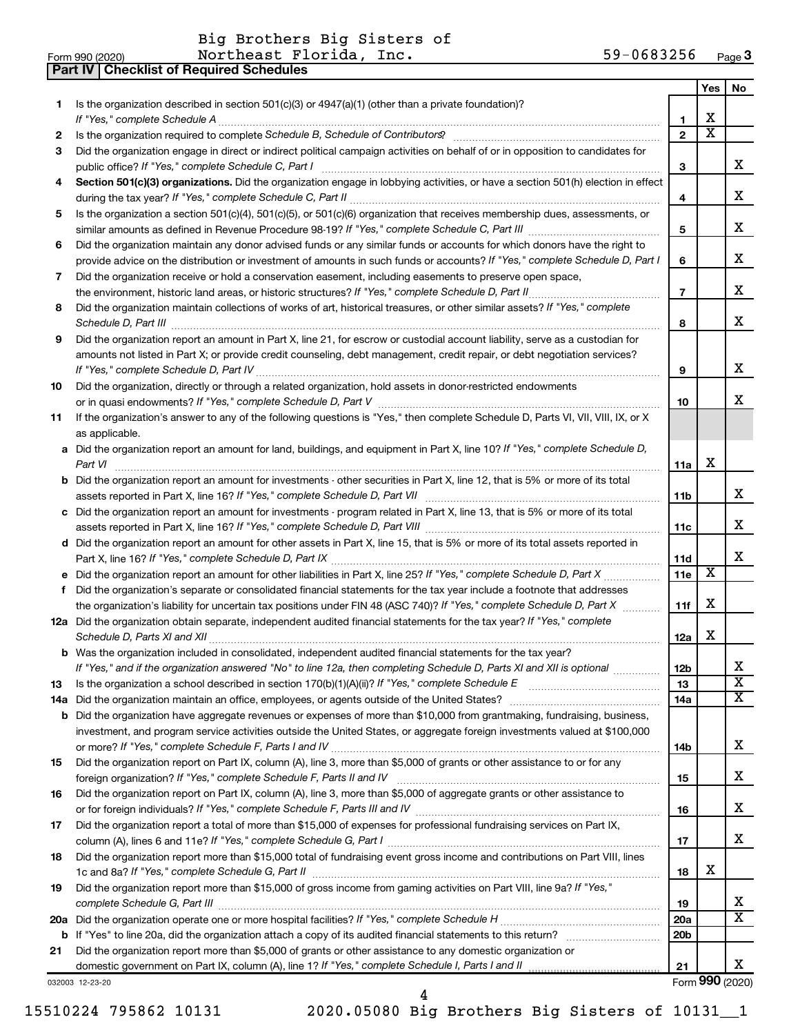Big Brothers Big Sisters of Northeast Florida, Inc. 59-0683256

Form 990 (2020)

## Part IV Checklist of Required Schedules

| | | | Yes | No |
|---|---|---|---|---|
| 1 | Is the organization described in section 501(c)(3) or 4947(a)(1) (other than a private foundation)? *If "Yes," complete Schedule A* | 1 | X | |
| 2 | Is the organization required to complete *Schedule B, Schedule of Contributors*? | 2 | X | |
| 3 | Did the organization engage in direct or indirect political campaign activities on behalf of or in opposition to candidates for public office? *If "Yes," complete Schedule C, Part I* | 3 | | X |
| 4 | **Section 501(c)(3) organizations.** Did the organization engage in lobbying activities, or have a section 501(h) election in effect during the tax year? *If "Yes," complete Schedule C, Part II* | 4 | | X |
| 5 | Is the organization a section 501(c)(4), 501(c)(5), or 501(c)(6) organization that receives membership dues, assessments, or similar amounts as defined in Revenue Procedure 98-19? *If "Yes," complete Schedule C, Part III* | 5 | | X |
| 6 | Did the organization maintain any donor advised funds or any similar funds or accounts for which donors have the right to provide advice on the distribution or investment of amounts in such funds or accounts? *If "Yes," complete Schedule D, Part I* | 6 | | X |
| 7 | Did the organization receive or hold a conservation easement, including easements to preserve open space, the environment, historic land areas, or historic structures? *If "Yes," complete Schedule D, Part II* | 7 | | X |
| 8 | Did the organization maintain collections of works of art, historical treasures, or other similar assets? *If "Yes," complete Schedule D, Part III* | 8 | | X |
| 9 | Did the organization report an amount in Part X, line 21, for escrow or custodial account liability, serve as a custodian for amounts not listed in Part X; or provide credit counseling, debt management, credit repair, or debt negotiation services? *If "Yes," complete Schedule D, Part IV* | 9 | | X |
| 10 | Did the organization, directly or through a related organization, hold assets in donor-restricted endowments or in quasi endowments? *If "Yes," complete Schedule D, Part V* | 10 | | X |
| 11 | If the organization's answer to any of the following questions is "Yes," then complete Schedule D, Parts VI, VII, VIII, IX, or X as applicable. | | | |
| a | Did the organization report an amount for land, buildings, and equipment in Part X, line 10? *If "Yes," complete Schedule D, Part VI* | 11a | X | |
| b | Did the organization report an amount for investments - other securities in Part X, line 12, that is 5% or more of its total assets reported in Part X, line 16? *If "Yes," complete Schedule D, Part VII* | 11b | | X |
| c | Did the organization report an amount for investments - program related in Part X, line 13, that is 5% or more of its total assets reported in Part X, line 16? *If "Yes," complete Schedule D, Part VIII* | 11c | | X |
| d | Did the organization report an amount for other assets in Part X, line 15, that is 5% or more of its total assets reported in Part X, line 16? *If "Yes," complete Schedule D, Part IX* | 11d | | X |
| e | Did the organization report an amount for other liabilities in Part X, line 25? *If "Yes," complete Schedule D, Part X* | 11e | X | |
| f | Did the organization's separate or consolidated financial statements for the tax year include a footnote that addresses the organization's liability for uncertain tax positions under FIN 48 (ASC 740)? *If "Yes," complete Schedule D, Part X* | 11f | X | |
| 12a | Did the organization obtain separate, independent audited financial statements for the tax year? *If "Yes," complete Schedule D, Parts XI and XII* | 12a | X | |
| b | Was the organization included in consolidated, independent audited financial statements for the tax year? *If "Yes," and if the organization answered "No" to line 12a, then completing Schedule D, Parts XI and XII is optional* | 12b | | X |
| 13 | Is the organization a school described in section 170(b)(1)(A)(ii)? *If "Yes," complete Schedule E* | 13 | | X |
| 14a | Did the organization maintain an office, employees, or agents outside of the United States? | 14a | | X |
| b | Did the organization have aggregate revenues or expenses of more than $10,000 from grantmaking, fundraising, business, investment, and program service activities outside the United States, or aggregate foreign investments valued at $100,000 or more? *If "Yes," complete Schedule F, Parts I and IV* | 14b | | X |
| 15 | Did the organization report on Part IX, column (A), line 3, more than $5,000 of grants or other assistance to or for any foreign organization? *If "Yes," complete Schedule F, Parts II and IV* | 15 | | X |
| 16 | Did the organization report on Part IX, column (A), line 3, more than $5,000 of aggregate grants or other assistance to or for foreign individuals? *If "Yes," complete Schedule F, Parts III and IV* | 16 | | X |
| 17 | Did the organization report a total of more than $15,000 of expenses for professional fundraising services on Part IX, column (A), lines 6 and 11e? *If "Yes," complete Schedule G, Part I* | 17 | | X |
| 18 | Did the organization report more than $15,000 total of fundraising event gross income and contributions on Part VIII, lines 1c and 8a? *If "Yes," complete Schedule G, Part II* | 18 | X | |
| 19 | Did the organization report more than $15,000 of gross income from gaming activities on Part VIII, line 9a? *If "Yes," complete Schedule G, Part III* | 19 | | X |
| 20a | Did the organization operate one or more hospital facilities? *If "Yes," complete Schedule H* | 20a | | X |
| b | If "Yes" to line 20a, did the organization attach a copy of its audited financial statements to this return? | 20b | | |
| 21 | Did the organization report more than $5,000 of grants or other assistance to any domestic organization or domestic government on Part IX, column (A), line 1? *If "Yes," complete Schedule I, Parts I and II* | 21 | | X |

032003 12-23-20

Form **990** (2020)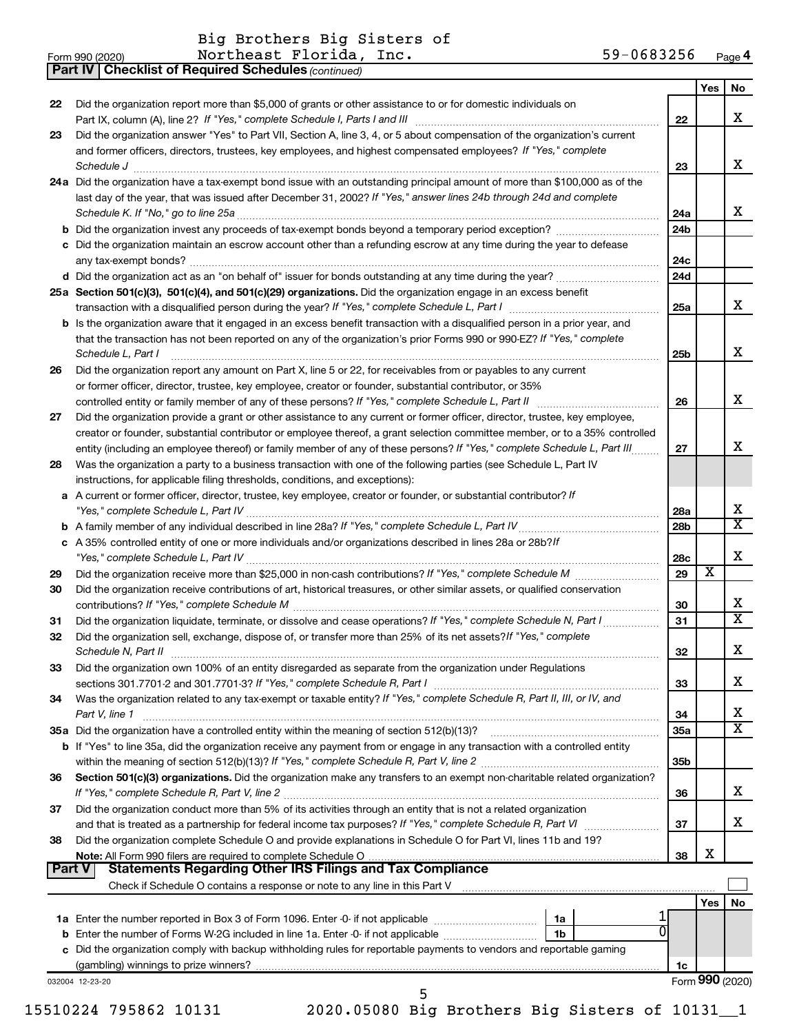Big Brothers Big Sisters of Northeast Florida, Inc. 59-0683256

Form 990 (2020)

## Part IV | Checklist of Required Schedules *(continued)*

| | | | Yes | No |
|---|---|---|---|---|
| 22 | Did the organization report more than $5,000 of grants or other assistance to or for domestic individuals on Part IX, column (A), line 2? *If "Yes," complete Schedule I, Parts I and III* | 22 | | X |
| 23 | Did the organization answer "Yes" to Part VII, Section A, line 3, 4, or 5 about compensation of the organization's current and former officers, directors, trustees, key employees, and highest compensated employees? *If "Yes," complete Schedule J* | 23 | | X |
| 24a | Did the organization have a tax-exempt bond issue with an outstanding principal amount of more than $100,000 as of the last day of the year, that was issued after December 31, 2002? *If "Yes," answer lines 24b through 24d and complete Schedule K. If "No," go to line 25a* | 24a | | X |
| b | Did the organization invest any proceeds of tax-exempt bonds beyond a temporary period exception? | 24b | | |
| c | Did the organization maintain an escrow account other than a refunding escrow at any time during the year to defease any tax-exempt bonds? | 24c | | |
| d | Did the organization act as an "on behalf of" issuer for bonds outstanding at any time during the year? | 24d | | |
| 25a | **Section 501(c)(3), 501(c)(4), and 501(c)(29) organizations.** Did the organization engage in an excess benefit transaction with a disqualified person during the year? *If "Yes," complete Schedule L, Part I* | 25a | | X |
| b | Is the organization aware that it engaged in an excess benefit transaction with a disqualified person in a prior year, and that the transaction has not been reported on any of the organization's prior Forms 990 or 990-EZ? *If "Yes," complete Schedule L, Part I* | 25b | | X |
| 26 | Did the organization report any amount on Part X, line 5 or 22, for receivables from or payables to any current or former officer, director, trustee, key employee, creator or founder, substantial contributor, or 35% controlled entity or family member of any of these persons? *If "Yes," complete Schedule L, Part II* | 26 | | X |
| 27 | Did the organization provide a grant or other assistance to any current or former officer, director, trustee, key employee, creator or founder, substantial contributor or employee thereof, a grant selection committee member, or to a 35% controlled entity (including an employee thereof) or family member of any of these persons? *If "Yes," complete Schedule L, Part III* | 27 | | X |
| 28 | Was the organization a party to a business transaction with one of the following parties (see Schedule L, Part IV instructions, for applicable filing thresholds, conditions, and exceptions): | | | |
| a | A current or former officer, director, trustee, key employee, creator or founder, or substantial contributor? *If "Yes," complete Schedule L, Part IV* | 28a | | X |
| b | A family member of any individual described in line 28a? *If "Yes," complete Schedule L, Part IV* | 28b | | X |
| c | A 35% controlled entity of one or more individuals and/or organizations described in lines 28a or 28b? *If "Yes," complete Schedule L, Part IV* | 28c | | X |
| 29 | Did the organization receive more than $25,000 in non-cash contributions? *If "Yes," complete Schedule M* | 29 | X | |
| 30 | Did the organization receive contributions of art, historical treasures, or other similar assets, or qualified conservation contributions? *If "Yes," complete Schedule M* | 30 | | X |
| 31 | Did the organization liquidate, terminate, or dissolve and cease operations? *If "Yes," complete Schedule N, Part I* | 31 | | X |
| 32 | Did the organization sell, exchange, dispose of, or transfer more than 25% of its net assets? *If "Yes," complete Schedule N, Part II* | 32 | | X |
| 33 | Did the organization own 100% of an entity disregarded as separate from the organization under Regulations sections 301.7701-2 and 301.7701-3? *If "Yes," complete Schedule R, Part I* | 33 | | X |
| 34 | Was the organization related to any tax-exempt or taxable entity? *If "Yes," complete Schedule R, Part II, III, or IV, and Part V, line 1* | 34 | | X |
| 35a | Did the organization have a controlled entity within the meaning of section 512(b)(13)? | 35a | | X |
| b | If "Yes" to line 35a, did the organization receive any payment from or engage in any transaction with a controlled entity within the meaning of section 512(b)(13)? *If "Yes," complete Schedule R, Part V, line 2* | 35b | | |
| 36 | **Section 501(c)(3) organizations.** Did the organization make any transfers to an exempt non-charitable related organization? *If "Yes," complete Schedule R, Part V, line 2* | 36 | | X |
| 37 | Did the organization conduct more than 5% of its activities through an entity that is not a related organization and that is treated as a partnership for federal income tax purposes? *If "Yes," complete Schedule R, Part VI* | 37 | | X |
| 38 | Did the organization complete Schedule O and provide explanations in Schedule O for Part VI, lines 11b and 19? **Note:** All Form 990 filers are required to complete Schedule O | 38 | X | |

## Part V | Statements Regarding Other IRS Filings and Tax Compliance

Check if Schedule O contains a response or note to any line in this Part V ☐

| | | | | | Yes | No |
|---|---|---|---|---|---|---|
| 1a | Enter the number reported in Box 3 of Form 1096. Enter -0- if not applicable | 1a | 1 | | | |
| b | Enter the number of Forms W-2G included in line 1a. Enter -0- if not applicable | 1b | 0 | | | |
| c | Did the organization comply with backup withholding rules for reportable payments to vendors and reportable gaming (gambling) winnings to prize winners? | | | 1c | | |

032004 12-23-20

Form **990** (2020)

15510224 795862 10131 2020.05080 Big Brothers Big Sisters of 10131__1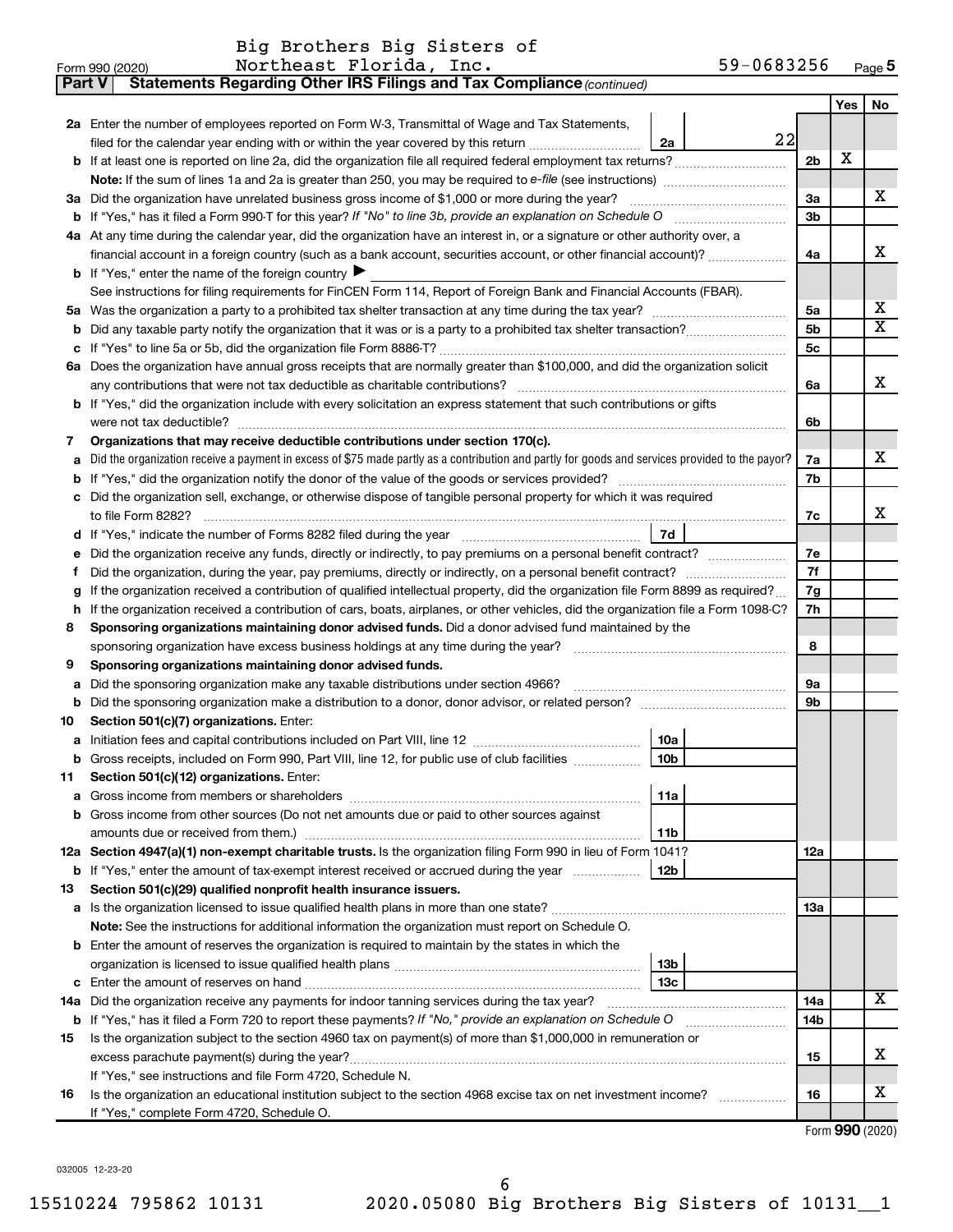Big Brothers Big Sisters of Northeast Florida, Inc. 59-0683256

Form 990 (2020) Page 5

**Part V Statements Regarding Other IRS Filings and Tax Compliance** *(continued)*

| | | | | Yes | No |
|---|---|---|---|---|---|
| **2a** | Enter the number of employees reported on Form W-3, Transmittal of Wage and Tax Statements, filed for the calendar year ending with or within the year covered by this return | 2a | 22 | | |
| **b** | If at least one is reported on line 2a, did the organization file all required federal employment tax returns? | | 2b | X | |
| | **Note:** If the sum of lines 1a and 2a is greater than 250, you may be required to *e-file* (see instructions) | | | | |
| **3a** | Did the organization have unrelated business gross income of $1,000 or more during the year? | | 3a | | X |
| **b** | If "Yes," has it filed a Form 990-T for this year? *If "No" to line 3b, provide an explanation on Schedule O* | | 3b | | |
| **4a** | At any time during the calendar year, did the organization have an interest in, or a signature or other authority over, a financial account in a foreign country (such as a bank account, securities account, or other financial account)? | | 4a | | X |
| **b** | If "Yes," enter the name of the foreign country ▶ | | | | |
| | See instructions for filing requirements for FinCEN Form 114, Report of Foreign Bank and Financial Accounts (FBAR). | | | | |
| **5a** | Was the organization a party to a prohibited tax shelter transaction at any time during the tax year? | | 5a | | X |
| **b** | Did any taxable party notify the organization that it was or is a party to a prohibited tax shelter transaction? | | 5b | | X |
| **c** | If "Yes" to line 5a or 5b, did the organization file Form 8886-T? | | 5c | | |
| **6a** | Does the organization have annual gross receipts that are normally greater than $100,000, and did the organization solicit any contributions that were not tax deductible as charitable contributions? | | 6a | | X |
| **b** | If "Yes," did the organization include with every solicitation an express statement that such contributions or gifts were not tax deductible? | | 6b | | |
| **7** | **Organizations that may receive deductible contributions under section 170(c).** | | | | |
| **a** | Did the organization receive a payment in excess of $75 made partly as a contribution and partly for goods and services provided to the payor? | | 7a | | X |
| **b** | If "Yes," did the organization notify the donor of the value of the goods or services provided? | | 7b | | |
| **c** | Did the organization sell, exchange, or otherwise dispose of tangible personal property for which it was required to file Form 8282? | | 7c | | X |
| **d** | If "Yes," indicate the number of Forms 8282 filed during the year | 7d | | | |
| **e** | Did the organization receive any funds, directly or indirectly, to pay premiums on a personal benefit contract? | | 7e | | |
| **f** | Did the organization, during the year, pay premiums, directly or indirectly, on a personal benefit contract? | | 7f | | |
| **g** | If the organization received a contribution of qualified intellectual property, did the organization file Form 8899 as required? | | 7g | | |
| **h** | If the organization received a contribution of cars, boats, airplanes, or other vehicles, did the organization file a Form 1098-C? | | 7h | | |
| **8** | **Sponsoring organizations maintaining donor advised funds.** Did a donor advised fund maintained by the sponsoring organization have excess business holdings at any time during the year? | | 8 | | |
| **9** | **Sponsoring organizations maintaining donor advised funds.** | | | | |
| **a** | Did the sponsoring organization make any taxable distributions under section 4966? | | 9a | | |
| **b** | Did the sponsoring organization make a distribution to a donor, donor advisor, or related person? | | 9b | | |
| **10** | **Section 501(c)(7) organizations.** Enter: | | | | |
| **a** | Initiation fees and capital contributions included on Part VIII, line 12 | 10a | | | |
| **b** | Gross receipts, included on Form 990, Part VIII, line 12, for public use of club facilities | 10b | | | |
| **11** | **Section 501(c)(12) organizations.** Enter: | | | | |
| **a** | Gross income from members or shareholders | 11a | | | |
| **b** | Gross income from other sources (Do not net amounts due or paid to other sources against amounts due or received from them.) | 11b | | | |
| **12a** | **Section 4947(a)(1) non-exempt charitable trusts.** Is the organization filing Form 990 in lieu of Form 1041? | | 12a | | |
| **b** | If "Yes," enter the amount of tax-exempt interest received or accrued during the year | 12b | | | |
| **13** | **Section 501(c)(29) qualified nonprofit health insurance issuers.** | | | | |
| **a** | Is the organization licensed to issue qualified health plans in more than one state? | | 13a | | |
| | **Note:** See the instructions for additional information the organization must report on Schedule O. | | | | |
| **b** | Enter the amount of reserves the organization is required to maintain by the states in which the organization is licensed to issue qualified health plans | 13b | | | |
| **c** | Enter the amount of reserves on hand | 13c | | | |
| **14a** | Did the organization receive any payments for indoor tanning services during the tax year? | | 14a | | X |
| **b** | If "Yes," has it filed a Form 720 to report these payments? *If "No," provide an explanation on Schedule O* | | 14b | | |
| **15** | Is the organization subject to the section 4960 tax on payment(s) of more than $1,000,000 in remuneration or excess parachute payment(s) during the year? | | 15 | | X |
| | If "Yes," see instructions and file Form 4720, Schedule N. | | | | |
| **16** | Is the organization an educational institution subject to the section 4968 excise tax on net investment income? | | 16 | | X |
| | If "Yes," complete Form 4720, Schedule O. | | | | |

Form **990** (2020)

032005 12-23-20

15510224 795862 10131 2020.05080 Big Brothers Big Sisters of 10131__1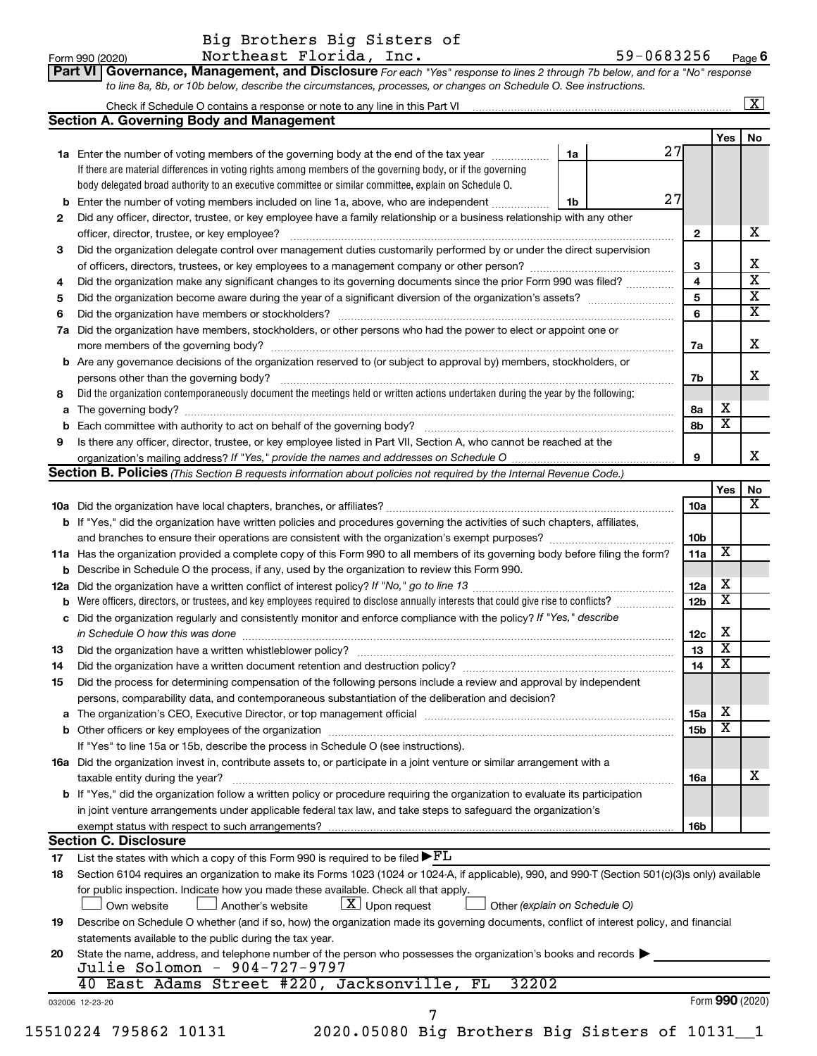Big Brothers Big Sisters of Northeast Florida, Inc. 59-0683256

Form 990 (2020) Page 6

## Part VI Governance, Management, and Disclosure

*For each "Yes" response to lines 2 through 7b below, and for a "No" response to line 8a, 8b, or 10b below, describe the circumstances, processes, or changes on Schedule O. See instructions.*

Check if Schedule O contains a response or note to any line in this Part VI [X]

### Section A. Governing Body and Management

| | | | Yes | No |
|---|---|---|---|---|
| 1a | Enter the number of voting members of the governing body at the end of the tax year ... 1a 27. If there are material differences in voting rights among members of the governing body, or if the governing body delegated broad authority to an executive committee or similar committee, explain on Schedule O. | | | |
| b | Enter the number of voting members included on line 1a, above, who are independent ... 1b 27 | | | |
| 2 | Did any officer, director, trustee, or key employee have a family relationship or a business relationship with any other officer, director, trustee, or key employee? | 2 | | X |
| 3 | Did the organization delegate control over management duties customarily performed by or under the direct supervision of officers, directors, trustees, or key employees to a management company or other person? | 3 | | X |
| 4 | Did the organization make any significant changes to its governing documents since the prior Form 990 was filed? | 4 | | X |
| 5 | Did the organization become aware during the year of a significant diversion of the organization's assets? | 5 | | X |
| 6 | Did the organization have members or stockholders? | 6 | | X |
| 7a | Did the organization have members, stockholders, or other persons who had the power to elect or appoint one or more members of the governing body? | 7a | | X |
| b | Are any governance decisions of the organization reserved to (or subject to approval by) members, stockholders, or persons other than the governing body? | 7b | | X |
| 8 | Did the organization contemporaneously document the meetings held or written actions undertaken during the year by the following: | | | |
| a | The governing body? | 8a | X | |
| b | Each committee with authority to act on behalf of the governing body? | 8b | X | |
| 9 | Is there any officer, director, trustee, or key employee listed in Part VII, Section A, who cannot be reached at the organization's mailing address? *If "Yes," provide the names and addresses on Schedule O* | 9 | | X |

### Section B. Policies *(This Section B requests information about policies not required by the Internal Revenue Code.)*

| | | | Yes | No |
|---|---|---|---|---|
| 10a | Did the organization have local chapters, branches, or affiliates? | 10a | | X |
| b | If "Yes," did the organization have written policies and procedures governing the activities of such chapters, affiliates, and branches to ensure their operations are consistent with the organization's exempt purposes? | 10b | | |
| 11a | Has the organization provided a complete copy of this Form 990 to all members of its governing body before filing the form? | 11a | X | |
| b | Describe in Schedule O the process, if any, used by the organization to review this Form 990. | | | |
| 12a | Did the organization have a written conflict of interest policy? *If "No," go to line 13* | 12a | X | |
| b | Were officers, directors, or trustees, and key employees required to disclose annually interests that could give rise to conflicts? | 12b | X | |
| c | Did the organization regularly and consistently monitor and enforce compliance with the policy? *If "Yes," describe in Schedule O how this was done* | 12c | X | |
| 13 | Did the organization have a written whistleblower policy? | 13 | X | |
| 14 | Did the organization have a written document retention and destruction policy? | 14 | X | |
| 15 | Did the process for determining compensation of the following persons include a review and approval by independent persons, comparability data, and contemporaneous substantiation of the deliberation and decision? | | | |
| a | The organization's CEO, Executive Director, or top management official | 15a | X | |
| b | Other officers or key employees of the organization | 15b | X | |
| | If "Yes" to line 15a or 15b, describe the process in Schedule O (see instructions). | | | |
| 16a | Did the organization invest in, contribute assets to, or participate in a joint venture or similar arrangement with a taxable entity during the year? | 16a | | X |
| b | If "Yes," did the organization follow a written policy or procedure requiring the organization to evaluate its participation in joint venture arrangements under applicable federal tax law, and take steps to safeguard the organization's exempt status with respect to such arrangements? | 16b | | |

### Section C. Disclosure

17 List the states with which a copy of this Form 990 is required to be filed ▶ FL

18 Section 6104 requires an organization to make its Forms 1023 (1024 or 1024-A, if applicable), 990, and 990-T (Section 501(c)(3)s only) available for public inspection. Indicate how you made these available. Check all that apply.

[ ] Own website [ ] Another's website [X] Upon request [ ] Other *(explain on Schedule O)*

19 Describe on Schedule O whether (and if so, how) the organization made its governing documents, conflict of interest policy, and financial statements available to the public during the tax year.

20 State the name, address, and telephone number of the person who possesses the organization's books and records ▶

Julie Solomon - 904-727-9797
40 East Adams Street #220, Jacksonville, FL 32202

032006 12-23-20 Form 990 (2020)

15510224 795862 10131 2020.05080 Big Brothers Big Sisters of 10131__1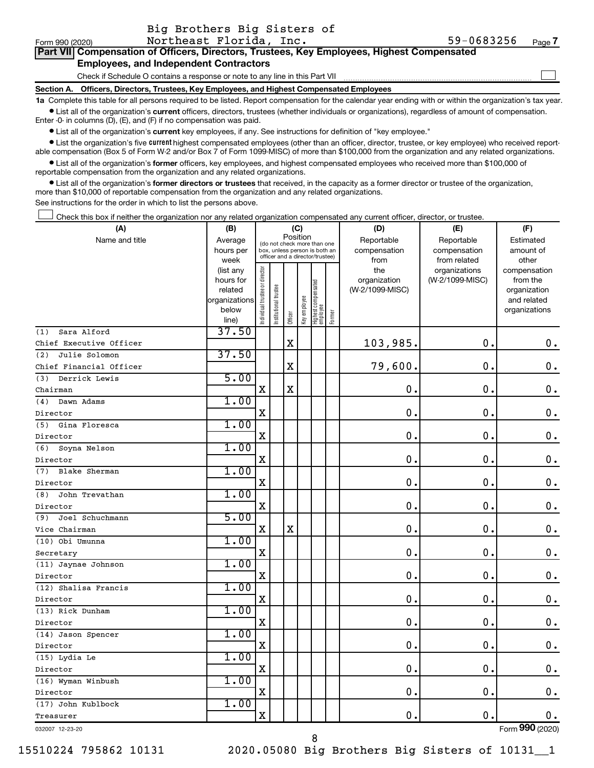Form 990 (2020) Big Brothers Big Sisters of Northeast Florida, Inc. 59-0683256 Page 7

**Part VII Compensation of Officers, Directors, Trustees, Key Employees, Highest Compensated Employees, and Independent Contractors**

Check if Schedule O contains a response or note to any line in this Part VII ☐

**Section A. Officers, Directors, Trustees, Key Employees, and Highest Compensated Employees**

**1a** Complete this table for all persons required to be listed. Report compensation for the calendar year ending with or within the organization's tax year.

- List all of the organization's **current** officers, directors, trustees (whether individuals or organizations), regardless of amount of compensation. Enter -0- in columns (D), (E), and (F) if no compensation was paid.
- List all of the organization's **current** key employees, if any. See instructions for definition of "key employee."
- List the organization's five **current** highest compensated employees (other than an officer, director, trustee, or key employee) who received reportable compensation (Box 5 of Form W-2 and/or Box 7 of Form 1099-MISC) of more than $100,000 from the organization and any related organizations.
- List all of the organization's **former** officers, key employees, and highest compensated employees who received more than $100,000 of reportable compensation from the organization and any related organizations.
- List all of the organization's **former directors or trustees** that received, in the capacity as a former director or trustee of the organization, more than $10,000 of reportable compensation from the organization and any related organizations.

See instructions for the order in which to list the persons above.

☐ Check this box if neither the organization nor any related organization compensated any current officer, director, or trustee.

| (A) Name and title | (B) Average hours per week (list any hours for related organizations below line) | (C) Position: Individual trustee or director | Institutional trustee | Officer | Key employee | Highest compensated employee | Former | (D) Reportable compensation from the organization (W-2/1099-MISC) | (E) Reportable compensation from related organizations (W-2/1099-MISC) | (F) Estimated amount of other compensation from the organization and related organizations |
|---|---|---|---|---|---|---|---|---|---|---|
| (1) Sara Alford<br>Chief Executive Officer | 37.50 | | | X | | | | 103,985. | 0. | 0. |
| (2) Julie Solomon<br>Chief Financial Officer | 37.50 | | | X | | | | 79,600. | 0. | 0. |
| (3) Derrick Lewis<br>Chairman | 5.00 | X | | X | | | | 0. | 0. | 0. |
| (4) Dawn Adams<br>Director | 1.00 | X | | | | | | 0. | 0. | 0. |
| (5) Gina Floresca<br>Director | 1.00 | X | | | | | | 0. | 0. | 0. |
| (6) Soyna Nelson<br>Director | 1.00 | X | | | | | | 0. | 0. | 0. |
| (7) Blake Sherman<br>Director | 1.00 | X | | | | | | 0. | 0. | 0. |
| (8) John Trevathan<br>Director | 1.00 | X | | | | | | 0. | 0. | 0. |
| (9) Joel Schuchmann<br>Vice Chairman | 5.00 | X | | X | | | | 0. | 0. | 0. |
| (10) Obi Umunna<br>Secretary | 1.00 | X | | | | | | 0. | 0. | 0. |
| (11) Jaynae Johnson<br>Director | 1.00 | X | | | | | | 0. | 0. | 0. |
| (12) Shalisa Francis<br>Director | 1.00 | X | | | | | | 0. | 0. | 0. |
| (13) Rick Dunham<br>Director | 1.00 | X | | | | | | 0. | 0. | 0. |
| (14) Jason Spencer<br>Director | 1.00 | X | | | | | | 0. | 0. | 0. |
| (15) Lydia Le<br>Director | 1.00 | X | | | | | | 0. | 0. | 0. |
| (16) Wyman Winbush<br>Director | 1.00 | X | | | | | | 0. | 0. | 0. |
| (17) John Kublbock<br>Treasurer | 1.00 | X | | | | | | 0. | 0. | 0. |

032007 12-23-20 Form 990 (2020)

15510224 795862 10131 2020.05080 Big Brothers Big Sisters of 10131__1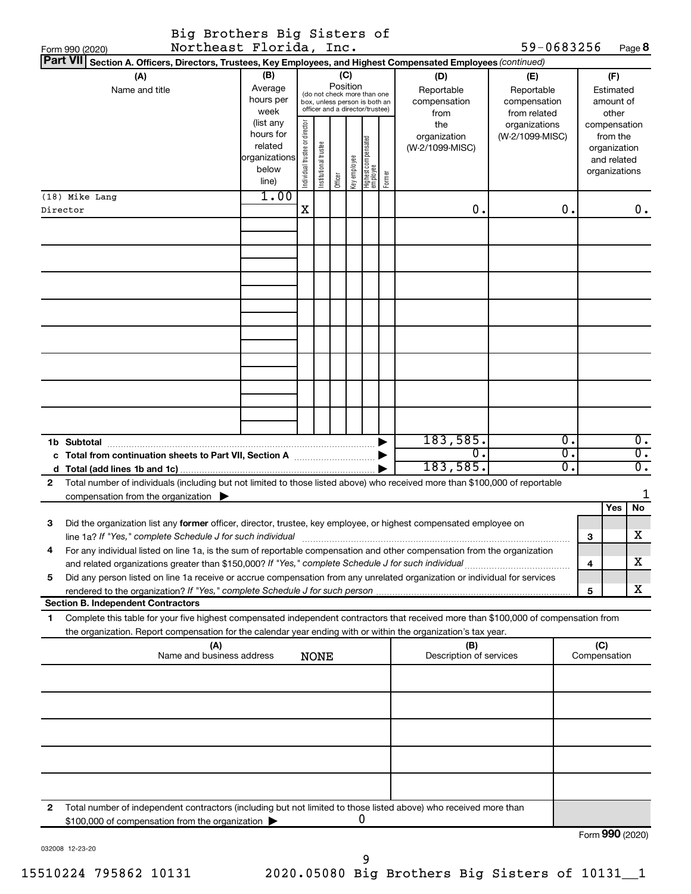Big Brothers Big Sisters of Northeast Florida, Inc. 59-0683256

Form 990 (2020)

**Part VII Section A. Officers, Directors, Trustees, Key Employees, and Highest Compensated Employees** *(continued)*

| (A) Name and title | (B) Average hours per week (list any hours for related organizations below line) | (C) Position: Individual trustee or director | Institutional trustee | Officer | Key employee | Highest compensated employee | Former | (D) Reportable compensation from the organization (W-2/1099-MISC) | (E) Reportable compensation from related organizations (W-2/1099-MISC) | (F) Estimated amount of other compensation from the organization and related organizations |
|---|---|---|---|---|---|---|---|---|---|---|
| (18) Mike Lang<br>Director | 1.00 | X | | | | | | 0. | 0. | 0. |
| **1b Subtotal** | | | | | | | | 183,585. | 0. | 0. |
| **c Total from continuation sheets to Part VII, Section A** | | | | | | | | 0. | 0. | 0. |
| **d Total (add lines 1b and 1c)** | | | | | | | | 183,585. | 0. | 0. |

2 Total number of individuals (including but not limited to those listed above) who received more than $100,000 of reportable compensation from the organization ▶ 1

| | | Yes | No |
|---|---|---|---|
| 3 Did the organization list any **former** officer, director, trustee, key employee, or highest compensated employee on line 1a? *If "Yes," complete Schedule J for such individual* | 3 | | X |
| 4 For any individual listed on line 1a, is the sum of reportable compensation and other compensation from the organization and related organizations greater than $150,000? *If "Yes," complete Schedule J for such individual* | 4 | | X |
| 5 Did any person listed on line 1a receive or accrue compensation from any unrelated organization or individual for services rendered to the organization? *If "Yes," complete Schedule J for such person* | 5 | | X |

**Section B. Independent Contractors**

1 Complete this table for your five highest compensated independent contractors that received more than $100,000 of compensation from the organization. Report compensation for the calendar year ending with or within the organization's tax year.

| (A) Name and business address | (B) Description of services | (C) Compensation |
|---|---|---|
| NONE | | |

2 Total number of independent contractors (including but not limited to those listed above) who received more than $100,000 of compensation from the organization ▶ 0

Form **990** (2020)

032008 12-23-20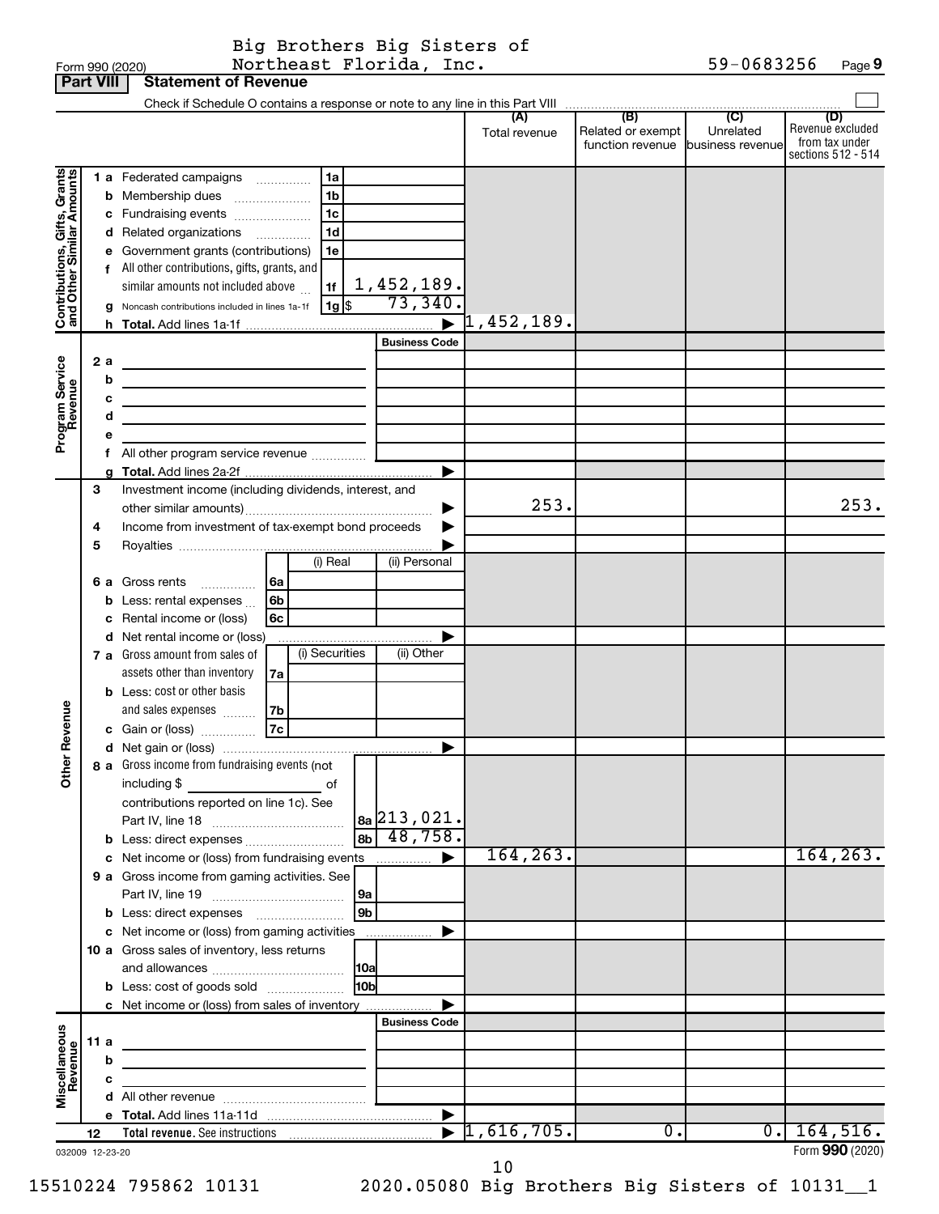Big Brothers Big Sisters of Northeast Florida, Inc. — 59-0683256

Form 990 (2020)

## Part VIII Statement of Revenue

Check if Schedule O contains a response or note to any line in this Part VIII

| | | | | (A) Total revenue | (B) Related or exempt function revenue | (C) Unrelated business revenue | (D) Revenue excluded from tax under sections 512 - 514 |
|---|---|---|---|---|---|---|---|
| **Contributions, Gifts, Grants and Other Similar Amounts** | 1 a Federated campaigns | 1a | | | | | |
| | b Membership dues | 1b | | | | | |
| | c Fundraising events | 1c | | | | | |
| | d Related organizations | 1d | | | | | |
| | e Government grants (contributions) | 1e | | | | | |
| | f All other contributions, gifts, grants, and similar amounts not included above | 1f | 1,452,189. | | | | |
| | g Noncash contributions included in lines 1a-1f | 1g $ | 73,340. | | | | |
| | h Total. Add lines 1a-1f | | | 1,452,189. | | | |
| **Program Service Revenue** | | | Business Code | | | | |
| | 2 a | | | | | | |
| | b | | | | | | |
| | c | | | | | | |
| | d | | | | | | |
| | e | | | | | | |
| | f All other program service revenue | | | | | | |
| | g Total. Add lines 2a-2f | | | | | | |
| **Other Revenue** | 3 Investment income (including dividends, interest, and other similar amounts) | | | 253. | | | 253. |
| | 4 Income from investment of tax-exempt bond proceeds | | | | | | |
| | 5 Royalties | | | | | | |
| | | (i) Real | (ii) Personal | | | | |
| | 6 a Gross rents (6a) | | | | | | |
| | b Less: rental expenses (6b) | | | | | | |
| | c Rental income or (loss) (6c) | | | | | | |
| | d Net rental income or (loss) | | | | | | |
| | | (i) Securities | (ii) Other | | | | |
| | 7 a Gross amount from sales of assets other than inventory (7a) | | | | | | |
| | b Less: cost or other basis and sales expenses (7b) | | | | | | |
| | c Gain or (loss) (7c) | | | | | | |
| | d Net gain or (loss) | | | | | | |
| | 8 a Gross income from fundraising events (not including $ of contributions reported on line 1c). See Part IV, line 18 | 8a | 213,021. | | | | |
| | b Less: direct expenses | 8b | 48,758. | | | | |
| | c Net income or (loss) from fundraising events | | | 164,263. | | | 164,263. |
| | 9 a Gross income from gaming activities. See Part IV, line 19 | 9a | | | | | |
| | b Less: direct expenses | 9b | | | | | |
| | c Net income or (loss) from gaming activities | | | | | | |
| | 10 a Gross sales of inventory, less returns and allowances | 10a | | | | | |
| | b Less: cost of goods sold | 10b | | | | | |
| | c Net income or (loss) from sales of inventory | | | | | | |
| **Miscellaneous Revenue** | | | Business Code | | | | |
| | 11 a | | | | | | |
| | b | | | | | | |
| | c | | | | | | |
| | d All other revenue | | | | | | |
| | e Total. Add lines 11a-11d | | | | | | |
| | 12 Total revenue. See instructions | | | 1,616,705. | 0. | 0. | 164,516. |

032009 12-23-20

Form 990 (2020)

15510224 795862 10131 2020.05080 Big Brothers Big Sisters of 10131__1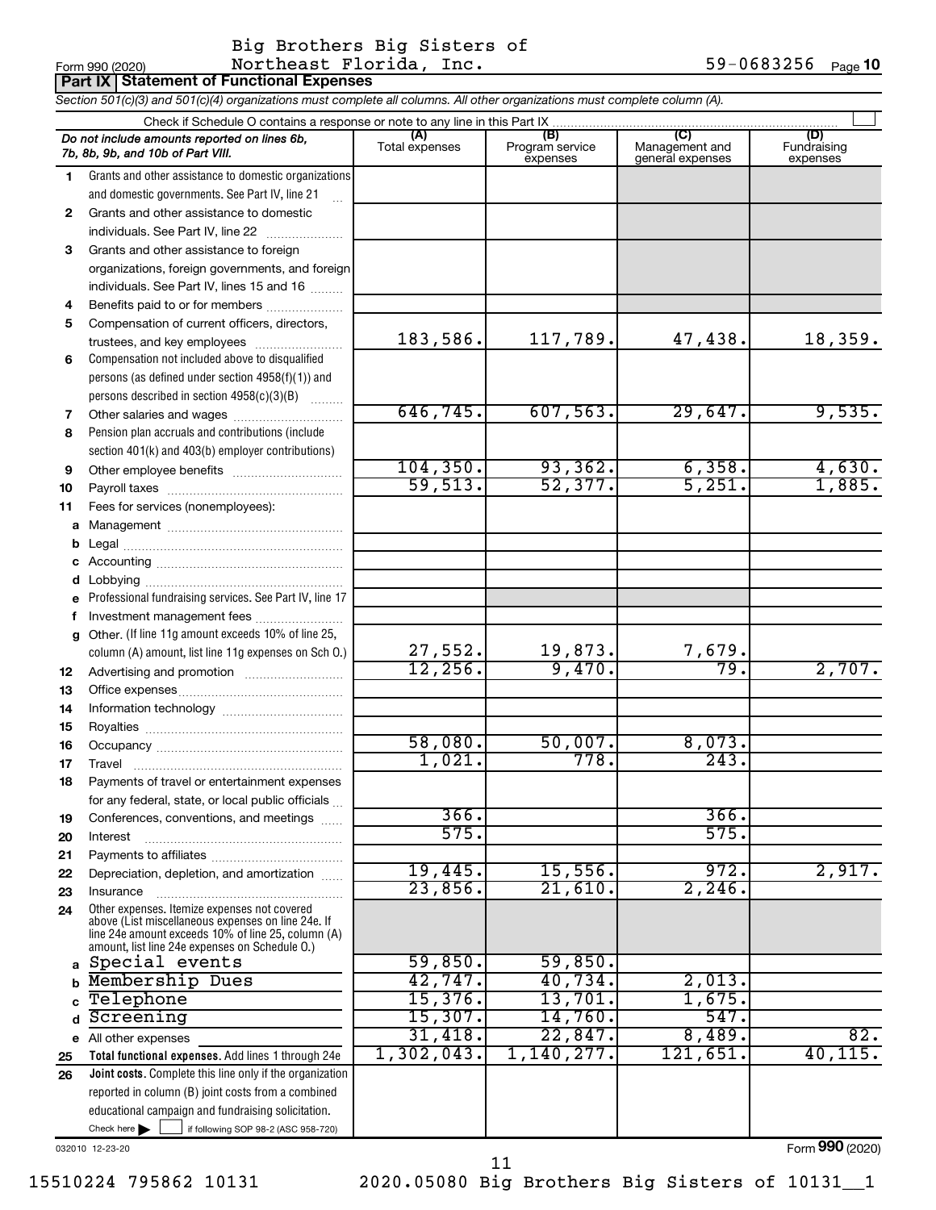Form 990 (2020) Big Brothers Big Sisters of Northeast Florida, Inc. 59-0683256 Page 10

**Part IX | Statement of Functional Expenses**

*Section 501(c)(3) and 501(c)(4) organizations must complete all columns. All other organizations must complete column (A).*

Check if Schedule O contains a response or note to any line in this Part IX

| *Do not include amounts reported on lines 6b, 7b, 8b, 9b, and 10b of Part VIII.* | (A) Total expenses | (B) Program service expenses | (C) Management and general expenses | (D) Fundraising expenses |
|---|---|---|---|---|
| 1 Grants and other assistance to domestic organizations and domestic governments. See Part IV, line 21 | | | | |
| 2 Grants and other assistance to domestic individuals. See Part IV, line 22 | | | | |
| 3 Grants and other assistance to foreign organizations, foreign governments, and foreign individuals. See Part IV, lines 15 and 16 | | | | |
| 4 Benefits paid to or for members | | | | |
| 5 Compensation of current officers, directors, trustees, and key employees | 183,586. | 117,789. | 47,438. | 18,359. |
| 6 Compensation not included above to disqualified persons (as defined under section 4958(f)(1)) and persons described in section 4958(c)(3)(B) | | | | |
| 7 Other salaries and wages | 646,745. | 607,563. | 29,647. | 9,535. |
| 8 Pension plan accruals and contributions (include section 401(k) and 403(b) employer contributions) | | | | |
| 9 Other employee benefits | 104,350. | 93,362. | 6,358. | 4,630. |
| 10 Payroll taxes | 59,513. | 52,377. | 5,251. | 1,885. |
| 11 Fees for services (nonemployees): | | | | |
| a Management | | | | |
| b Legal | | | | |
| c Accounting | | | | |
| d Lobbying | | | | |
| e Professional fundraising services. See Part IV, line 17 | | | | |
| f Investment management fees | | | | |
| g Other. (If line 11g amount exceeds 10% of line 25, column (A) amount, list line 11g expenses on Sch O.) | 27,552. | 19,873. | 7,679. | |
| 12 Advertising and promotion | 12,256. | 9,470. | 79. | 2,707. |
| 13 Office expenses | | | | |
| 14 Information technology | | | | |
| 15 Royalties | | | | |
| 16 Occupancy | 58,080. | 50,007. | 8,073. | |
| 17 Travel | 1,021. | 778. | 243. | |
| 18 Payments of travel or entertainment expenses for any federal, state, or local public officials | | | | |
| 19 Conferences, conventions, and meetings | 366. | | 366. | |
| 20 Interest | 575. | | 575. | |
| 21 Payments to affiliates | | | | |
| 22 Depreciation, depletion, and amortization | 19,445. | 15,556. | 972. | 2,917. |
| 23 Insurance | 23,856. | 21,610. | 2,246. | |
| 24 Other expenses. Itemize expenses not covered above (List miscellaneous expenses on line 24e. If line 24e amount exceeds 10% of line 25, column (A) amount, list line 24e expenses on Schedule O.) | | | | |
| a Special events | 59,850. | 59,850. | | |
| b Membership Dues | 42,747. | 40,734. | 2,013. | |
| c Telephone | 15,376. | 13,701. | 1,675. | |
| d Screening | 15,307. | 14,760. | 547. | |
| e All other expenses | 31,418. | 22,847. | 8,489. | 82. |
| 25 **Total functional expenses.** Add lines 1 through 24e | 1,302,043. | 1,140,277. | 121,651. | 40,115. |
| 26 **Joint costs.** Complete this line only if the organization reported in column (B) joint costs from a combined educational campaign and fundraising solicitation. Check here ☐ if following SOP 98-2 (ASC 958-720) | | | | |

032010 12-23-20

Form **990** (2020)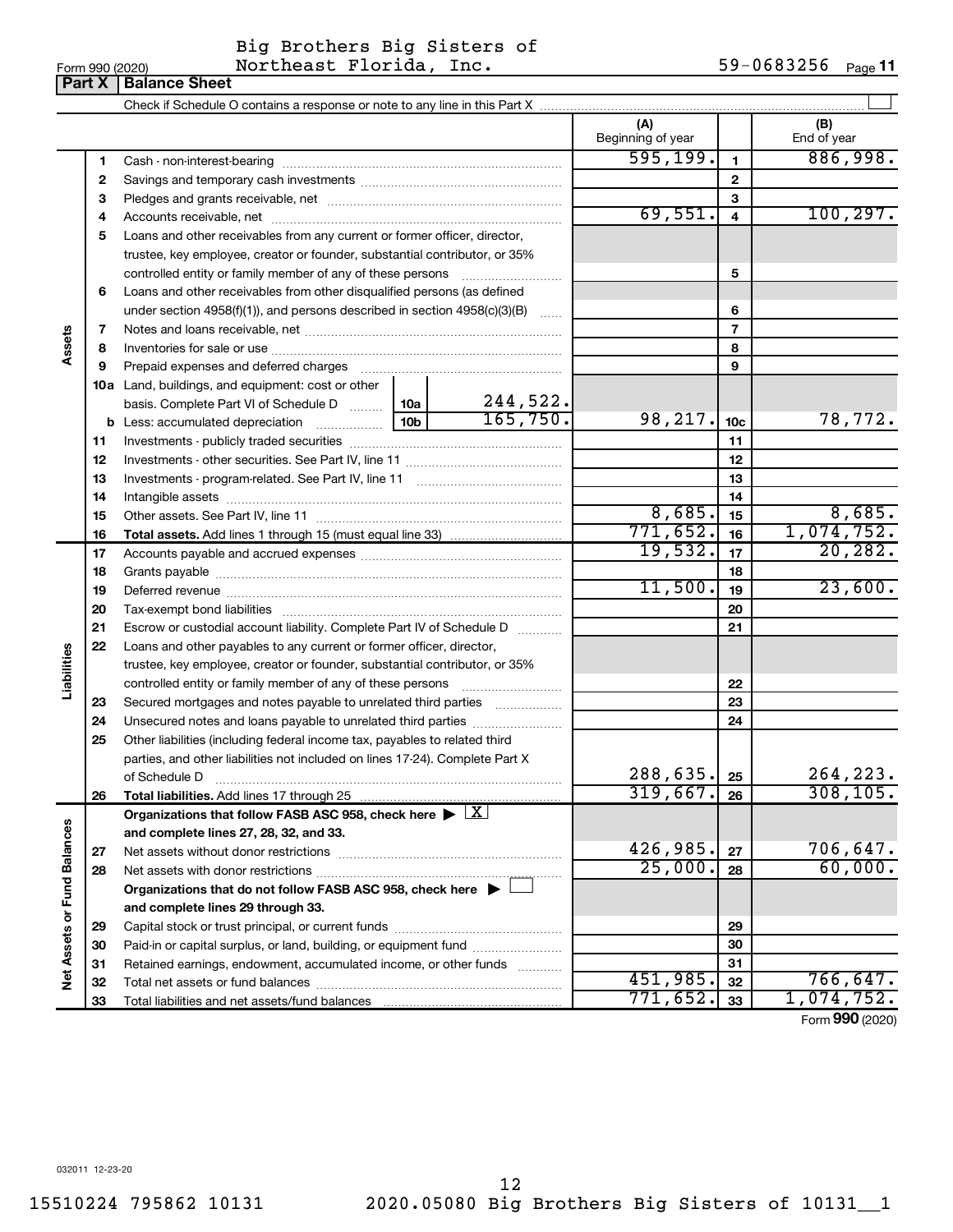Big Brothers Big Sisters of Northeast Florida, Inc.

Form 990 (2020) 59-0683256

## Part X | Balance Sheet

Check if Schedule O contains a response or note to any line in this Part X

| | | | | (A) Beginning of year | | (B) End of year |
|---|---|---|---|---|---|---|
| **Assets** | 1 | Cash - non-interest-bearing | | 595,199. | 1 | 886,998. |
| | 2 | Savings and temporary cash investments | | | 2 | |
| | 3 | Pledges and grants receivable, net | | | 3 | |
| | 4 | Accounts receivable, net | | 69,551. | 4 | 100,297. |
| | 5 | Loans and other receivables from any current or former officer, director, trustee, key employee, creator or founder, substantial contributor, or 35% controlled entity or family member of any of these persons | | | 5 | |
| | 6 | Loans and other receivables from other disqualified persons (as defined under section 4958(f)(1)), and persons described in section 4958(c)(3)(B) | | | 6 | |
| | 7 | Notes and loans receivable, net | | | 7 | |
| | 8 | Inventories for sale or use | | | 8 | |
| | 9 | Prepaid expenses and deferred charges | | | 9 | |
| | 10a | Land, buildings, and equipment: cost or other basis. Complete Part VI of Schedule D | 10a 244,522. | | | |
| | b | Less: accumulated depreciation | 10b 165,750. | 98,217. | 10c | 78,772. |
| | 11 | Investments - publicly traded securities | | | 11 | |
| | 12 | Investments - other securities. See Part IV, line 11 | | | 12 | |
| | 13 | Investments - program-related. See Part IV, line 11 | | | 13 | |
| | 14 | Intangible assets | | | 14 | |
| | 15 | Other assets. See Part IV, line 11 | | 8,685. | 15 | 8,685. |
| | 16 | **Total assets.** Add lines 1 through 15 (must equal line 33) | | 771,652. | 16 | 1,074,752. |
| **Liabilities** | 17 | Accounts payable and accrued expenses | | 19,532. | 17 | 20,282. |
| | 18 | Grants payable | | | 18 | |
| | 19 | Deferred revenue | | 11,500. | 19 | 23,600. |
| | 20 | Tax-exempt bond liabilities | | | 20 | |
| | 21 | Escrow or custodial account liability. Complete Part IV of Schedule D | | | 21 | |
| | 22 | Loans and other payables to any current or former officer, director, trustee, key employee, creator or founder, substantial contributor, or 35% controlled entity or family member of any of these persons | | | 22 | |
| | 23 | Secured mortgages and notes payable to unrelated third parties | | | 23 | |
| | 24 | Unsecured notes and loans payable to unrelated third parties | | | 24 | |
| | 25 | Other liabilities (including federal income tax, payables to related third parties, and other liabilities not included on lines 17-24). Complete Part X of Schedule D | | 288,635. | 25 | 264,223. |
| | 26 | **Total liabilities.** Add lines 17 through 25 | | 319,667. | 26 | 308,105. |
| **Net Assets or Fund Balances** | | **Organizations that follow FASB ASC 958, check here** ▶ [X] **and complete lines 27, 28, 32, and 33.** | | | | |
| | 27 | Net assets without donor restrictions | | 426,985. | 27 | 706,647. |
| | 28 | Net assets with donor restrictions | | 25,000. | 28 | 60,000. |
| | | **Organizations that do not follow FASB ASC 958, check here** ▶ [ ] **and complete lines 29 through 33.** | | | | |
| | 29 | Capital stock or trust principal, or current funds | | | 29 | |
| | 30 | Paid-in or capital surplus, or land, building, or equipment fund | | | 30 | |
| | 31 | Retained earnings, endowment, accumulated income, or other funds | | | 31 | |
| | 32 | Total net assets or fund balances | | 451,985. | 32 | 766,647. |
| | 33 | Total liabilities and net assets/fund balances | | 771,652. | 33 | 1,074,752. |

Form **990** (2020)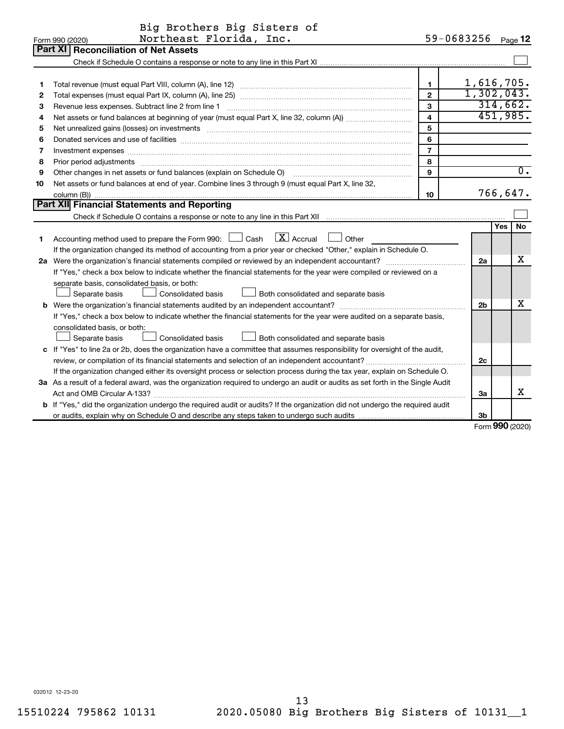Big Brothers Big Sisters of Northeast Florida, Inc. 59-0683256

Form 990 (2020)

## Part XI Reconciliation of Net Assets

Check if Schedule O contains a response or note to any line in this Part XI ☐

| | | | |
|---|---|---|---|
| 1 | Total revenue (must equal Part VIII, column (A), line 12) | 1 | 1,616,705. |
| 2 | Total expenses (must equal Part IX, column (A), line 25) | 2 | 1,302,043. |
| 3 | Revenue less expenses. Subtract line 2 from line 1 | 3 | 314,662. |
| 4 | Net assets or fund balances at beginning of year (must equal Part X, line 32, column (A)) | 4 | 451,985. |
| 5 | Net unrealized gains (losses) on investments | 5 | |
| 6 | Donated services and use of facilities | 6 | |
| 7 | Investment expenses | 7 | |
| 8 | Prior period adjustments | 8 | |
| 9 | Other changes in net assets or fund balances (explain on Schedule O) | 9 | 0. |
| 10 | Net assets or fund balances at end of year. Combine lines 3 through 9 (must equal Part X, line 32, column (B)) | 10 | 766,647. |

## Part XII Financial Statements and Reporting

Check if Schedule O contains a response or note to any line in this Part XII ☐

| | | | Yes | No |
|---|---|---|---|---|
| 1 | Accounting method used to prepare the Form 990: ☐ Cash ☒ Accrual ☐ Other<br>If the organization changed its method of accounting from a prior year or checked "Other," explain in Schedule O. | | | |
| 2a | Were the organization's financial statements compiled or reviewed by an independent accountant?<br>If "Yes," check a box below to indicate whether the financial statements for the year were compiled or reviewed on a separate basis, consolidated basis, or both:<br>☐ Separate basis ☐ Consolidated basis ☐ Both consolidated and separate basis | 2a | | X |
| b | Were the organization's financial statements audited by an independent accountant?<br>If "Yes," check a box below to indicate whether the financial statements for the year were audited on a separate basis, consolidated basis, or both:<br>☐ Separate basis ☐ Consolidated basis ☐ Both consolidated and separate basis | 2b | | X |
| c | If "Yes" to line 2a or 2b, does the organization have a committee that assumes responsibility for oversight of the audit, review, or compilation of its financial statements and selection of an independent accountant?<br>If the organization changed either its oversight process or selection process during the tax year, explain on Schedule O. | 2c | | |
| 3a | As a result of a federal award, was the organization required to undergo an audit or audits as set forth in the Single Audit Act and OMB Circular A-133? | 3a | | X |
| b | If "Yes," did the organization undergo the required audit or audits? If the organization did not undergo the required audit or audits, explain why on Schedule O and describe any steps taken to undergo such audits | 3b | | |

Form 990 (2020)

032012 12-23-20

15510224 795862 10131 2020.05080 Big Brothers Big Sisters of 10131__1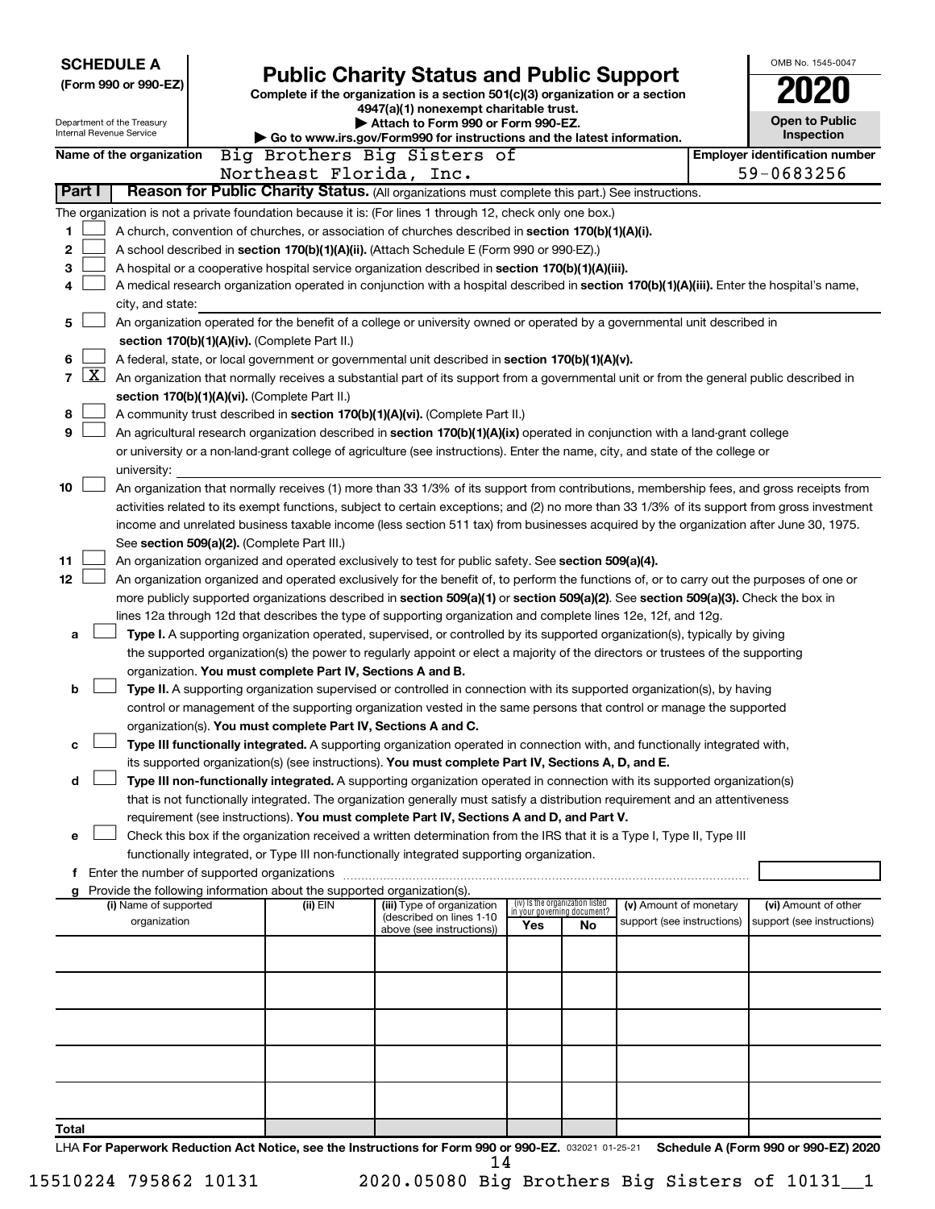**SCHEDULE A**
**(Form 990 or 990-EZ)**

Department of the Treasury
Internal Revenue Service

# Public Charity Status and Public Support

**Complete if the organization is a section 501(c)(3) organization or a section 4947(a)(1) nonexempt charitable trust.**
**▶ Attach to Form 990 or Form 990-EZ.**
**▶ Go to www.irs.gov/Form990 for instructions and the latest information.**

OMB No. 1545-0047
**2020**
**Open to Public Inspection**

**Name of the organization** Big Brothers Big Sisters of Northeast Florida, Inc.
**Employer identification number** 59-0683256

**Part I** **Reason for Public Charity Status.** (All organizations must complete this part.) See instructions.

The organization is not a private foundation because it is: (For lines 1 through 12, check only one box.)

1 ☐ A church, convention of churches, or association of churches described in **section 170(b)(1)(A)(i).**

2 ☐ A school described in **section 170(b)(1)(A)(ii).** (Attach Schedule E (Form 990 or 990-EZ).)

3 ☐ A hospital or a cooperative hospital service organization described in **section 170(b)(1)(A)(iii).**

4 ☐ A medical research organization operated in conjunction with a hospital described in **section 170(b)(1)(A)(iii).** Enter the hospital's name, city, and state:

5 ☐ An organization operated for the benefit of a college or university owned or operated by a governmental unit described in **section 170(b)(1)(A)(iv).** (Complete Part II.)

6 ☐ A federal, state, or local government or governmental unit described in **section 170(b)(1)(A)(v).**

7 ☒ An organization that normally receives a substantial part of its support from a governmental unit or from the general public described in **section 170(b)(1)(A)(vi).** (Complete Part II.)

8 ☐ A community trust described in **section 170(b)(1)(A)(vi).** (Complete Part II.)

9 ☐ An agricultural research organization described in **section 170(b)(1)(A)(ix)** operated in conjunction with a land-grant college or university or a non-land-grant college of agriculture (see instructions). Enter the name, city, and state of the college or university:

10 ☐ An organization that normally receives (1) more than 33 1/3% of its support from contributions, membership fees, and gross receipts from activities related to its exempt functions, subject to certain exceptions; and (2) no more than 33 1/3% of its support from gross investment income and unrelated business taxable income (less section 511 tax) from businesses acquired by the organization after June 30, 1975. See **section 509(a)(2).** (Complete Part III.)

11 ☐ An organization organized and operated exclusively to test for public safety. See **section 509(a)(4).**

12 ☐ An organization organized and operated exclusively for the benefit of, to perform the functions of, or to carry out the purposes of one or more publicly supported organizations described in **section 509(a)(1)** or **section 509(a)(2)**. See **section 509(a)(3).** Check the box in lines 12a through 12d that describes the type of supporting organization and complete lines 12e, 12f, and 12g.

a ☐ **Type I.** A supporting organization operated, supervised, or controlled by its supported organization(s), typically by giving the supported organization(s) the power to regularly appoint or elect a majority of the directors or trustees of the supporting organization. **You must complete Part IV, Sections A and B.**

b ☐ **Type II.** A supporting organization supervised or controlled in connection with its supported organization(s), by having control or management of the supporting organization vested in the same persons that control or manage the supported organization(s). **You must complete Part IV, Sections A and C.**

c ☐ **Type III functionally integrated.** A supporting organization operated in connection with, and functionally integrated with, its supported organization(s) (see instructions). **You must complete Part IV, Sections A, D, and E.**

d ☐ **Type III non-functionally integrated.** A supporting organization operated in connection with its supported organization(s) that is not functionally integrated. The organization generally must satisfy a distribution requirement and an attentiveness requirement (see instructions). **You must complete Part IV, Sections A and D, and Part V.**

e ☐ Check this box if the organization received a written determination from the IRS that it is a Type I, Type II, Type III functionally integrated, or Type III non-functionally integrated supporting organization.

f Enter the number of supported organizations

g Provide the following information about the supported organization(s).

| (i) Name of supported organization | (ii) EIN | (iii) Type of organization (described on lines 1-10 above (see instructions)) | (iv) Is the organization listed in your governing document? Yes | No | (v) Amount of monetary support (see instructions) | (vi) Amount of other support (see instructions) |
|---|---|---|---|---|---|---|
| | | | | | | |
| | | | | | | |
| | | | | | | |
| | | | | | | |
| | | | | | | |
| Total | | | | | | |

LHA **For Paperwork Reduction Act Notice, see the Instructions for Form 990 or 990-EZ.** 032021 01-25-21 **Schedule A (Form 990 or 990-EZ) 2020**

15510224 795862 10131 2020.05080 Big Brothers Big Sisters of 10131__1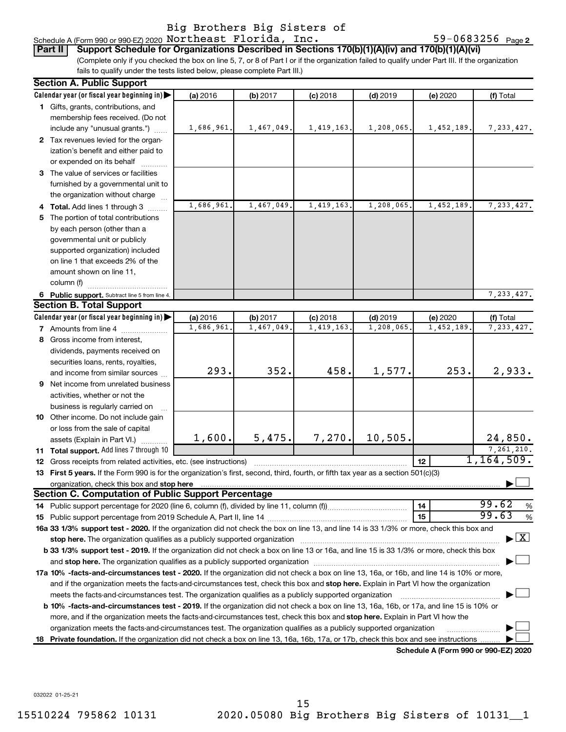Big Brothers Big Sisters of

Schedule A (Form 990 or 990-EZ) 2020 Northeast Florida, Inc. 59-0683256 Page 2

**Part II** **Support Schedule for Organizations Described in Sections 170(b)(1)(A)(iv) and 170(b)(1)(A)(vi)**

(Complete only if you checked the box on line 5, 7, or 8 of Part I or if the organization failed to qualify under Part III. If the organization fails to qualify under the tests listed below, please complete Part III.)

**Section A. Public Support**

| Calendar year (or fiscal year beginning in) | (a) 2016 | (b) 2017 | (c) 2018 | (d) 2019 | (e) 2020 | (f) Total |
|---|---|---|---|---|---|---|
| 1 Gifts, grants, contributions, and membership fees received. (Do not include any "unusual grants.") | 1,686,961. | 1,467,049. | 1,419,163. | 1,208,065. | 1,452,189. | 7,233,427. |
| 2 Tax revenues levied for the organization's benefit and either paid to or expended on its behalf | | | | | | |
| 3 The value of services or facilities furnished by a governmental unit to the organization without charge | | | | | | |
| 4 **Total.** Add lines 1 through 3 | 1,686,961. | 1,467,049. | 1,419,163. | 1,208,065. | 1,452,189. | 7,233,427. |
| 5 The portion of total contributions by each person (other than a governmental unit or publicly supported organization) included on line 1 that exceeds 2% of the amount shown on line 11, column (f) | | | | | | |
| 6 **Public support.** Subtract line 5 from line 4. | | | | | | 7,233,427. |

**Section B. Total Support**

| Calendar year (or fiscal year beginning in) | (a) 2016 | (b) 2017 | (c) 2018 | (d) 2019 | (e) 2020 | (f) Total |
|---|---|---|---|---|---|---|
| 7 Amounts from line 4 | 1,686,961. | 1,467,049. | 1,419,163. | 1,208,065. | 1,452,189. | 7,233,427. |
| 8 Gross income from interest, dividends, payments received on securities loans, rents, royalties, and income from similar sources | 293. | 352. | 458. | 1,577. | 253. | 2,933. |
| 9 Net income from unrelated business activities, whether or not the business is regularly carried on | | | | | | |
| 10 Other income. Do not include gain or loss from the sale of capital assets (Explain in Part VI.) | 1,600. | 5,475. | 7,270. | 10,505. | | 24,850. |
| 11 **Total support.** Add lines 7 through 10 | | | | | | 7,261,210. |

12 Gross receipts from related activities, etc. (see instructions) | 12 | 1,164,509.

13 **First 5 years.** If the Form 990 is for the organization's first, second, third, fourth, or fifth tax year as a section 501(c)(3) organization, check this box and **stop here** ☐

**Section C. Computation of Public Support Percentage**

14 Public support percentage for 2020 (line 6, column (f), divided by line 11, column (f)) | 14 | 99.62 %

15 Public support percentage from 2019 Schedule A, Part II, line 14 | 15 | 99.63 %

**16a 33 1/3% support test - 2020.** If the organization did not check the box on line 13, and line 14 is 33 1/3% or more, check this box and **stop here.** The organization qualifies as a publicly supported organization ☒

**b 33 1/3% support test - 2019.** If the organization did not check a box on line 13 or 16a, and line 15 is 33 1/3% or more, check this box and **stop here.** The organization qualifies as a publicly supported organization ☐

**17a 10% -facts-and-circumstances test - 2020.** If the organization did not check a box on line 13, 16a, or 16b, and line 14 is 10% or more, and if the organization meets the facts-and-circumstances test, check this box and **stop here.** Explain in Part VI how the organization meets the facts-and-circumstances test. The organization qualifies as a publicly supported organization ☐

**b 10% -facts-and-circumstances test - 2019.** If the organization did not check a box on line 13, 16a, 16b, or 17a, and line 15 is 10% or more, and if the organization meets the facts-and-circumstances test, check this box and **stop here.** Explain in Part VI how the organization meets the facts-and-circumstances test. The organization qualifies as a publicly supported organization ☐

**18 Private foundation.** If the organization did not check a box on line 13, 16a, 16b, 17a, or 17b, check this box and see instructions ☐

**Schedule A (Form 990 or 990-EZ) 2020**

032022 01-25-21

15510224 795862 10131 2020.05080 Big Brothers Big Sisters of 10131__1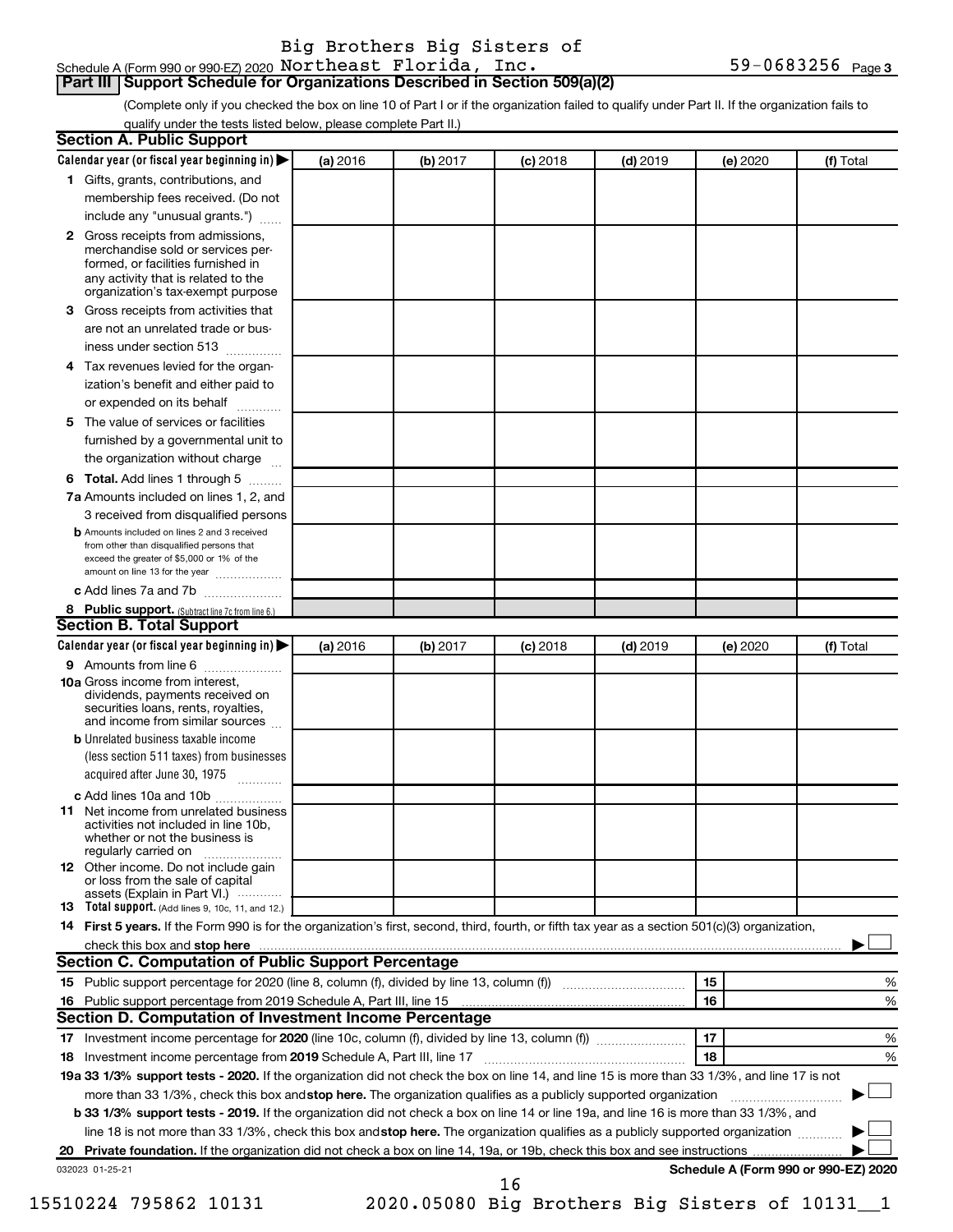Schedule A (Form 990 or 990-EZ) 2020 Big Brothers Big Sisters of Northeast Florida, Inc. 59-0683256 Page **3**

## Part III Support Schedule for Organizations Described in Section 509(a)(2)

(Complete only if you checked the box on line 10 of Part I or if the organization failed to qualify under Part II. If the organization fails to qualify under the tests listed below, please complete Part II.)

### Section A. Public Support

| Calendar year (or fiscal year beginning in) ▶ | (a) 2016 | (b) 2017 | (c) 2018 | (d) 2019 | (e) 2020 | (f) Total |
|---|---|---|---|---|---|---|
| **1** Gifts, grants, contributions, and membership fees received. (Do not include any "unusual grants.") | | | | | | |
| **2** Gross receipts from admissions, merchandise sold or services performed, or facilities furnished in any activity that is related to the organization's tax-exempt purpose | | | | | | |
| **3** Gross receipts from activities that are not an unrelated trade or business under section 513 | | | | | | |
| **4** Tax revenues levied for the organization's benefit and either paid to or expended on its behalf | | | | | | |
| **5** The value of services or facilities furnished by a governmental unit to the organization without charge | | | | | | |
| **6 Total.** Add lines 1 through 5 | | | | | | |
| **7a** Amounts included on lines 1, 2, and 3 received from disqualified persons | | | | | | |
| **b** Amounts included on lines 2 and 3 received from other than disqualified persons that exceed the greater of $5,000 or 1% of the amount on line 13 for the year | | | | | | |
| **c** Add lines 7a and 7b | | | | | | |
| **8 Public support.** (Subtract line 7c from line 6.) | | | | | | |

### Section B. Total Support

| Calendar year (or fiscal year beginning in) ▶ | (a) 2016 | (b) 2017 | (c) 2018 | (d) 2019 | (e) 2020 | (f) Total |
|---|---|---|---|---|---|---|
| **9** Amounts from line 6 | | | | | | |
| **10a** Gross income from interest, dividends, payments received on securities loans, rents, royalties, and income from similar sources | | | | | | |
| **b** Unrelated business taxable income (less section 511 taxes) from businesses acquired after June 30, 1975 | | | | | | |
| **c** Add lines 10a and 10b | | | | | | |
| **11** Net income from unrelated business activities not included in line 10b, whether or not the business is regularly carried on | | | | | | |
| **12** Other income. Do not include gain or loss from the sale of capital assets (Explain in Part VI.) | | | | | | |
| **13 Total support.** (Add lines 9, 10c, 11, and 12.) | | | | | | |

**14 First 5 years.** If the Form 990 is for the organization's first, second, third, fourth, or fifth tax year as a section 501(c)(3) organization, check this box and **stop here** ▶ ☐

### Section C. Computation of Public Support Percentage

| | | |
|---|---|---|
| **15** Public support percentage for 2020 (line 8, column (f), divided by line 13, column (f)) | 15 | % |
| **16** Public support percentage from 2019 Schedule A, Part III, line 15 | 16 | % |

### Section D. Computation of Investment Income Percentage

| | | |
|---|---|---|
| **17** Investment income percentage for **2020** (line 10c, column (f), divided by line 13, column (f)) | 17 | % |
| **18** Investment income percentage from **2019** Schedule A, Part III, line 17 | 18 | % |

**19a 33 1/3% support tests - 2020.** If the organization did not check the box on line 14, and line 15 is more than 33 1/3%, and line 17 is not more than 33 1/3%, check this box and **stop here.** The organization qualifies as a publicly supported organization ▶ ☐

**b 33 1/3% support tests - 2019.** If the organization did not check a box on line 14 or line 19a, and line 16 is more than 33 1/3%, and line 18 is not more than 33 1/3%, check this box and **stop here.** The organization qualifies as a publicly supported organization ▶ ☐

**20 Private foundation.** If the organization did not check a box on line 14, 19a, or 19b, check this box and see instructions ▶ ☐

032023 01-25-21

**Schedule A (Form 990 or 990-EZ) 2020**

15510224 795862 10131 2020.05080 Big Brothers Big Sisters of 10131__1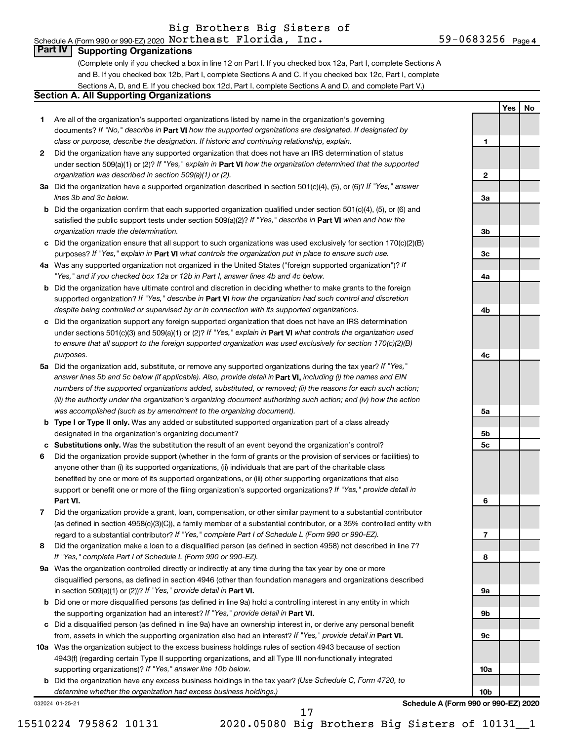Schedule A (Form 990 or 990-EZ) 2020 Big Brothers Big Sisters of Northeast Florida, Inc. 59-0683256 Page 4

## Part IV Supporting Organizations

(Complete only if you checked a box in line 12 on Part I. If you checked box 12a, Part I, complete Sections A and B. If you checked box 12b, Part I, complete Sections A and C. If you checked box 12c, Part I, complete Sections A, D, and E. If you checked box 12d, Part I, complete Sections A and D, and complete Part V.)

### Section A. All Supporting Organizations

| | | | Yes | No |
|---|---|---|---|---|
| **1** | Are all of the organization's supported organizations listed by name in the organization's governing documents? *If "No," describe in* **Part VI** *how the supported organizations are designated. If designated by class or purpose, describe the designation. If historic and continuing relationship, explain.* | **1** | | |
| **2** | Did the organization have any supported organization that does not have an IRS determination of status under section 509(a)(1) or (2)? *If "Yes," explain in* **Part VI** *how the organization determined that the supported organization was described in section 509(a)(1) or (2).* | **2** | | |
| **3a** | Did the organization have a supported organization described in section 501(c)(4), (5), or (6)? *If "Yes," answer lines 3b and 3c below.* | **3a** | | |
| **b** | Did the organization confirm that each supported organization qualified under section 501(c)(4), (5), or (6) and satisfied the public support tests under section 509(a)(2)? *If "Yes," describe in* **Part VI** *when and how the organization made the determination.* | **3b** | | |
| **c** | Did the organization ensure that all support to such organizations was used exclusively for section 170(c)(2)(B) purposes? *If "Yes," explain in* **Part VI** *what controls the organization put in place to ensure such use.* | **3c** | | |
| **4a** | Was any supported organization not organized in the United States ("foreign supported organization")? *If "Yes," and if you checked box 12a or 12b in Part I, answer lines 4b and 4c below.* | **4a** | | |
| **b** | Did the organization have ultimate control and discretion in deciding whether to make grants to the foreign supported organization? *If "Yes," describe in* **Part VI** *how the organization had such control and discretion despite being controlled or supervised by or in connection with its supported organizations.* | **4b** | | |
| **c** | Did the organization support any foreign supported organization that does not have an IRS determination under sections 501(c)(3) and 509(a)(1) or (2)? *If "Yes," explain in* **Part VI** *what controls the organization used to ensure that all support to the foreign supported organization was used exclusively for section 170(c)(2)(B) purposes.* | **4c** | | |
| **5a** | Did the organization add, substitute, or remove any supported organizations during the tax year? *If "Yes," answer lines 5b and 5c below (if applicable). Also, provide detail in* **Part VI,** *including (i) the names and EIN numbers of the supported organizations added, substituted, or removed; (ii) the reasons for each such action; (iii) the authority under the organization's organizing document authorizing such action; and (iv) how the action was accomplished (such as by amendment to the organizing document).* | **5a** | | |
| **b** | **Type I or Type II only.** Was any added or substituted supported organization part of a class already designated in the organization's organizing document? | **5b** | | |
| **c** | **Substitutions only.** Was the substitution the result of an event beyond the organization's control? | **5c** | | |
| **6** | Did the organization provide support (whether in the form of grants or the provision of services or facilities) to anyone other than (i) its supported organizations, (ii) individuals that are part of the charitable class benefited by one or more of its supported organizations, or (iii) other supporting organizations that also support or benefit one or more of the filing organization's supported organizations? *If "Yes," provide detail in* **Part VI.** | **6** | | |
| **7** | Did the organization provide a grant, loan, compensation, or other similar payment to a substantial contributor (as defined in section 4958(c)(3)(C)), a family member of a substantial contributor, or a 35% controlled entity with regard to a substantial contributor? *If "Yes," complete Part I of Schedule L (Form 990 or 990-EZ).* | **7** | | |
| **8** | Did the organization make a loan to a disqualified person (as defined in section 4958) not described in line 7? *If "Yes," complete Part I of Schedule L (Form 990 or 990-EZ).* | **8** | | |
| **9a** | Was the organization controlled directly or indirectly at any time during the tax year by one or more disqualified persons, as defined in section 4946 (other than foundation managers and organizations described in section 509(a)(1) or (2))? *If "Yes," provide detail in* **Part VI.** | **9a** | | |
| **b** | Did one or more disqualified persons (as defined in line 9a) hold a controlling interest in any entity in which the supporting organization had an interest? *If "Yes," provide detail in* **Part VI.** | **9b** | | |
| **c** | Did a disqualified person (as defined in line 9a) have an ownership interest in, or derive any personal benefit from, assets in which the supporting organization also had an interest? *If "Yes," provide detail in* **Part VI.** | **9c** | | |
| **10a** | Was the organization subject to the excess business holdings rules of section 4943 because of section 4943(f) (regarding certain Type II supporting organizations, and all Type III non-functionally integrated supporting organizations)? *If "Yes," answer line 10b below.* | **10a** | | |
| **b** | Did the organization have any excess business holdings in the tax year? *(Use Schedule C, Form 4720, to determine whether the organization had excess business holdings.)* | **10b** | | |

032024 01-25-21 **Schedule A (Form 990 or 990-EZ) 2020**

15510224 795862 10131 2020.05080 Big Brothers Big Sisters of 10131__1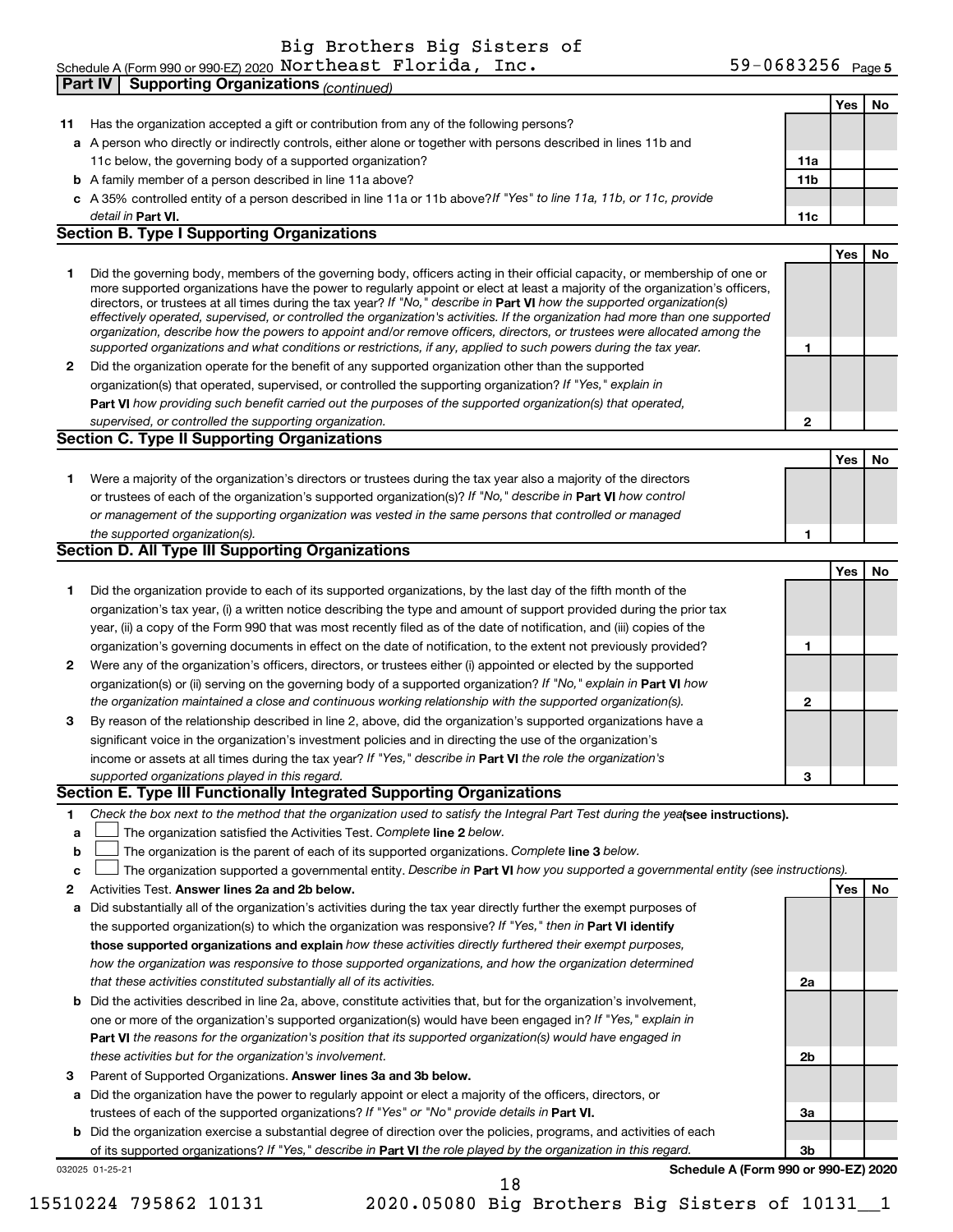Big Brothers Big Sisters of

Schedule A (Form 990 or 990-EZ) 2020 Northeast Florida, Inc. 59-0683256 Page 5

**Part IV | Supporting Organizations** *(continued)*

| | | | Yes | No |
|---|---|---|---|---|
| **11** | Has the organization accepted a gift or contribution from any of the following persons? | | | |
| **a** | A person who directly or indirectly controls, either alone or together with persons described in lines 11b and 11c below, the governing body of a supported organization? | **11a** | | |
| **b** | A family member of a person described in line 11a above? | **11b** | | |
| **c** | A 35% controlled entity of a person described in line 11a or 11b above? *If "Yes" to line 11a, 11b, or 11c, provide detail in* **Part VI.** | **11c** | | |

## Section B. Type I Supporting Organizations

| | | | Yes | No |
|---|---|---|---|---|
| **1** | Did the governing body, members of the governing body, officers acting in their official capacity, or membership of one or more supported organizations have the power to regularly appoint or elect at least a majority of the organization's officers, directors, or trustees at all times during the tax year? *If "No," describe in* **Part VI** *how the supported organization(s) effectively operated, supervised, or controlled the organization's activities. If the organization had more than one supported organization, describe how the powers to appoint and/or remove officers, directors, or trustees were allocated among the supported organizations and what conditions or restrictions, if any, applied to such powers during the tax year.* | **1** | | |
| **2** | Did the organization operate for the benefit of any supported organization other than the supported organization(s) that operated, supervised, or controlled the supporting organization? *If "Yes," explain in* **Part VI** *how providing such benefit carried out the purposes of the supported organization(s) that operated, supervised, or controlled the supporting organization.* | **2** | | |

## Section C. Type II Supporting Organizations

| | | | Yes | No |
|---|---|---|---|---|
| **1** | Were a majority of the organization's directors or trustees during the tax year also a majority of the directors or trustees of each of the organization's supported organization(s)? *If "No," describe in* **Part VI** *how control or management of the supporting organization was vested in the same persons that controlled or managed the supported organization(s).* | **1** | | |

## Section D. All Type III Supporting Organizations

| | | | Yes | No |
|---|---|---|---|---|
| **1** | Did the organization provide to each of its supported organizations, by the last day of the fifth month of the organization's tax year, (i) a written notice describing the type and amount of support provided during the prior tax year, (ii) a copy of the Form 990 that was most recently filed as of the date of notification, and (iii) copies of the organization's governing documents in effect on the date of notification, to the extent not previously provided? | **1** | | |
| **2** | Were any of the organization's officers, directors, or trustees either (i) appointed or elected by the supported organization(s) or (ii) serving on the governing body of a supported organization? *If "No," explain in* **Part VI** *how the organization maintained a close and continuous working relationship with the supported organization(s).* | **2** | | |
| **3** | By reason of the relationship described in line 2, above, did the organization's supported organizations have a significant voice in the organization's investment policies and in directing the use of the organization's income or assets at all times during the tax year? *If "Yes," describe in* **Part VI** *the role the organization's supported organizations played in this regard.* | **3** | | |

## Section E. Type III Functionally Integrated Supporting Organizations

**1** *Check the box next to the method that the organization used to satisfy the Integral Part Test during the year* **(see instructions).**

- **a** ☐ The organization satisfied the Activities Test. *Complete* **line 2** *below.*
- **b** ☐ The organization is the parent of each of its supported organizations. *Complete* **line 3** *below.*
- **c** ☐ The organization supported a governmental entity. *Describe in* **Part VI** *how you supported a governmental entity (see instructions).*

| | | | Yes | No |
|---|---|---|---|---|
| **2** | Activities Test. **Answer lines 2a and 2b below.** | | | |
| **a** | Did substantially all of the organization's activities during the tax year directly further the exempt purposes of the supported organization(s) to which the organization was responsive? *If "Yes," then in* **Part VI identify those supported organizations and explain** *how these activities directly furthered their exempt purposes, how the organization was responsive to those supported organizations, and how the organization determined that these activities constituted substantially all of its activities.* | **2a** | | |
| **b** | Did the activities described in line 2a, above, constitute activities that, but for the organization's involvement, one or more of the organization's supported organization(s) would have been engaged in? *If "Yes," explain in* **Part VI** *the reasons for the organization's position that its supported organization(s) would have engaged in these activities but for the organization's involvement.* | **2b** | | |
| **3** | Parent of Supported Organizations. **Answer lines 3a and 3b below.** | | | |
| **a** | Did the organization have the power to regularly appoint or elect a majority of the officers, directors, or trustees of each of the supported organizations? *If "Yes" or "No" provide details in* **Part VI.** | **3a** | | |
| **b** | Did the organization exercise a substantial degree of direction over the policies, programs, and activities of each of its supported organizations? *If "Yes," describe in* **Part VI** *the role played by the organization in this regard.* | **3b** | | |

032025 01-25-21

**Schedule A (Form 990 or 990-EZ) 2020**

15510224 795862 10131 2020.05080 Big Brothers Big Sisters of 10131__1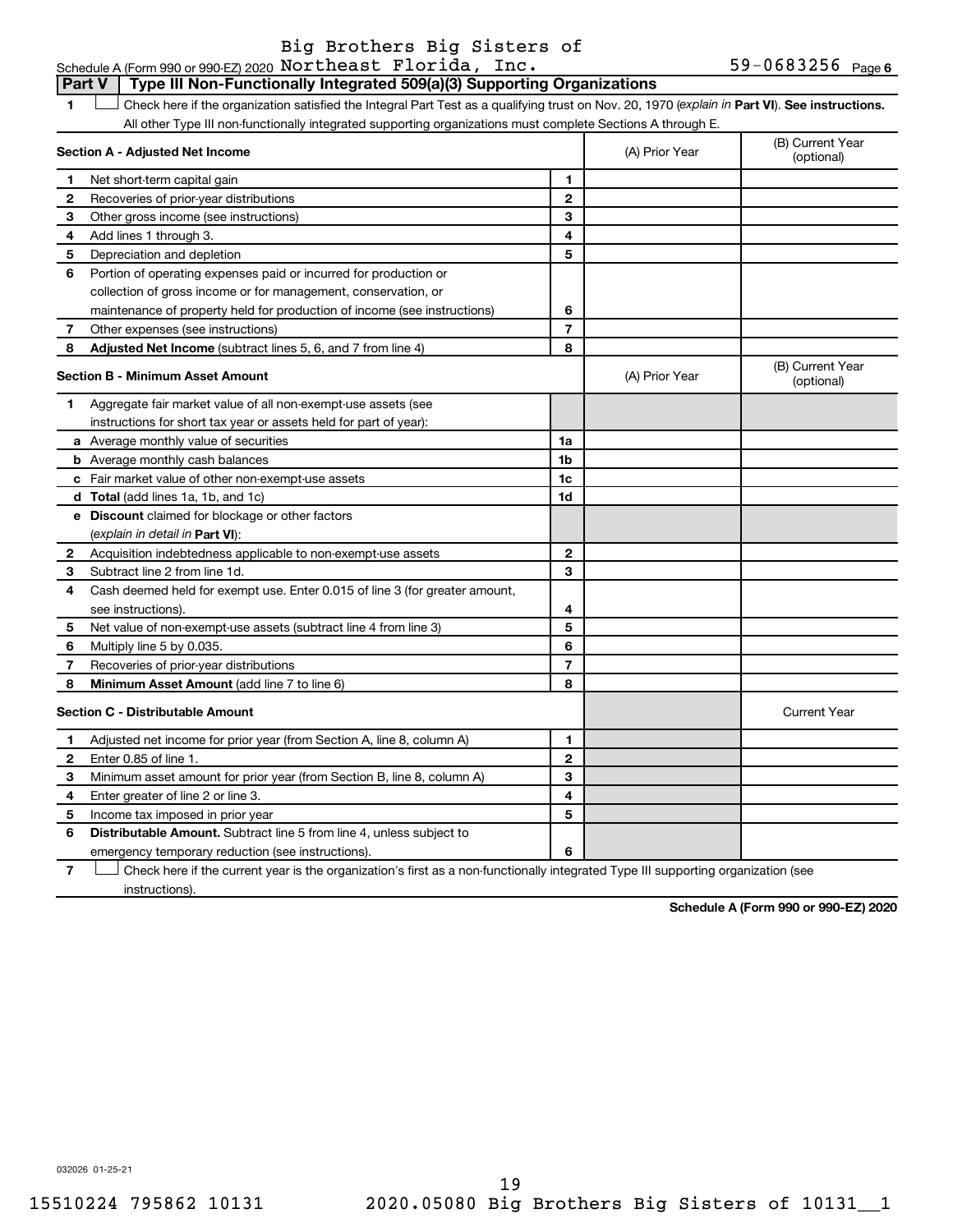Schedule A (Form 990 or 990-EZ) 2020 Big Brothers Big Sisters of Northeast Florida, Inc. 59-0683256 Page 6

## Part V | Type III Non-Functionally Integrated 509(a)(3) Supporting Organizations

**1** ☐ Check here if the organization satisfied the Integral Part Test as a qualifying trust on Nov. 20, 1970 (*explain in* **Part VI**). **See instructions.** All other Type III non-functionally integrated supporting organizations must complete Sections A through E.

| **Section A - Adjusted Net Income** | | | (A) Prior Year | (B) Current Year (optional) |
|---|---|---|---|---|
| **1** | Net short-term capital gain | **1** | | |
| **2** | Recoveries of prior-year distributions | **2** | | |
| **3** | Other gross income (see instructions) | **3** | | |
| **4** | Add lines 1 through 3. | **4** | | |
| **5** | Depreciation and depletion | **5** | | |
| **6** | Portion of operating expenses paid or incurred for production or collection of gross income or for management, conservation, or maintenance of property held for production of income (see instructions) | **6** | | |
| **7** | Other expenses (see instructions) | **7** | | |
| **8** | **Adjusted Net Income** (subtract lines 5, 6, and 7 from line 4) | **8** | | |

| **Section B - Minimum Asset Amount** | | | (A) Prior Year | (B) Current Year (optional) |
|---|---|---|---|---|
| **1** | Aggregate fair market value of all non-exempt-use assets (see instructions for short tax year or assets held for part of year): | | | |
| **a** | Average monthly value of securities | **1a** | | |
| **b** | Average monthly cash balances | **1b** | | |
| **c** | Fair market value of other non-exempt-use assets | **1c** | | |
| **d** | **Total** (add lines 1a, 1b, and 1c) | **1d** | | |
| **e** | **Discount** claimed for blockage or other factors (*explain in detail in* **Part VI**): | | | |
| **2** | Acquisition indebtedness applicable to non-exempt-use assets | **2** | | |
| **3** | Subtract line 2 from line 1d. | **3** | | |
| **4** | Cash deemed held for exempt use. Enter 0.015 of line 3 (for greater amount, see instructions). | **4** | | |
| **5** | Net value of non-exempt-use assets (subtract line 4 from line 3) | **5** | | |
| **6** | Multiply line 5 by 0.035. | **6** | | |
| **7** | Recoveries of prior-year distributions | **7** | | |
| **8** | **Minimum Asset Amount** (add line 7 to line 6) | **8** | | |

| **Section C - Distributable Amount** | | | | Current Year |
|---|---|---|---|---|
| **1** | Adjusted net income for prior year (from Section A, line 8, column A) | **1** | | |
| **2** | Enter 0.85 of line 1. | **2** | | |
| **3** | Minimum asset amount for prior year (from Section B, line 8, column A) | **3** | | |
| **4** | Enter greater of line 2 or line 3. | **4** | | |
| **5** | Income tax imposed in prior year | **5** | | |
| **6** | **Distributable Amount.** Subtract line 5 from line 4, unless subject to emergency temporary reduction (see instructions). | **6** | | |

**7** ☐ Check here if the current year is the organization's first as a non-functionally integrated Type III supporting organization (see instructions).

**Schedule A (Form 990 or 990-EZ) 2020**

032026 01-25-21

15510224 795862 10131 2020.05080 Big Brothers Big Sisters of 10131__1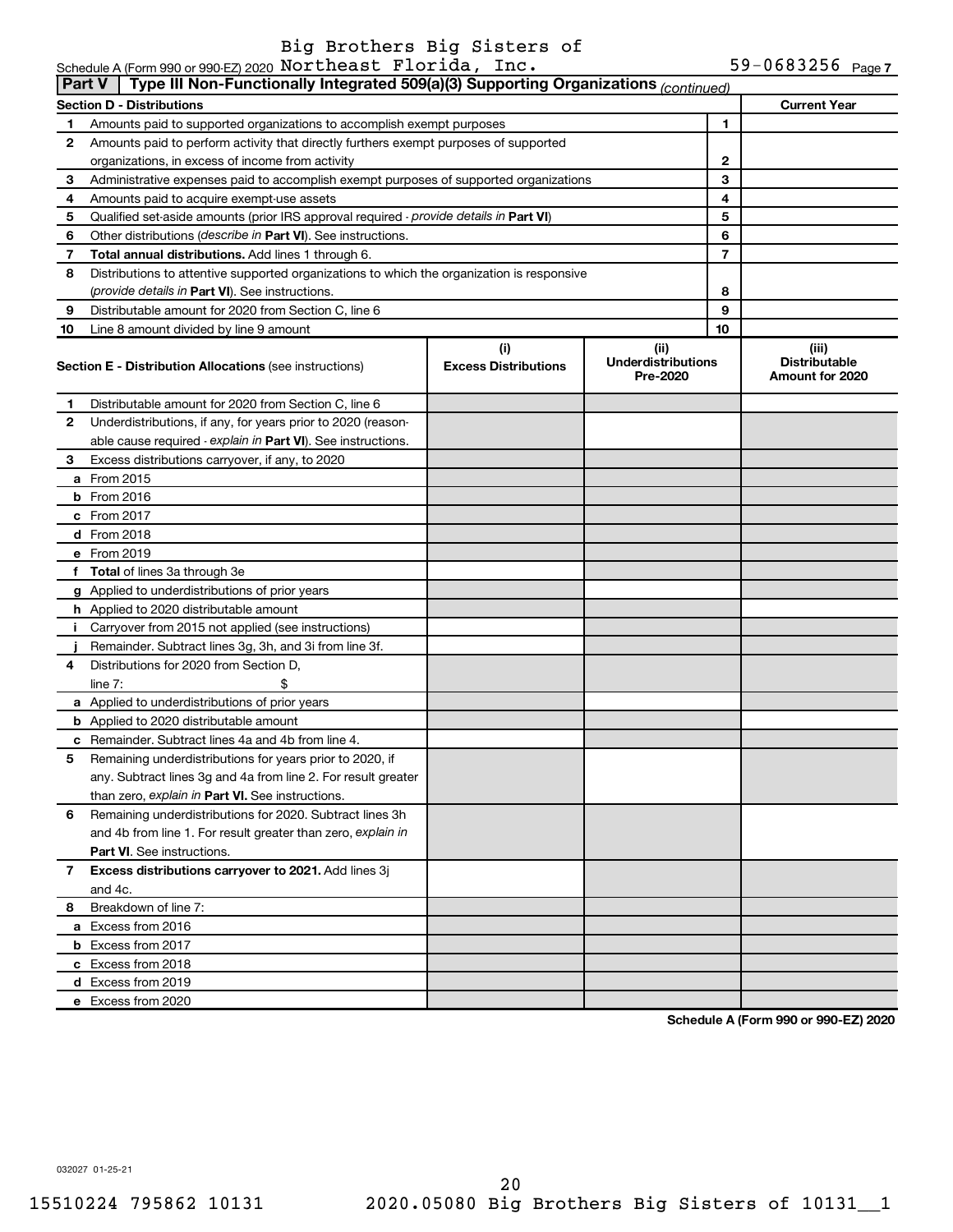Big Brothers Big Sisters of Northeast Florida, Inc. 59-0683256

Schedule A (Form 990 or 990-EZ) 2020

## Part V Type III Non-Functionally Integrated 509(a)(3) Supporting Organizations *(continued)*

| Section D - Distributions | | | Current Year |
|---|---|---|---|
| 1 | Amounts paid to supported organizations to accomplish exempt purposes | 1 | |
| 2 | Amounts paid to perform activity that directly furthers exempt purposes of supported organizations, in excess of income from activity | 2 | |
| 3 | Administrative expenses paid to accomplish exempt purposes of supported organizations | 3 | |
| 4 | Amounts paid to acquire exempt-use assets | 4 | |
| 5 | Qualified set-aside amounts (prior IRS approval required - *provide details in* **Part VI**) | 5 | |
| 6 | Other distributions (*describe in* **Part VI**). See instructions. | 6 | |
| 7 | **Total annual distributions.** Add lines 1 through 6. | 7 | |
| 8 | Distributions to attentive supported organizations to which the organization is responsive (*provide details in* **Part VI**). See instructions. | 8 | |
| 9 | Distributable amount for 2020 from Section C, line 6 | 9 | |
| 10 | Line 8 amount divided by line 9 amount | 10 | |

| | **Section E - Distribution Allocations** (see instructions) | (i) Excess Distributions | (ii) Underdistributions Pre-2020 | (iii) Distributable Amount for 2020 |
|---|---|---|---|---|
| 1 | Distributable amount for 2020 from Section C, line 6 | | | |
| 2 | Underdistributions, if any, for years prior to 2020 (reasonable cause required - *explain in* **Part VI**). See instructions. | | | |
| 3 | Excess distributions carryover, if any, to 2020 | | | |
| a | From 2015 | | | |
| b | From 2016 | | | |
| c | From 2017 | | | |
| d | From 2018 | | | |
| e | From 2019 | | | |
| f | **Total** of lines 3a through 3e | | | |
| g | Applied to underdistributions of prior years | | | |
| h | Applied to 2020 distributable amount | | | |
| i | Carryover from 2015 not applied (see instructions) | | | |
| j | Remainder. Subtract lines 3g, 3h, and 3i from line 3f. | | | |
| 4 | Distributions for 2020 from Section D, line 7: $ | | | |
| a | Applied to underdistributions of prior years | | | |
| b | Applied to 2020 distributable amount | | | |
| c | Remainder. Subtract lines 4a and 4b from line 4. | | | |
| 5 | Remaining underdistributions for years prior to 2020, if any. Subtract lines 3g and 4a from line 2. For result greater than zero, *explain in* **Part VI.** See instructions. | | | |
| 6 | Remaining underdistributions for 2020. Subtract lines 3h and 4b from line 1. For result greater than zero, *explain in* **Part VI**. See instructions. | | | |
| 7 | **Excess distributions carryover to 2021.** Add lines 3j and 4c. | | | |
| 8 | Breakdown of line 7: | | | |
| a | Excess from 2016 | | | |
| b | Excess from 2017 | | | |
| c | Excess from 2018 | | | |
| d | Excess from 2019 | | | |
| e | Excess from 2020 | | | |

**Schedule A (Form 990 or 990-EZ) 2020**

032027 01-25-21

15510224 795862 10131 2020.05080 Big Brothers Big Sisters of 10131__1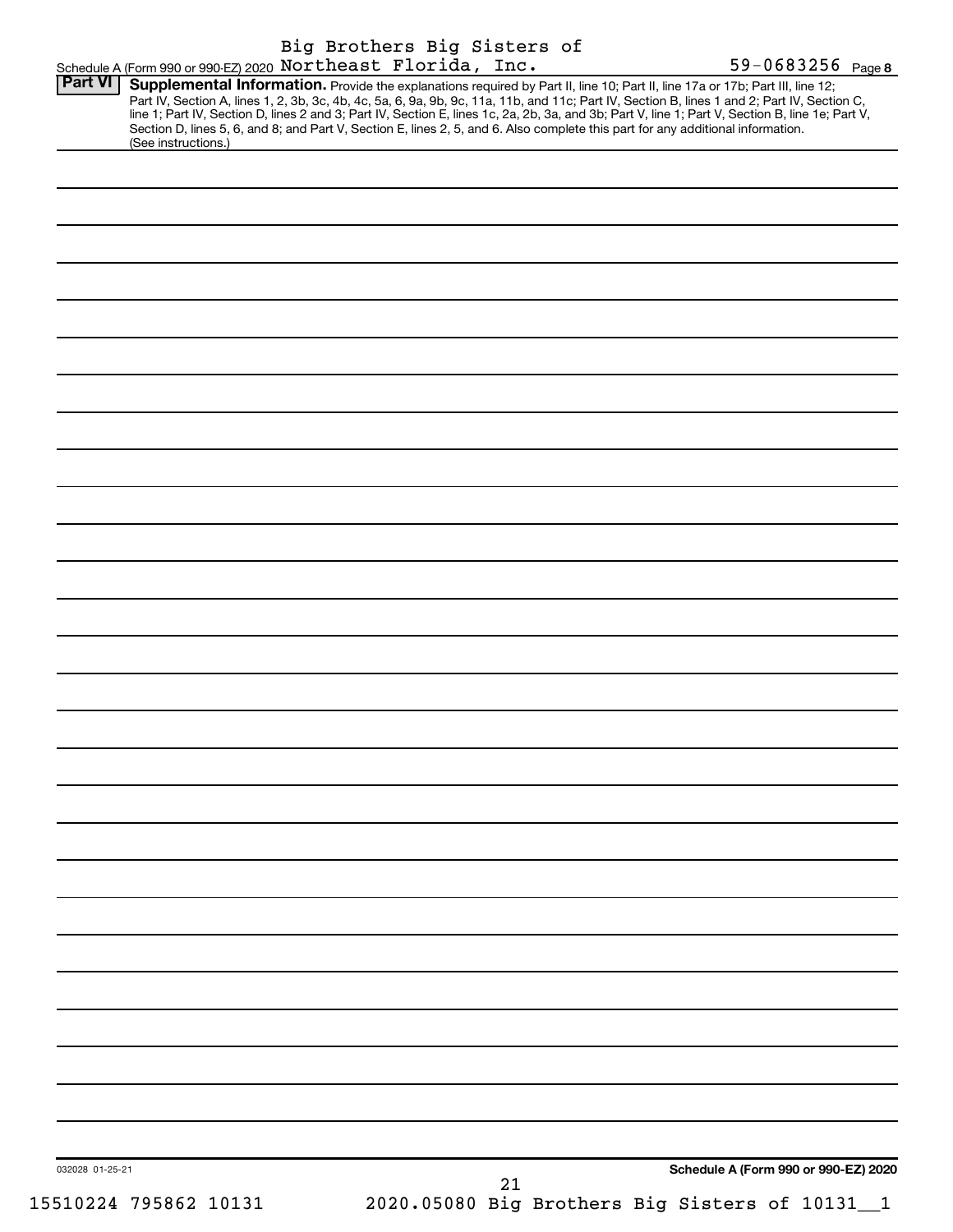Big Brothers Big Sisters of Northeast Florida, Inc. 59-0683256

Schedule A (Form 990 or 990-EZ) 2020 Page **8**

**Part VI** **Supplemental Information.** Provide the explanations required by Part II, line 10; Part II, line 17a or 17b; Part III, line 12; Part IV, Section A, lines 1, 2, 3b, 3c, 4b, 4c, 5a, 6, 9a, 9b, 9c, 11a, 11b, and 11c; Part IV, Section B, lines 1 and 2; Part IV, Section C, line 1; Part IV, Section D, lines 2 and 3; Part IV, Section E, lines 1c, 2a, 2b, 3a, and 3b; Part V, line 1; Part V, Section B, line 1e; Part V, Section D, lines 5, 6, and 8; and Part V, Section E, lines 2, 5, and 6. Also complete this part for any additional information. (See instructions.)

032028 01-25-21

**Schedule A (Form 990 or 990-EZ) 2020**

15510224 795862 10131 2020.05080 Big Brothers Big Sisters of 10131__1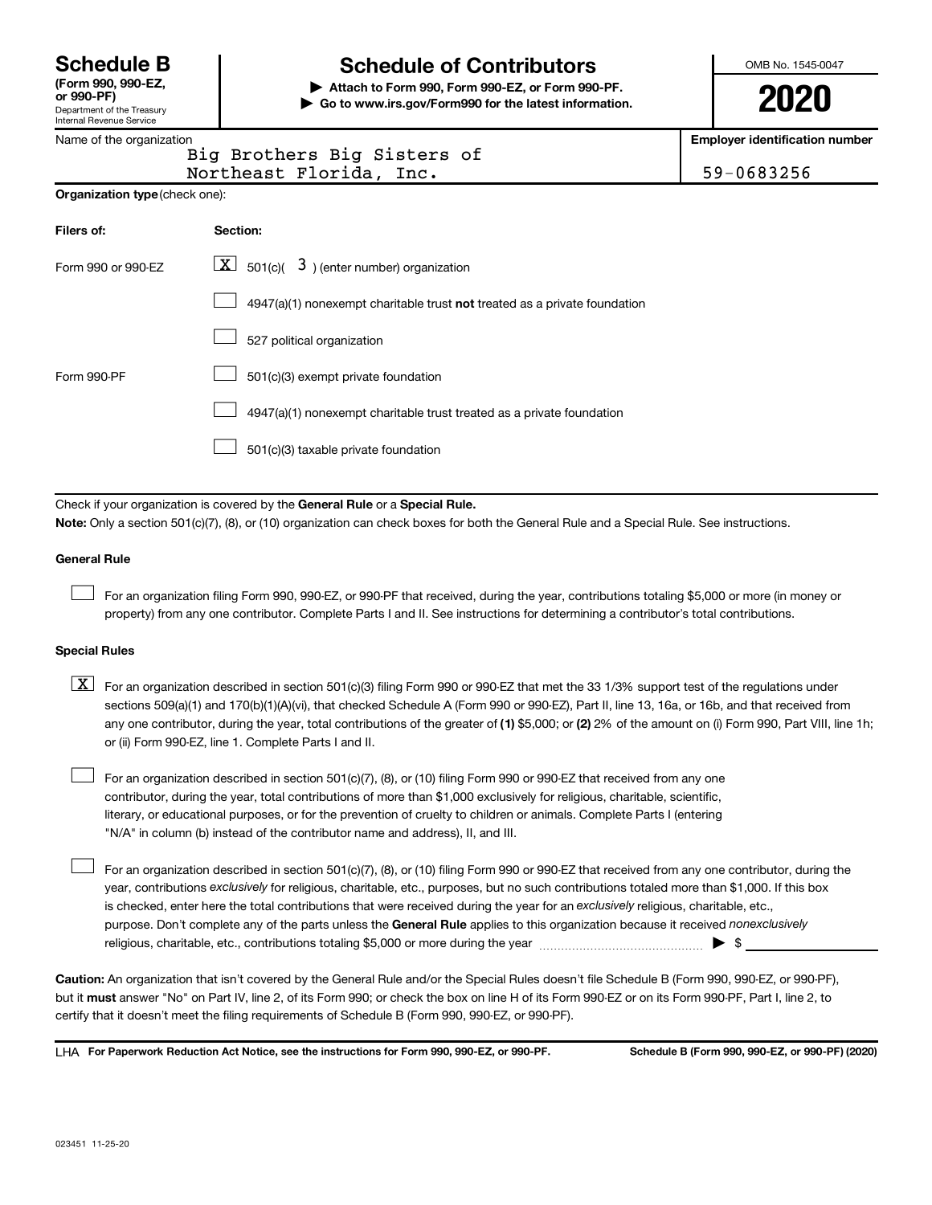# Schedule B

**(Form 990, 990-EZ, or 990-PF)**
Department of the Treasury
Internal Revenue Service

# Schedule of Contributors

**▶ Attach to Form 990, Form 990-EZ, or Form 990-PF.**
**▶ Go to www.irs.gov/Form990 for the latest information.**

OMB No. 1545-0047

**2020**

| Name of the organization | Employer identification number |
|---|---|
| Big Brothers Big Sisters of Northeast Florida, Inc. | 59-0683256 |

**Organization type** (check one):

| Filers of: | Section: |
|---|---|
| Form 990 or 990-EZ | [X] 501(c)( 3 ) (enter number) organization |
| | [ ] 4947(a)(1) nonexempt charitable trust **not** treated as a private foundation |
| | [ ] 527 political organization |
| Form 990-PF | [ ] 501(c)(3) exempt private foundation |
| | [ ] 4947(a)(1) nonexempt charitable trust treated as a private foundation |
| | [ ] 501(c)(3) taxable private foundation |

Check if your organization is covered by the **General Rule** or a **Special Rule.**

**Note:** Only a section 501(c)(7), (8), or (10) organization can check boxes for both the General Rule and a Special Rule. See instructions.

**General Rule**

[ ] For an organization filing Form 990, 990-EZ, or 990-PF that received, during the year, contributions totaling $5,000 or more (in money or property) from any one contributor. Complete Parts I and II. See instructions for determining a contributor's total contributions.

**Special Rules**

[X] For an organization described in section 501(c)(3) filing Form 990 or 990-EZ that met the 33 1/3% support test of the regulations under sections 509(a)(1) and 170(b)(1)(A)(vi), that checked Schedule A (Form 990 or 990-EZ), Part II, line 13, 16a, or 16b, and that received from any one contributor, during the year, total contributions of the greater of **(1)** $5,000; or **(2)** 2% of the amount on (i) Form 990, Part VIII, line 1h; or (ii) Form 990-EZ, line 1. Complete Parts I and II.

[ ] For an organization described in section 501(c)(7), (8), or (10) filing Form 990 or 990-EZ that received from any one contributor, during the year, total contributions of more than $1,000 exclusively for religious, charitable, scientific, literary, or educational purposes, or for the prevention of cruelty to children or animals. Complete Parts I (entering "N/A" in column (b) instead of the contributor name and address), II, and III.

[ ] For an organization described in section 501(c)(7), (8), or (10) filing Form 990 or 990-EZ that received from any one contributor, during the year, contributions *exclusively* for religious, charitable, etc., purposes, but no such contributions totaled more than $1,000. If this box is checked, enter here the total contributions that were received during the year for an *exclusively* religious, charitable, etc., purpose. Don't complete any of the parts unless the **General Rule** applies to this organization because it received *nonexclusively* religious, charitable, etc., contributions totaling $5,000 or more during the year ▶ $ ____________

**Caution:** An organization that isn't covered by the General Rule and/or the Special Rules doesn't file Schedule B (Form 990, 990-EZ, or 990-PF), but it **must** answer "No" on Part IV, line 2, of its Form 990; or check the box on line H of its Form 990-EZ or on its Form 990-PF, Part I, line 2, to certify that it doesn't meet the filing requirements of Schedule B (Form 990, 990-EZ, or 990-PF).

LHA **For Paperwork Reduction Act Notice, see the instructions for Form 990, 990-EZ, or 990-PF.** **Schedule B (Form 990, 990-EZ, or 990-PF) (2020)**

023451 11-25-20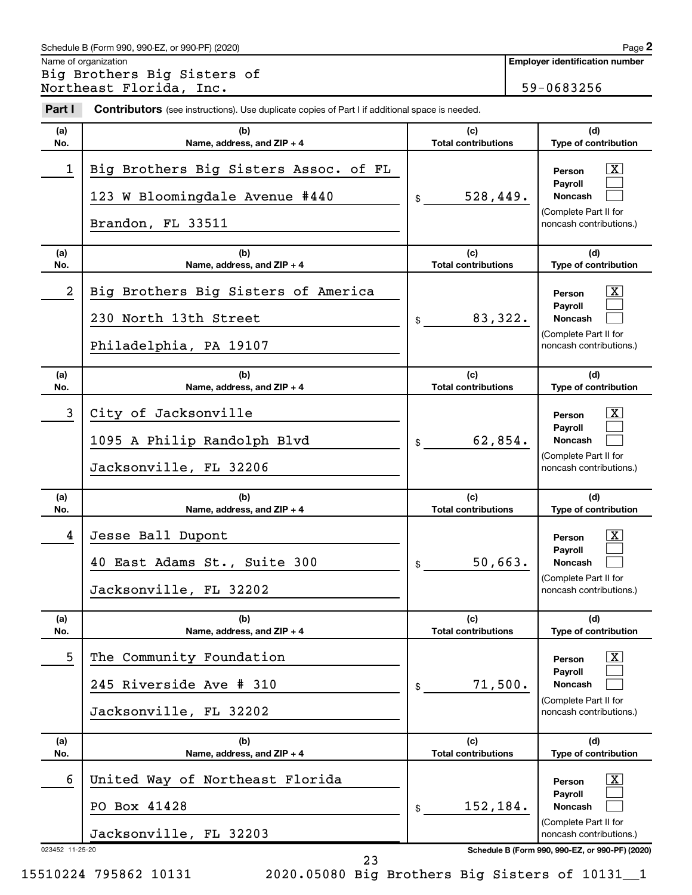Schedule B (Form 990, 990-EZ, or 990-PF) (2020) Page **2**

Name of organization

Big Brothers Big Sisters of Northeast Florida, Inc.

**Employer identification number**

59-0683256

**Part I** **Contributors** (see instructions). Use duplicate copies of Part I if additional space is needed.

| (a) No. | (b) Name, address, and ZIP + 4 | (c) Total contributions | (d) Type of contribution |
|---|---|---|---|
| 1 | Big Brothers Big Sisters Assoc. of FL<br>123 W Bloomingdale Avenue #440<br>Brandon, FL 33511 | $ 528,449. | Person [X]<br>Payroll [ ]<br>Noncash [ ]<br>(Complete Part II for noncash contributions.) |
| 2 | Big Brothers Big Sisters of America<br>230 North 13th Street<br>Philadelphia, PA 19107 | $ 83,322. | Person [X]<br>Payroll [ ]<br>Noncash [ ]<br>(Complete Part II for noncash contributions.) |
| 3 | City of Jacksonville<br>1095 A Philip Randolph Blvd<br>Jacksonville, FL 32206 | $ 62,854. | Person [X]<br>Payroll [ ]<br>Noncash [ ]<br>(Complete Part II for noncash contributions.) |
| 4 | Jesse Ball Dupont<br>40 East Adams St., Suite 300<br>Jacksonville, FL 32202 | $ 50,663. | Person [X]<br>Payroll [ ]<br>Noncash [ ]<br>(Complete Part II for noncash contributions.) |
| 5 | The Community Foundation<br>245 Riverside Ave # 310<br>Jacksonville, FL 32202 | $ 71,500. | Person [X]<br>Payroll [ ]<br>Noncash [ ]<br>(Complete Part II for noncash contributions.) |
| 6 | United Way of Northeast Florida<br>PO Box 41428<br>Jacksonville, FL 32203 | $ 152,184. | Person [X]<br>Payroll [ ]<br>Noncash [ ]<br>(Complete Part II for noncash contributions.) |

023452 11-25-20 **Schedule B (Form 990, 990-EZ, or 990-PF) (2020)**

15510224 795862 10131 2020.05080 Big Brothers Big Sisters of 10131__1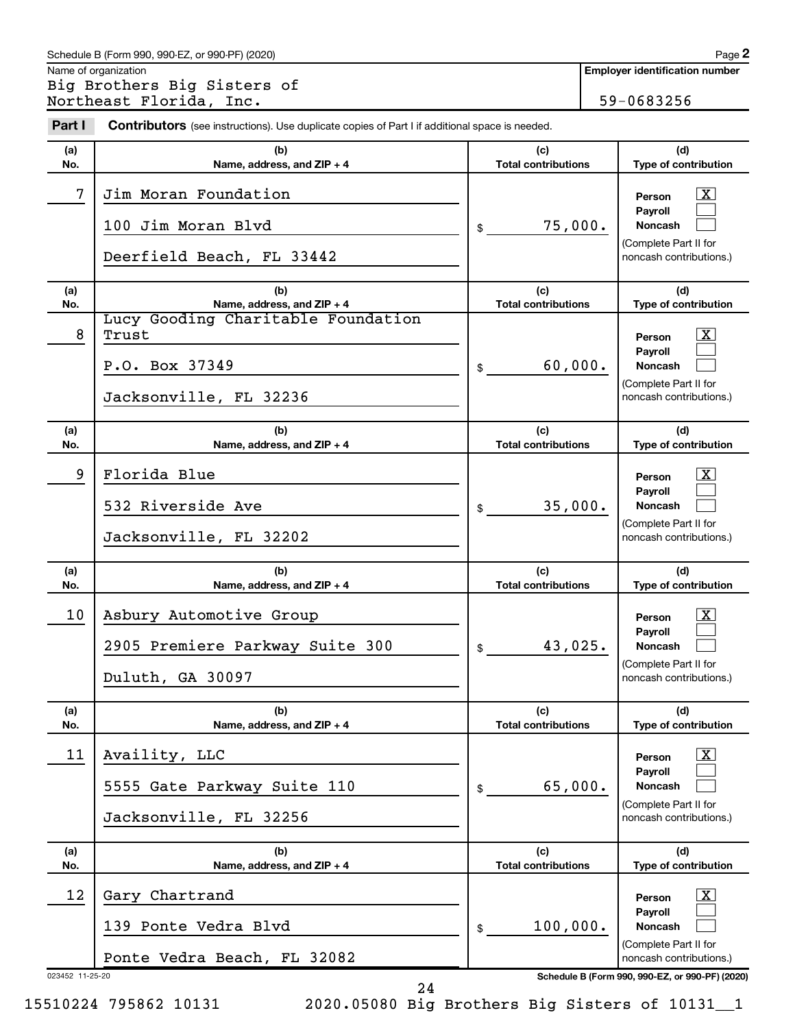Schedule B (Form 990, 990-EZ, or 990-PF) (2020) Page **2**

Name of organization: Big Brothers Big Sisters of Northeast Florida, Inc.

**Employer identification number**: 59-0683256

**Part I** **Contributors** (see instructions). Use duplicate copies of Part I if additional space is needed.

| (a) No. | (b) Name, address, and ZIP + 4 | (c) Total contributions | (d) Type of contribution |
|---|---|---|---|
| 7 | Jim Moran Foundation<br>100 Jim Moran Blvd<br>Deerfield Beach, FL 33442 | $ 75,000. | Person [X]<br>Payroll [ ]<br>Noncash [ ]<br>(Complete Part II for noncash contributions.) |
| 8 | Lucy Gooding Charitable Foundation Trust<br>P.O. Box 37349<br>Jacksonville, FL 32236 | $ 60,000. | Person [X]<br>Payroll [ ]<br>Noncash [ ]<br>(Complete Part II for noncash contributions.) |
| 9 | Florida Blue<br>532 Riverside Ave<br>Jacksonville, FL 32202 | $ 35,000. | Person [X]<br>Payroll [ ]<br>Noncash [ ]<br>(Complete Part II for noncash contributions.) |
| 10 | Asbury Automotive Group<br>2905 Premiere Parkway Suite 300<br>Duluth, GA 30097 | $ 43,025. | Person [X]<br>Payroll [ ]<br>Noncash [ ]<br>(Complete Part II for noncash contributions.) |
| 11 | Availity, LLC<br>5555 Gate Parkway Suite 110<br>Jacksonville, FL 32256 | $ 65,000. | Person [X]<br>Payroll [ ]<br>Noncash [ ]<br>(Complete Part II for noncash contributions.) |
| 12 | Gary Chartrand<br>139 Ponte Vedra Blvd<br>Ponte Vedra Beach, FL 32082 | $ 100,000. | Person [X]<br>Payroll [ ]<br>Noncash [ ]<br>(Complete Part II for noncash contributions.) |

023452 11-25-20 Schedule B (Form 990, 990-EZ, or 990-PF) (2020)

15510224 795862 10131 2020.05080 Big Brothers Big Sisters of 10131__1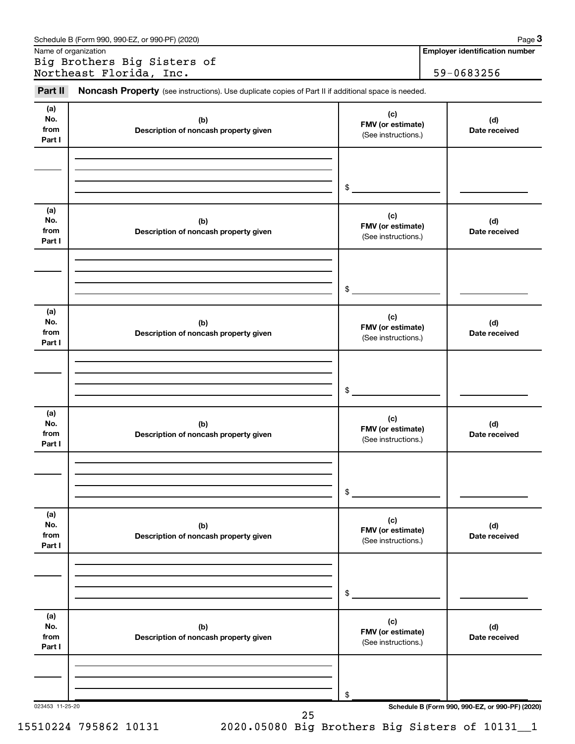Schedule B (Form 990, 990-EZ, or 990-PF) (2020)

Name of organization

Big Brothers Big Sisters of Northeast Florida, Inc.

**Employer identification number**

59-0683256

**Part II** **Noncash Property** (see instructions). Use duplicate copies of Part II if additional space is needed.

| (a) No. from Part I | (b) Description of noncash property given | (c) FMV (or estimate) (See instructions.) | (d) Date received |
|---|---|---|---|
| | | $ | |

| (a) No. from Part I | (b) Description of noncash property given | (c) FMV (or estimate) (See instructions.) | (d) Date received |
|---|---|---|---|
| | | $ | |

| (a) No. from Part I | (b) Description of noncash property given | (c) FMV (or estimate) (See instructions.) | (d) Date received |
|---|---|---|---|
| | | $ | |

| (a) No. from Part I | (b) Description of noncash property given | (c) FMV (or estimate) (See instructions.) | (d) Date received |
|---|---|---|---|
| | | $ | |

| (a) No. from Part I | (b) Description of noncash property given | (c) FMV (or estimate) (See instructions.) | (d) Date received |
|---|---|---|---|
| | | $ | |

| (a) No. from Part I | (b) Description of noncash property given | (c) FMV (or estimate) (See instructions.) | (d) Date received |
|---|---|---|---|
| | | $ | |

023453 11-25-20

**Schedule B (Form 990, 990-EZ, or 990-PF) (2020)**

15510224 795862 10131 2020.05080 Big Brothers Big Sisters of 10131__1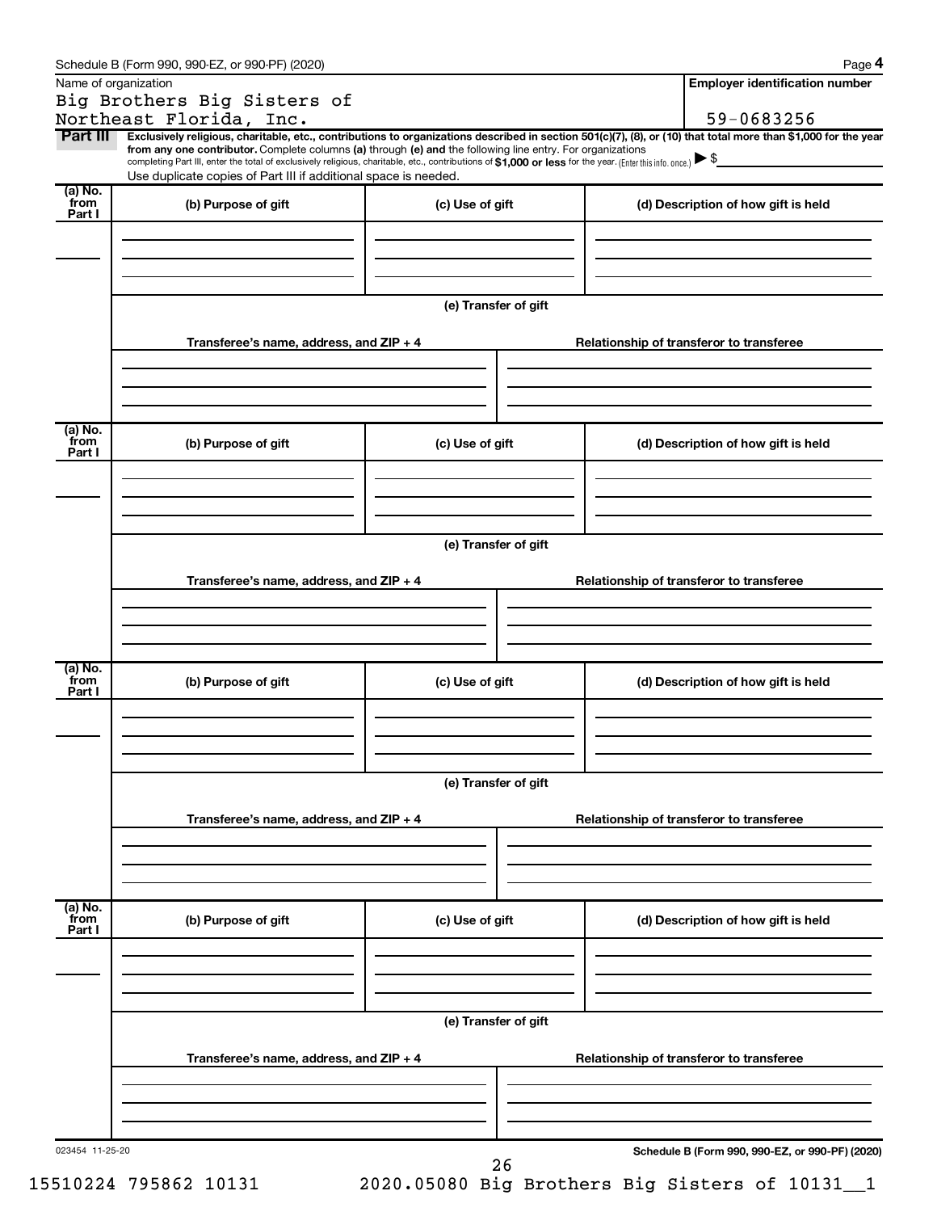Schedule B (Form 990, 990-EZ, or 990-PF) (2020)

Name of organization

Big Brothers Big Sisters of Northeast Florida, Inc.

**Employer identification number**

59-0683256

**Part III** **Exclusively religious, charitable, etc., contributions to organizations described in section 501(c)(7), (8), or (10) that total more than $1,000 for the year from any one contributor.** Complete columns **(a)** through **(e)** and the following line entry. For organizations completing Part III, enter the total of exclusively religious, charitable, etc., contributions of **$1,000 or less** for the year. (Enter this info. once.) ▶ $

Use duplicate copies of Part III if additional space is needed.

| (a) No. from Part I | (b) Purpose of gift | (c) Use of gift | (d) Description of how gift is held |
|---|---|---|---|
| | | | |

**(e) Transfer of gift**

| Transferee's name, address, and ZIP + 4 | Relationship of transferor to transferee |
|---|---|
| | |

| (a) No. from Part I | (b) Purpose of gift | (c) Use of gift | (d) Description of how gift is held |
|---|---|---|---|
| | | | |

**(e) Transfer of gift**

| Transferee's name, address, and ZIP + 4 | Relationship of transferor to transferee |
|---|---|
| | |

| (a) No. from Part I | (b) Purpose of gift | (c) Use of gift | (d) Description of how gift is held |
|---|---|---|---|
| | | | |

**(e) Transfer of gift**

| Transferee's name, address, and ZIP + 4 | Relationship of transferor to transferee |
|---|---|
| | |

| (a) No. from Part I | (b) Purpose of gift | (c) Use of gift | (d) Description of how gift is held |
|---|---|---|---|
| | | | |

**(e) Transfer of gift**

| Transferee's name, address, and ZIP + 4 | Relationship of transferor to transferee |
|---|---|
| | |

023454 11-25-20

**Schedule B (Form 990, 990-EZ, or 990-PF) (2020)**

15510224 795862 10131 2020.05080 Big Brothers Big Sisters of 10131__1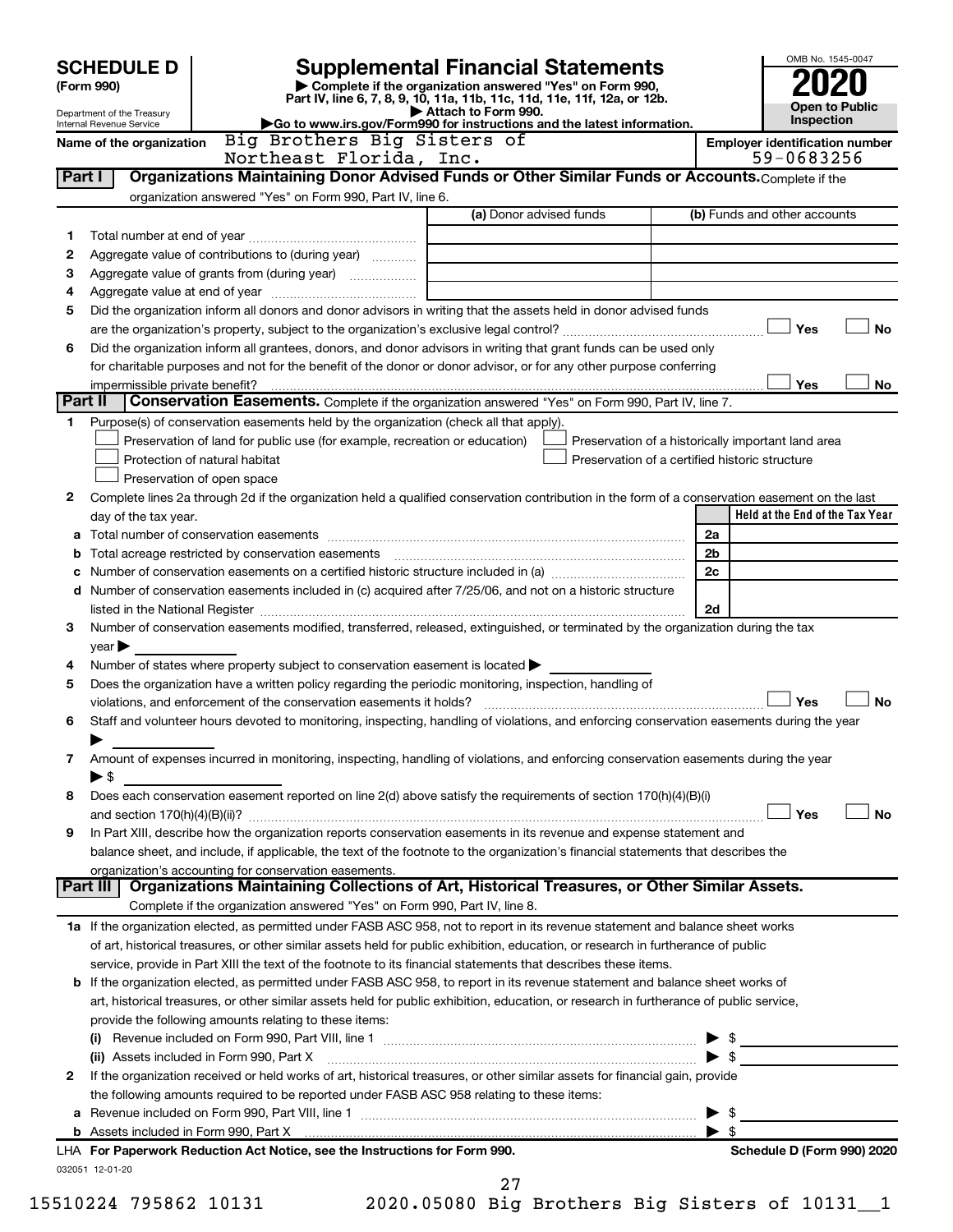**SCHEDULE D**
**(Form 990)**

Department of the Treasury
Internal Revenue Service

# Supplemental Financial Statements

▶ Complete if the organization answered "Yes" on Form 990, Part IV, line 6, 7, 8, 9, 10, 11a, 11b, 11c, 11d, 11e, 11f, 12a, or 12b.
▶ Attach to Form 990.
▶ Go to www.irs.gov/Form990 for instructions and the latest information.

OMB No. 1545-0047
**2020**
**Open to Public Inspection**

**Name of the organization** Big Brothers Big Sisters of Northeast Florida, Inc.
**Employer identification number** 59-0683256

## Part I Organizations Maintaining Donor Advised Funds or Other Similar Funds or Accounts.

Complete if the organization answered "Yes" on Form 990, Part IV, line 6.

| | | (a) Donor advised funds | (b) Funds and other accounts |
|---|---|---|---|
| 1 | Total number at end of year | | |
| 2 | Aggregate value of contributions to (during year) | | |
| 3 | Aggregate value of grants from (during year) | | |
| 4 | Aggregate value at end of year | | |

5 Did the organization inform all donors and donor advisors in writing that the assets held in donor advised funds are the organization's property, subject to the organization's exclusive legal control? ☐ Yes ☐ No

6 Did the organization inform all grantees, donors, and donor advisors in writing that grant funds can be used only for charitable purposes and not for the benefit of the donor or donor advisor, or for any other purpose conferring impermissible private benefit? ☐ Yes ☐ No

## Part II Conservation Easements.

Complete if the organization answered "Yes" on Form 990, Part IV, line 7.

1 Purpose(s) of conservation easements held by the organization (check all that apply).
- ☐ Preservation of land for public use (for example, recreation or education)
- ☐ Protection of natural habitat
- ☐ Preservation of open space
- ☐ Preservation of a historically important land area
- ☐ Preservation of a certified historic structure

2 Complete lines 2a through 2d if the organization held a qualified conservation contribution in the form of a conservation easement on the last day of the tax year.

| | | | Held at the End of the Tax Year |
|---|---|---|---|
| a | Total number of conservation easements | 2a | |
| b | Total acreage restricted by conservation easements | 2b | |
| c | Number of conservation easements on a certified historic structure included in (a) | 2c | |
| d | Number of conservation easements included in (c) acquired after 7/25/06, and not on a historic structure listed in the National Register | 2d | |

3 Number of conservation easements modified, transferred, released, extinguished, or terminated by the organization during the tax year ▶

4 Number of states where property subject to conservation easement is located ▶

5 Does the organization have a written policy regarding the periodic monitoring, inspection, handling of violations, and enforcement of the conservation easements it holds? ☐ Yes ☐ No

6 Staff and volunteer hours devoted to monitoring, inspecting, handling of violations, and enforcing conservation easements during the year ▶

7 Amount of expenses incurred in monitoring, inspecting, handling of violations, and enforcing conservation easements during the year ▶ $

8 Does each conservation easement reported on line 2(d) above satisfy the requirements of section 170(h)(4)(B)(i) and section 170(h)(4)(B)(ii)? ☐ Yes ☐ No

9 In Part XIII, describe how the organization reports conservation easements in its revenue and expense statement and balance sheet, and include, if applicable, the text of the footnote to the organization's financial statements that describes the organization's accounting for conservation easements.

## Part III Organizations Maintaining Collections of Art, Historical Treasures, or Other Similar Assets.

Complete if the organization answered "Yes" on Form 990, Part IV, line 8.

1a If the organization elected, as permitted under FASB ASC 958, not to report in its revenue statement and balance sheet works of art, historical treasures, or other similar assets held for public exhibition, education, or research in furtherance of public service, provide in Part XIII the text of the footnote to its financial statements that describes these items.

b If the organization elected, as permitted under FASB ASC 958, to report in its revenue statement and balance sheet works of art, historical treasures, or other similar assets held for public exhibition, education, or research in furtherance of public service, provide the following amounts relating to these items:

(i) Revenue included on Form 990, Part VIII, line 1 ▶ $

(ii) Assets included in Form 990, Part X ▶ $

2 If the organization received or held works of art, historical treasures, or other similar assets for financial gain, provide the following amounts required to be reported under FASB ASC 958 relating to these items:

a Revenue included on Form 990, Part VIII, line 1 ▶ $

b Assets included in Form 990, Part X ▶ $

**LHA For Paperwork Reduction Act Notice, see the Instructions for Form 990.** **Schedule D (Form 990) 2020**

032051 12-01-20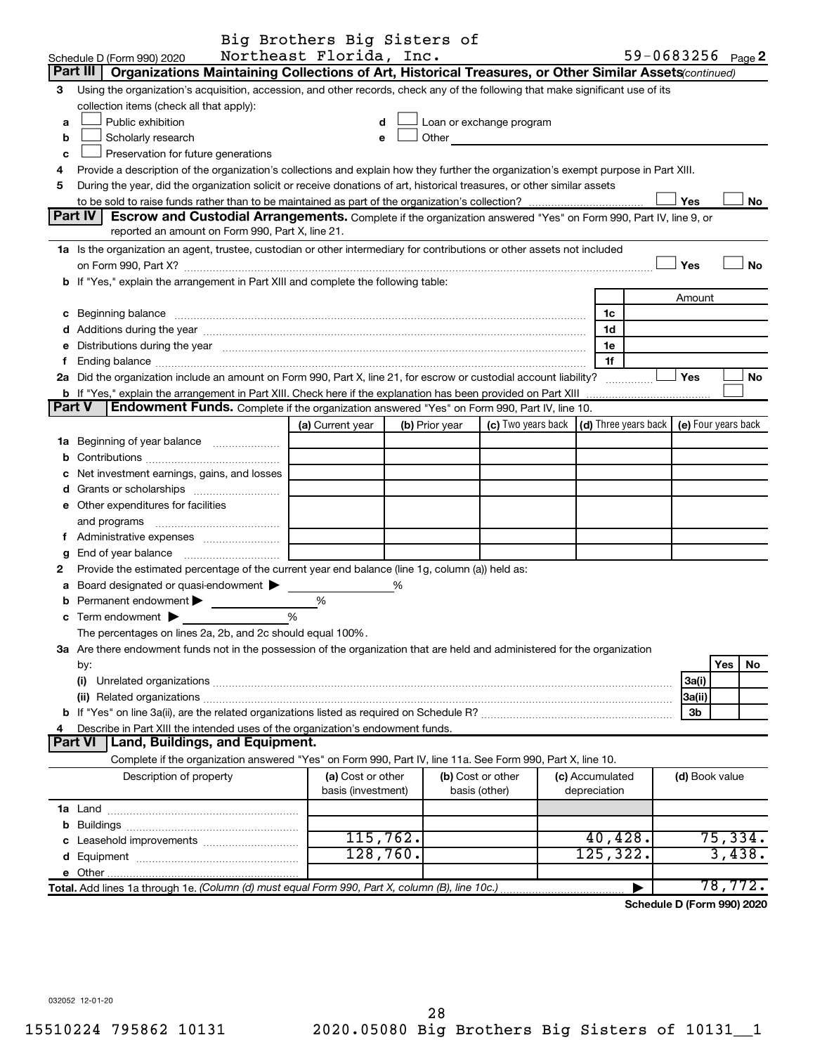Big Brothers Big Sisters of Northeast Florida, Inc. 59-0683256

Schedule D (Form 990) 2020

## Part III | Organizations Maintaining Collections of Art, Historical Treasures, or Other Similar Assets *(continued)*

3 Using the organization's acquisition, accession, and other records, check any of the following that make significant use of its collection items (check all that apply):

- a ☐ Public exhibition
- b ☐ Scholarly research
- c ☐ Preservation for future generations
- d ☐ Loan or exchange program
- e ☐ Other

4 Provide a description of the organization's collections and explain how they further the organization's exempt purpose in Part XIII.

5 During the year, did the organization solicit or receive donations of art, historical treasures, or other similar assets to be sold to raise funds rather than to be maintained as part of the organization's collection? ☐ Yes ☐ No

## Part IV | Escrow and Custodial Arrangements.

Complete if the organization answered "Yes" on Form 990, Part IV, line 9, or reported an amount on Form 990, Part X, line 21.

1a Is the organization an agent, trustee, custodian or other intermediary for contributions or other assets not included on Form 990, Part X? ☐ Yes ☐ No

b If "Yes," explain the arrangement in Part XIII and complete the following table:

| | | Amount |
|---|---|---|
| c Beginning balance | 1c | |
| d Additions during the year | 1d | |
| e Distributions during the year | 1e | |
| f Ending balance | 1f | |

2a Did the organization include an amount on Form 990, Part X, line 21, for escrow or custodial account liability? ☐ Yes ☐ No

b If "Yes," explain the arrangement in Part XIII. Check here if the explanation has been provided on Part XIII ☐

## Part V | Endowment Funds.

Complete if the organization answered "Yes" on Form 990, Part IV, line 10.

| | (a) Current year | (b) Prior year | (c) Two years back | (d) Three years back | (e) Four years back |
|---|---|---|---|---|---|
| 1a Beginning of year balance | | | | | |
| b Contributions | | | | | |
| c Net investment earnings, gains, and losses | | | | | |
| d Grants or scholarships | | | | | |
| e Other expenditures for facilities and programs | | | | | |
| f Administrative expenses | | | | | |
| g End of year balance | | | | | |

2 Provide the estimated percentage of the current year end balance (line 1g, column (a)) held as:

- a Board designated or quasi-endowment ▶ ______ %
- b Permanent endowment ▶ ______ %
- c Term endowment ▶ ______ %

The percentages on lines 2a, 2b, and 2c should equal 100%.

3a Are there endowment funds not in the possession of the organization that are held and administered for the organization by:

| | | Yes | No |
|---|---|---|---|
| (i) Unrelated organizations | 3a(i) | | |
| (ii) Related organizations | 3a(ii) | | |
| b If "Yes" on line 3a(ii), are the related organizations listed as required on Schedule R? | 3b | | |

4 Describe in Part XIII the intended uses of the organization's endowment funds.

## Part VI | Land, Buildings, and Equipment.

Complete if the organization answered "Yes" on Form 990, Part IV, line 11a. See Form 990, Part X, line 10.

| Description of property | (a) Cost or other basis (investment) | (b) Cost or other basis (other) | (c) Accumulated depreciation | (d) Book value |
|---|---|---|---|---|
| 1a Land | | | | |
| b Buildings | | | | |
| c Leasehold improvements | 115,762. | | 40,428. | 75,334. |
| d Equipment | 128,760. | | 125,322. | 3,438. |
| e Other | | | | |
| **Total.** Add lines 1a through 1e. *(Column (d) must equal Form 990, Part X, column (B), line 10c.)* | | | | 78,772. |

**Schedule D (Form 990) 2020**

032052 12-01-20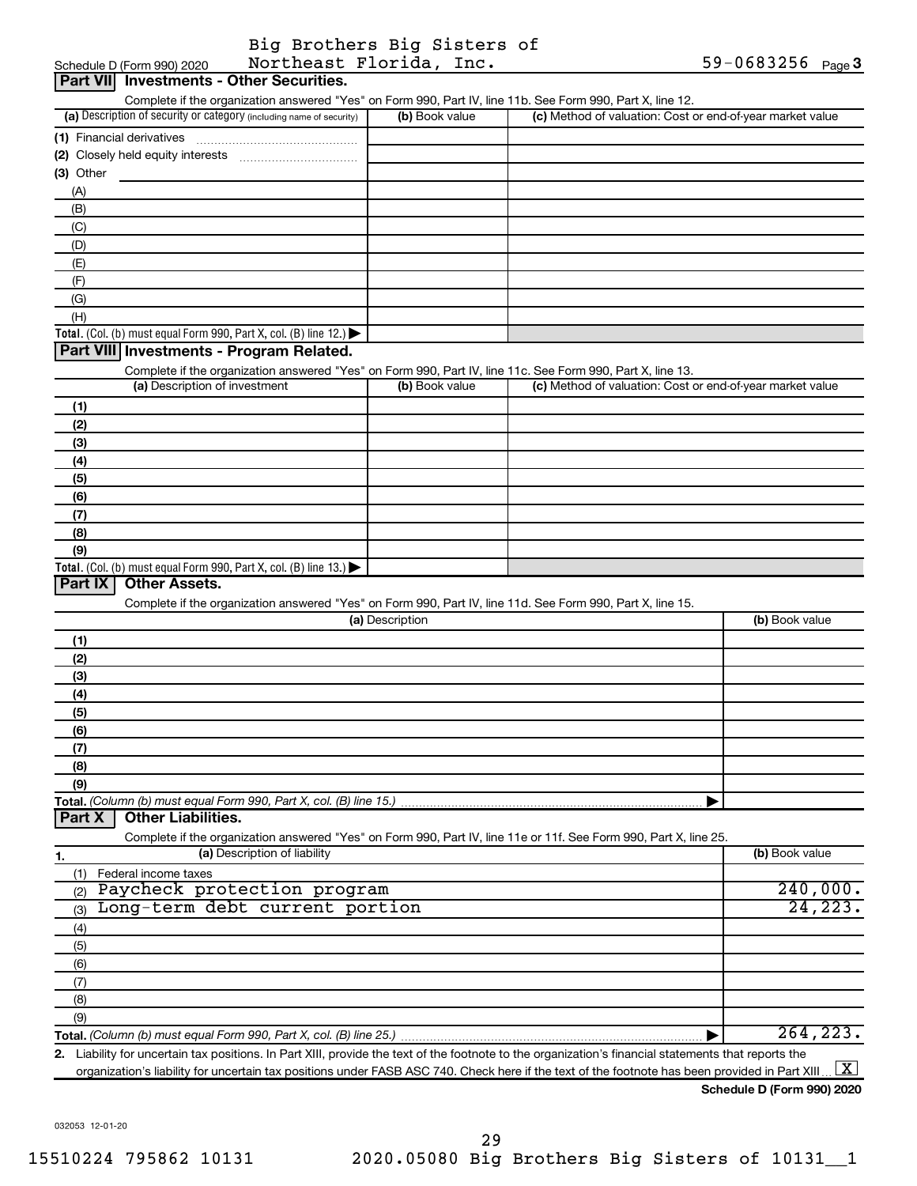Schedule D (Form 990) 2020 Big Brothers Big Sisters of Northeast Florida, Inc. 59-0683256 Page 3

## Part VII Investments - Other Securities.

Complete if the organization answered "Yes" on Form 990, Part IV, line 11b. See Form 990, Part X, line 12.

| (a) Description of security or category (including name of security) | (b) Book value | (c) Method of valuation: Cost or end-of-year market value |
|---|---|---|
| (1) Financial derivatives | | |
| (2) Closely held equity interests | | |
| (3) Other | | |
| (A) | | |
| (B) | | |
| (C) | | |
| (D) | | |
| (E) | | |
| (F) | | |
| (G) | | |
| (H) | | |
| **Total.** (Col. (b) must equal Form 990, Part X, col. (B) line 12.) | | |

## Part VIII Investments - Program Related.

Complete if the organization answered "Yes" on Form 990, Part IV, line 11c. See Form 990, Part X, line 13.

| (a) Description of investment | (b) Book value | (c) Method of valuation: Cost or end-of-year market value |
|---|---|---|
| (1) | | |
| (2) | | |
| (3) | | |
| (4) | | |
| (5) | | |
| (6) | | |
| (7) | | |
| (8) | | |
| (9) | | |
| **Total.** (Col. (b) must equal Form 990, Part X, col. (B) line 13.) | | |

## Part IX Other Assets.

Complete if the organization answered "Yes" on Form 990, Part IV, line 11d. See Form 990, Part X, line 15.

| (a) Description | (b) Book value |
|---|---|
| (1) | |
| (2) | |
| (3) | |
| (4) | |
| (5) | |
| (6) | |
| (7) | |
| (8) | |
| (9) | |
| **Total.** (Column (b) must equal Form 990, Part X, col. (B) line 15.) | |

## Part X Other Liabilities.

Complete if the organization answered "Yes" on Form 990, Part IV, line 11e or 11f. See Form 990, Part X, line 25.

| 1. (a) Description of liability | (b) Book value |
|---|---|
| (1) Federal income taxes | |
| (2) Paycheck protection program | 240,000. |
| (3) Long-term debt current portion | 24,223. |
| (4) | |
| (5) | |
| (6) | |
| (7) | |
| (8) | |
| (9) | |
| **Total.** (Column (b) must equal Form 990, Part X, col. (B) line 25.) | 264,223. |

2. Liability for uncertain tax positions. In Part XIII, provide the text of the footnote to the organization's financial statements that reports the organization's liability for uncertain tax positions under FASB ASC 740. Check here if the text of the footnote has been provided in Part XIII [X]

**Schedule D (Form 990) 2020**

032053 12-01-20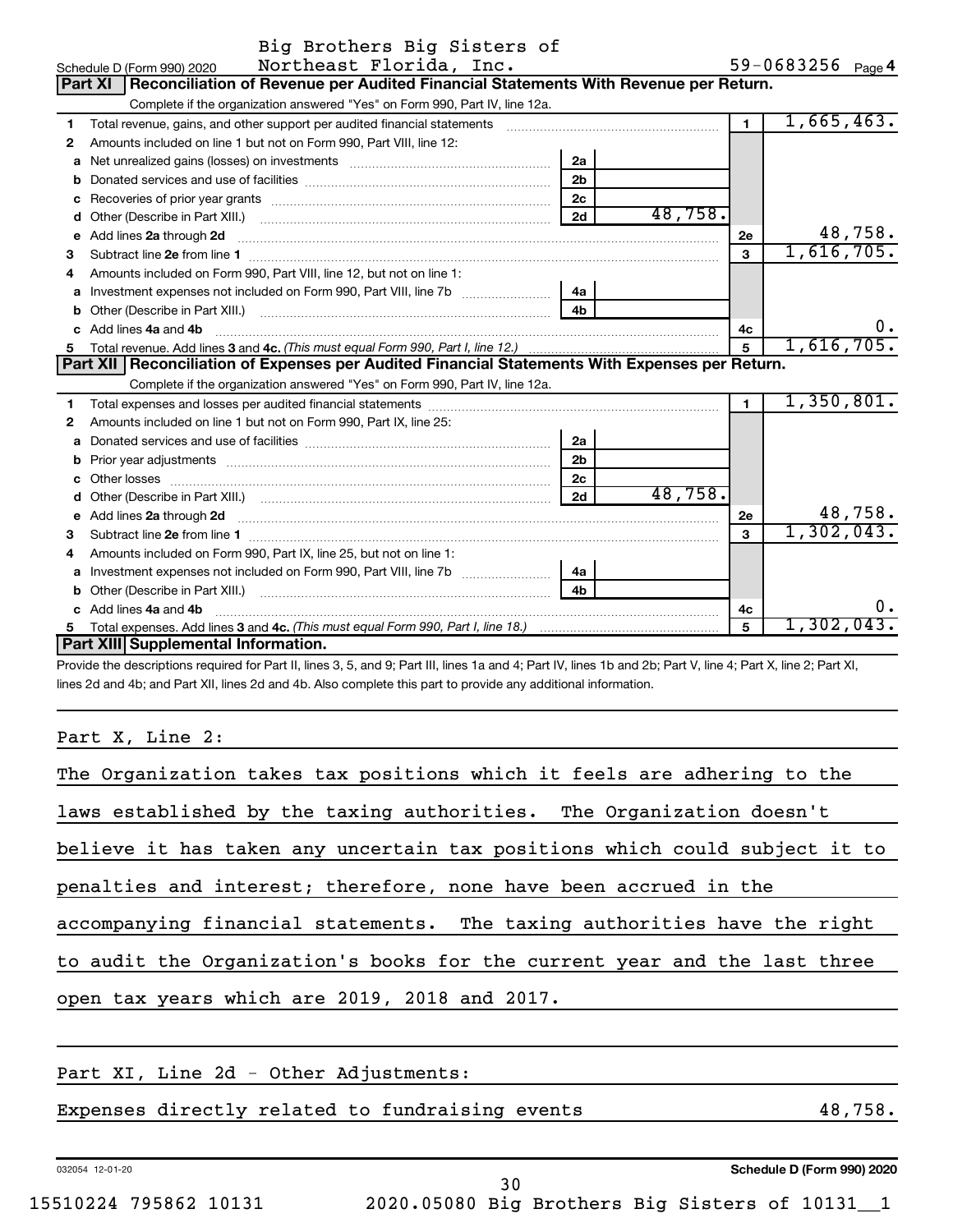Schedule D (Form 990) 2020 Big Brothers Big Sisters of Northeast Florida, Inc. 59-0683256 Page 4

## Part XI Reconciliation of Revenue per Audited Financial Statements With Revenue per Return.

Complete if the organization answered "Yes" on Form 990, Part IV, line 12a.

| | | | | | |
|---|---|---|---|---|---|
| 1 | Total revenue, gains, and other support per audited financial statements | | | 1 | 1,665,463. |
| 2 | Amounts included on line 1 but not on Form 990, Part VIII, line 12: | | | | |
| a | Net unrealized gains (losses) on investments | 2a | | | |
| b | Donated services and use of facilities | 2b | | | |
| c | Recoveries of prior year grants | 2c | | | |
| d | Other (Describe in Part XIII.) | 2d | 48,758. | | |
| e | Add lines 2a through 2d | | | 2e | 48,758. |
| 3 | Subtract line 2e from line 1 | | | 3 | 1,616,705. |
| 4 | Amounts included on Form 990, Part VIII, line 12, but not on line 1: | | | | |
| a | Investment expenses not included on Form 990, Part VIII, line 7b | 4a | | | |
| b | Other (Describe in Part XIII.) | 4b | | | |
| c | Add lines 4a and 4b | | | 4c | 0. |
| 5 | Total revenue. Add lines 3 and 4c. *(This must equal Form 990, Part I, line 12.)* | | | 5 | 1,616,705. |

## Part XII Reconciliation of Expenses per Audited Financial Statements With Expenses per Return.

Complete if the organization answered "Yes" on Form 990, Part IV, line 12a.

| | | | | | |
|---|---|---|---|---|---|
| 1 | Total expenses and losses per audited financial statements | | | 1 | 1,350,801. |
| 2 | Amounts included on line 1 but not on Form 990, Part IX, line 25: | | | | |
| a | Donated services and use of facilities | 2a | | | |
| b | Prior year adjustments | 2b | | | |
| c | Other losses | 2c | | | |
| d | Other (Describe in Part XIII.) | 2d | 48,758. | | |
| e | Add lines 2a through 2d | | | 2e | 48,758. |
| 3 | Subtract line 2e from line 1 | | | 3 | 1,302,043. |
| 4 | Amounts included on Form 990, Part IX, line 25, but not on line 1: | | | | |
| a | Investment expenses not included on Form 990, Part VIII, line 7b | 4a | | | |
| b | Other (Describe in Part XIII.) | 4b | | | |
| c | Add lines 4a and 4b | | | 4c | 0. |
| 5 | Total expenses. Add lines 3 and 4c. *(This must equal Form 990, Part I, line 18.)* | | | 5 | 1,302,043. |

## Part XIII Supplemental Information.

Provide the descriptions required for Part II, lines 3, 5, and 9; Part III, lines 1a and 4; Part IV, lines 1b and 2b; Part V, line 4; Part X, line 2; Part XI, lines 2d and 4b; and Part XII, lines 2d and 4b. Also complete this part to provide any additional information.

Part X, Line 2:

The Organization takes tax positions which it feels are adhering to the laws established by the taxing authorities. The Organization doesn't believe it has taken any uncertain tax positions which could subject it to penalties and interest; therefore, none have been accrued in the accompanying financial statements. The taxing authorities have the right to audit the Organization's books for the current year and the last three open tax years which are 2019, 2018 and 2017.

Part XI, Line 2d - Other Adjustments:

Expenses directly related to fundraising events 48,758.

032054 12-01-20 Schedule D (Form 990) 2020

15510224 795862 10131 2020.05080 Big Brothers Big Sisters of 10131__1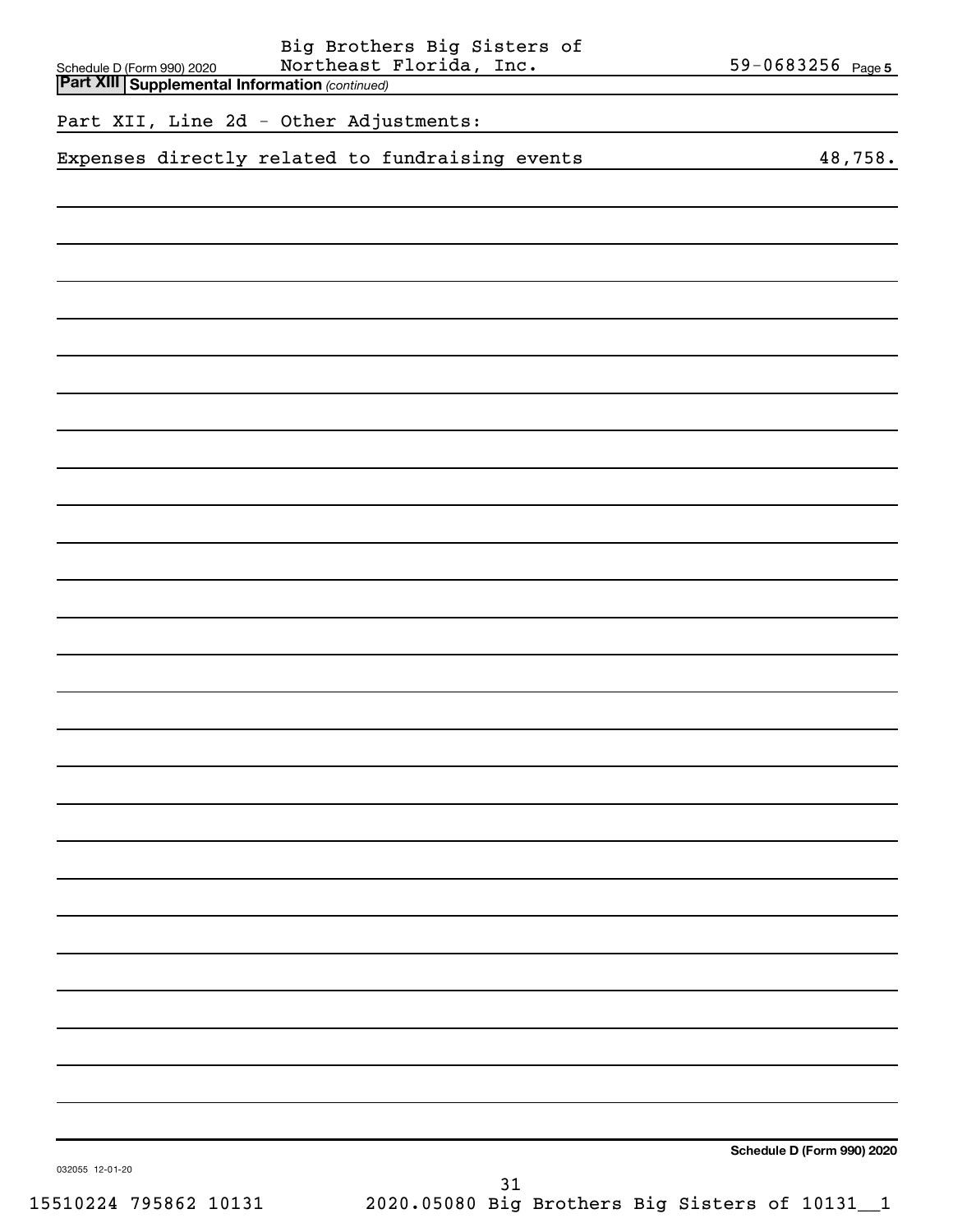Big Brothers Big Sisters of Northeast Florida, Inc. 59-0683256

## Part XIII Supplemental Information *(continued)*

Part XII, Line 2d - Other Adjustments:

| | |
|---|---|
| Expenses directly related to fundraising events | 48,758. |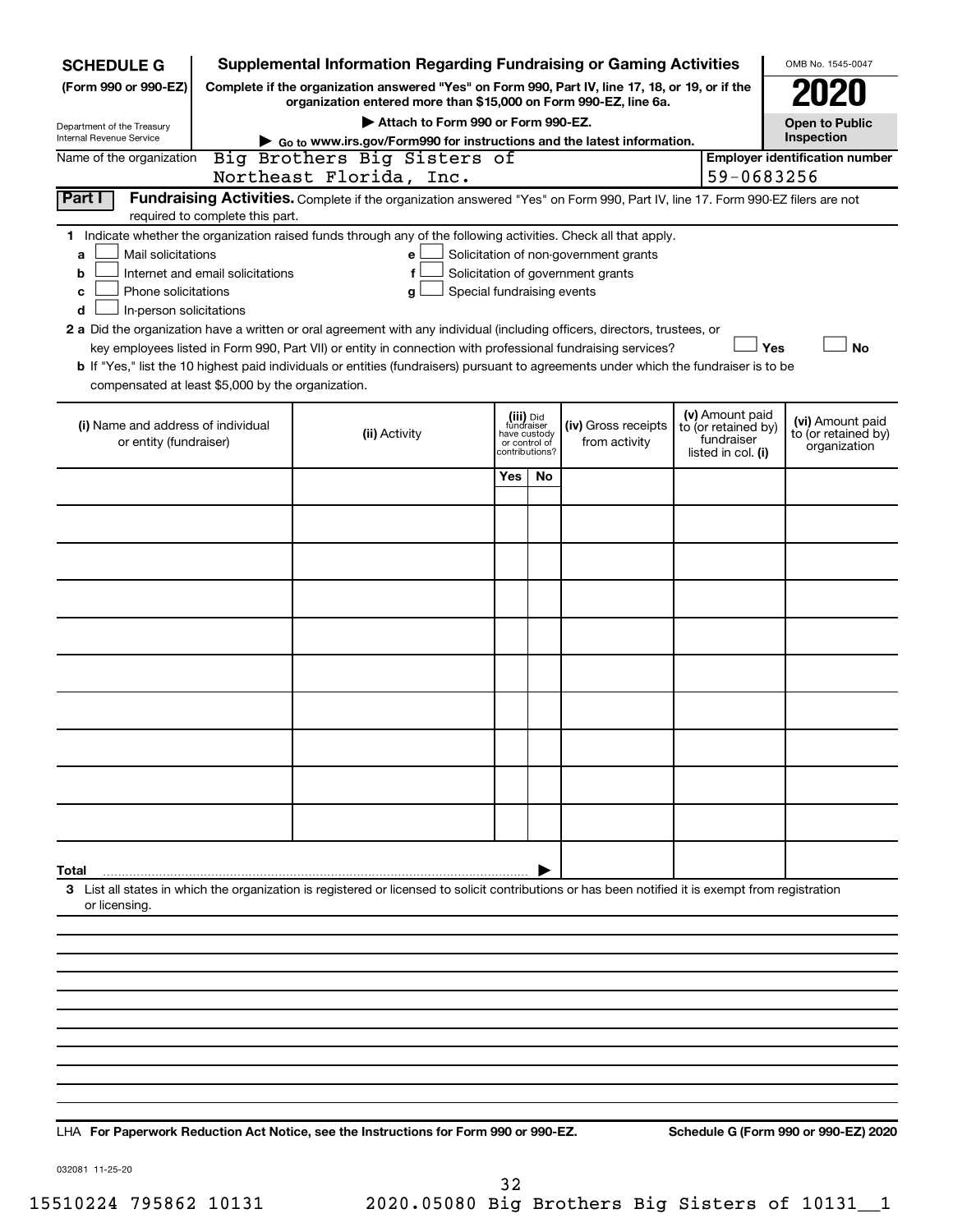**SCHEDULE G**
**(Form 990 or 990-EZ)**

Department of the Treasury
Internal Revenue Service

# Supplemental Information Regarding Fundraising or Gaming Activities

**Complete if the organization answered "Yes" on Form 990, Part IV, line 17, 18, or 19, or if the organization entered more than $15,000 on Form 990-EZ, line 6a.**

**▶ Attach to Form 990 or Form 990-EZ.**

**▶ Go to www.irs.gov/Form990 for instructions and the latest information.**

OMB No. 1545-0047

**2020**

**Open to Public Inspection**

Name of the organization: Big Brothers Big Sisters of Northeast Florida, Inc.

**Employer identification number:** 59-0683256

**Part I** **Fundraising Activities.** Complete if the organization answered "Yes" on Form 990, Part IV, line 17. Form 990-EZ filers are not required to complete this part.

**1** Indicate whether the organization raised funds through any of the following activities. Check all that apply.

- **a** ☐ Mail solicitations
- **b** ☐ Internet and email solicitations
- **c** ☐ Phone solicitations
- **d** ☐ In-person solicitations
- **e** ☐ Solicitation of non-government grants
- **f** ☐ Solicitation of government grants
- **g** ☐ Special fundraising events

**2 a** Did the organization have a written or oral agreement with any individual (including officers, directors, trustees, or key employees listed in Form 990, Part VII) or entity in connection with professional fundraising services? ☐ **Yes** ☐ **No**

**b** If "Yes," list the 10 highest paid individuals or entities (fundraisers) pursuant to agreements under which the fundraiser is to be compensated at least $5,000 by the organization.

| (i) Name and address of individual or entity (fundraiser) | (ii) Activity | (iii) Did fundraiser have custody or control of contributions? Yes | No | (iv) Gross receipts from activity | (v) Amount paid to (or retained by) fundraiser listed in col. (i) | (vi) Amount paid to (or retained by) organization |
|---|---|---|---|---|---|---|
| | | | | | | |
| | | | | | | |
| | | | | | | |
| | | | | | | |
| | | | | | | |
| | | | | | | |
| | | | | | | |
| | | | | | | |
| | | | | | | |
| | | | | | | |
| **Total** ▶ | | | | | | |

**3** List all states in which the organization is registered or licensed to solicit contributions or has been notified it is exempt from registration or licensing.

LHA **For Paperwork Reduction Act Notice, see the Instructions for Form 990 or 990-EZ.** **Schedule G (Form 990 or 990-EZ) 2020**

032081 11-25-20

15510224 795862 10131 2020.05080 Big Brothers Big Sisters of 10131__1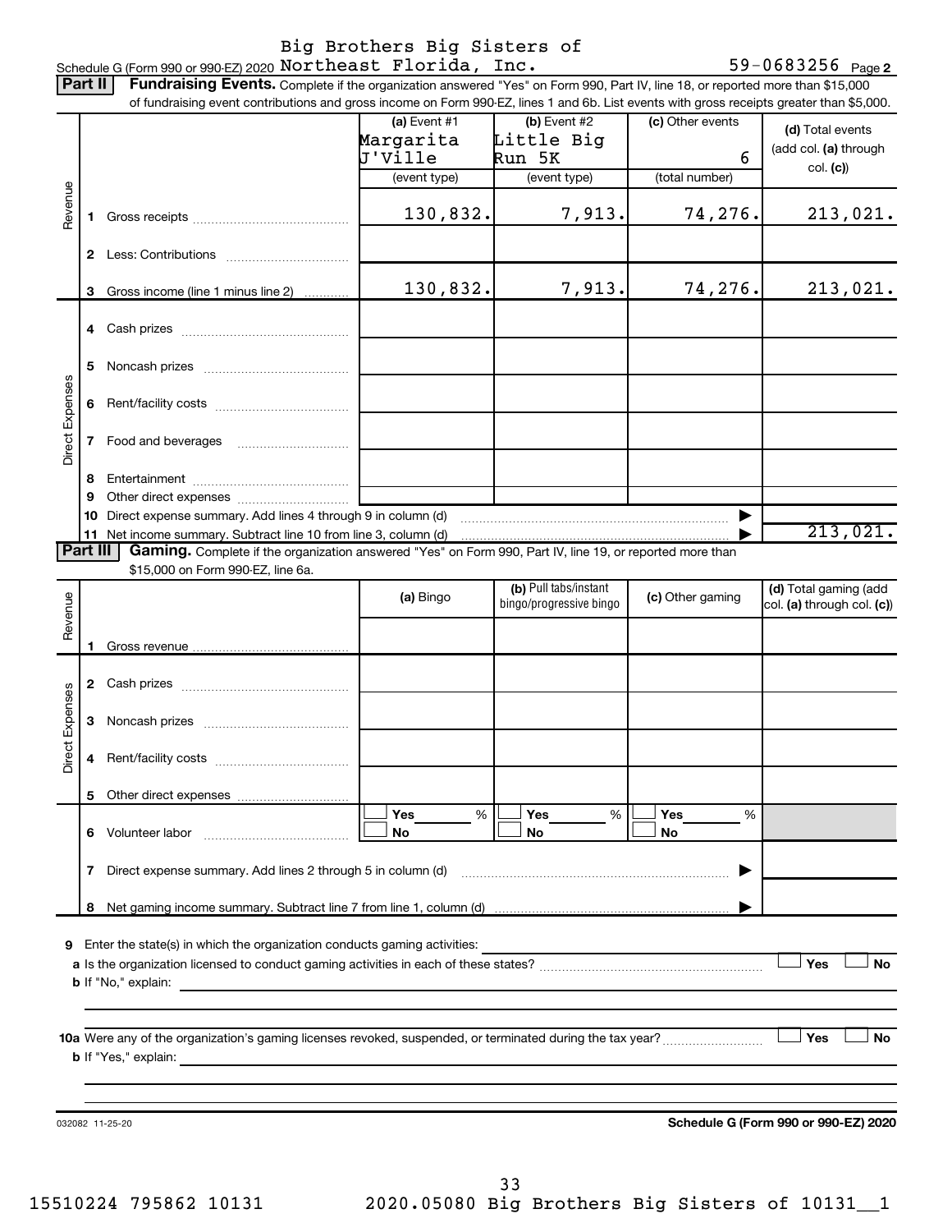Schedule G (Form 990 or 990-EZ) 2020 Big Brothers Big Sisters of Northeast Florida, Inc. 59-0683256 Page 2

**Part II** **Fundraising Events.** Complete if the organization answered "Yes" on Form 990, Part IV, line 18, or reported more than $15,000 of fundraising event contributions and gross income on Form 990-EZ, lines 1 and 6b. List events with gross receipts greater than $5,000.

| | | (a) Event #1 Margarita J'Ville (event type) | (b) Event #2 Little Big Run 5K (event type) | (c) Other events 6 (total number) | (d) Total events (add col. (a) through col. (c)) |
|---|---|---|---|---|---|
| Revenue | 1 Gross receipts | 130,832. | 7,913. | 74,276. | 213,021. |
| | 2 Less: Contributions | | | | |
| | 3 Gross income (line 1 minus line 2) | 130,832. | 7,913. | 74,276. | 213,021. |
| Direct Expenses | 4 Cash prizes | | | | |
| | 5 Noncash prizes | | | | |
| | 6 Rent/facility costs | | | | |
| | 7 Food and beverages | | | | |
| | 8 Entertainment | | | | |
| | 9 Other direct expenses | | | | |
| | 10 Direct expense summary. Add lines 4 through 9 in column (d) | | | | |
| | 11 Net income summary. Subtract line 10 from line 3, column (d) | | | | 213,021. |

**Part III** **Gaming.** Complete if the organization answered "Yes" on Form 990, Part IV, line 19, or reported more than $15,000 on Form 990-EZ, line 6a.

| | | (a) Bingo | (b) Pull tabs/instant bingo/progressive bingo | (c) Other gaming | (d) Total gaming (add col. (a) through col. (c)) |
|---|---|---|---|---|---|
| Revenue | 1 Gross revenue | | | | |
| Direct Expenses | 2 Cash prizes | | | | |
| | 3 Noncash prizes | | | | |
| | 4 Rent/facility costs | | | | |
| | 5 Other direct expenses | | | | |
| | 6 Volunteer labor | Yes ___ % / No | Yes ___ % / No | Yes ___ % / No | |
| | 7 Direct expense summary. Add lines 2 through 5 in column (d) | | | | |
| | 8 Net gaming income summary. Subtract line 7 from line 1, column (d) | | | | |

9 Enter the state(s) in which the organization conducts gaming activities:

a Is the organization licensed to conduct gaming activities in each of these states? ☐ Yes ☐ No

b If "No," explain:

10a Were any of the organization's gaming licenses revoked, suspended, or terminated during the tax year? ☐ Yes ☐ No

b If "Yes," explain:

032082 11-25-20 **Schedule G (Form 990 or 990-EZ) 2020**

15510224 795862 10131 2020.05080 Big Brothers Big Sisters of 10131__1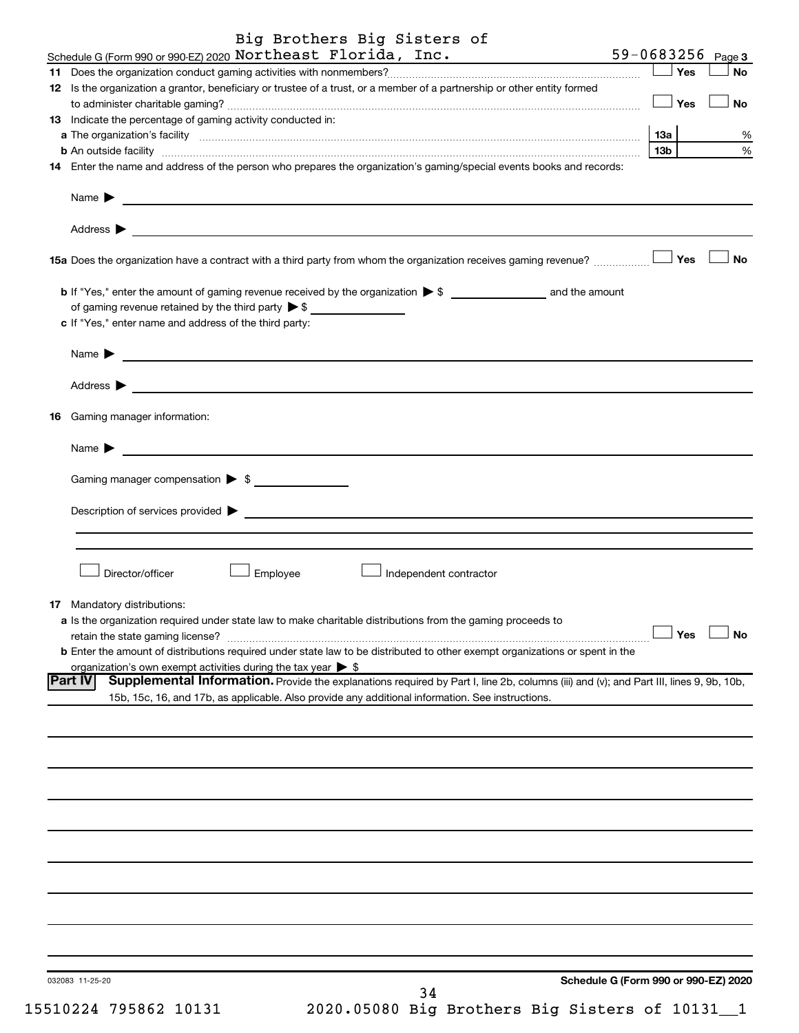Schedule G (Form 990 or 990-EZ) 2020 Big Brothers Big Sisters of Northeast Florida, Inc. 59-0683256 Page 3

11 Does the organization conduct gaming activities with nonmembers? ☐ Yes ☐ No

12 Is the organization a grantor, beneficiary or trustee of a trust, or a member of a partnership or other entity formed to administer charitable gaming? ☐ Yes ☐ No

13 Indicate the percentage of gaming activity conducted in:

a The organization's facility | 13a | %

b An outside facility | 13b | %

14 Enter the name and address of the person who prepares the organization's gaming/special events books and records:

Name ▶

Address ▶

15a Does the organization have a contract with a third party from whom the organization receives gaming revenue? ☐ Yes ☐ No

b If "Yes," enter the amount of gaming revenue received by the organization ▶ $ ______ and the amount of gaming revenue retained by the third party ▶ $ ______

c If "Yes," enter name and address of the third party:

Name ▶

Address ▶

16 Gaming manager information:

Name ▶

Gaming manager compensation ▶ $

Description of services provided ▶

☐ Director/officer ☐ Employee ☐ Independent contractor

17 Mandatory distributions:

a Is the organization required under state law to make charitable distributions from the gaming proceeds to retain the state gaming license? ☐ Yes ☐ No

b Enter the amount of distributions required under state law to be distributed to other exempt organizations or spent in the organization's own exempt activities during the tax year ▶ $

**Part IV Supplemental Information.** Provide the explanations required by Part I, line 2b, columns (iii) and (v); and Part III, lines 9, 9b, 10b, 15b, 15c, 16, and 17b, as applicable. Also provide any additional information. See instructions.

032083 11-25-20

Schedule G (Form 990 or 990-EZ) 2020

15510224 795862 10131 2020.05080 Big Brothers Big Sisters of 10131__1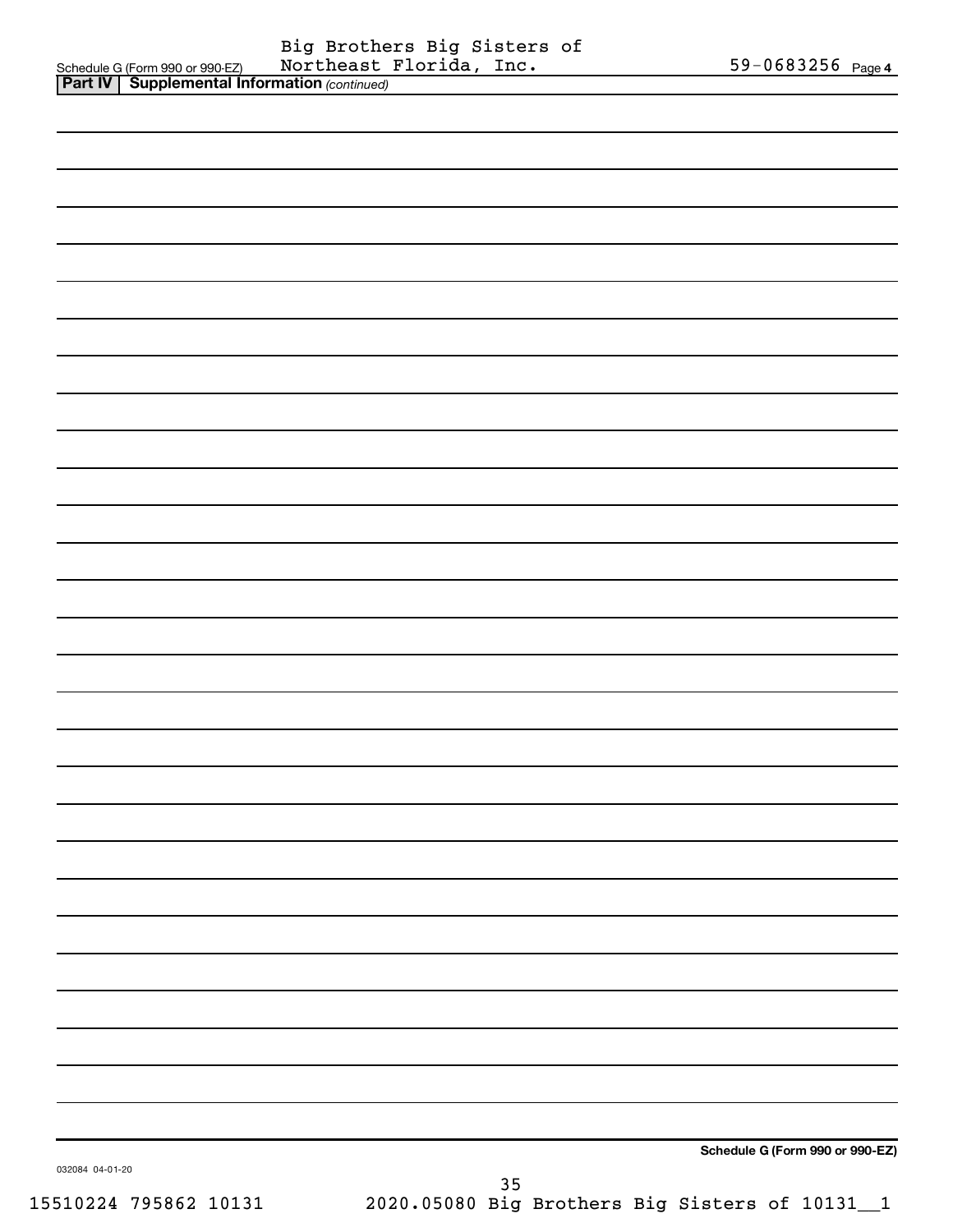Schedule G (Form 990 or 990-EZ) Big Brothers Big Sisters of Northeast Florida, Inc. 59-0683256 Page **4**

**Part IV | Supplemental Information** *(continued)*

**Schedule G (Form 990 or 990-EZ)**

032084 04-01-20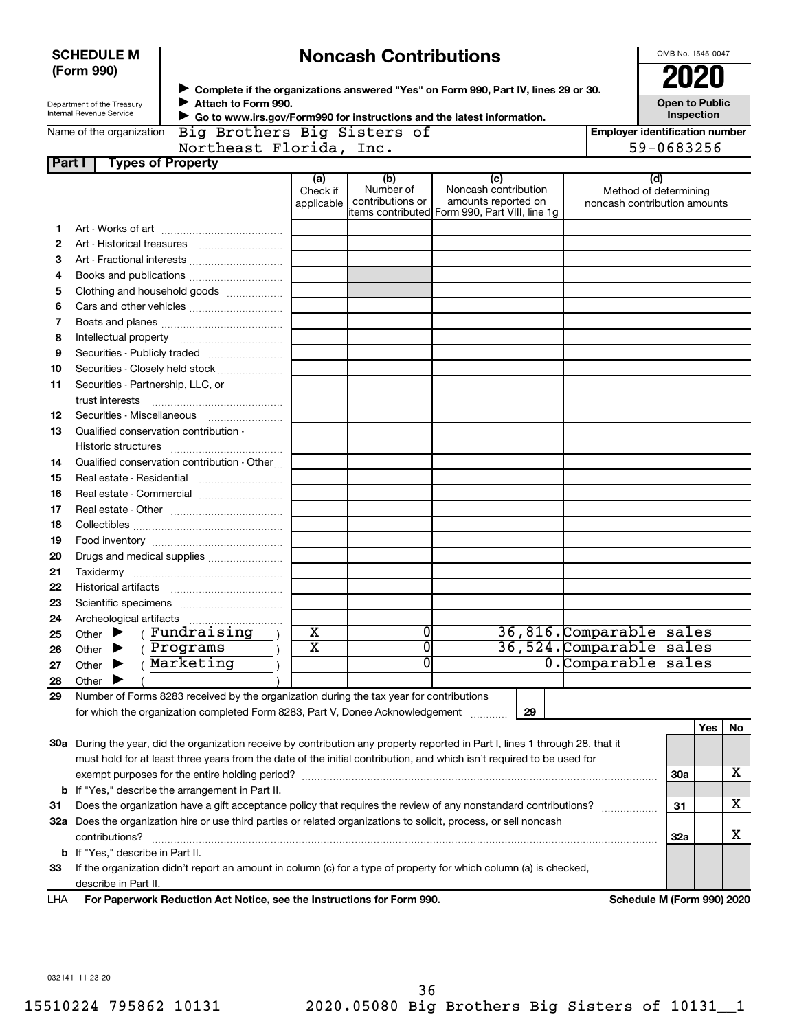**SCHEDULE M (Form 990)**

Department of the Treasury
Internal Revenue Service

# Noncash Contributions

▶ Complete if the organizations answered "Yes" on Form 990, Part IV, lines 29 or 30.
▶ Attach to Form 990.
▶ Go to www.irs.gov/Form990 for instructions and the latest information.

OMB No. 1545-0047
**2020**
**Open to Public Inspection**

Name of the organization: Big Brothers Big Sisters of Northeast Florida, Inc.

Employer identification number: 59-0683256

**Part I — Types of Property**

| | | (a) Check if applicable | (b) Number of contributions or items contributed | (c) Noncash contribution amounts reported on Form 990, Part VIII, line 1g | (d) Method of determining noncash contribution amounts |
|---|---|---|---|---|---|
| 1 | Art - Works of art | | | | |
| 2 | Art - Historical treasures | | | | |
| 3 | Art - Fractional interests | | | | |
| 4 | Books and publications | | | | |
| 5 | Clothing and household goods | | | | |
| 6 | Cars and other vehicles | | | | |
| 7 | Boats and planes | | | | |
| 8 | Intellectual property | | | | |
| 9 | Securities - Publicly traded | | | | |
| 10 | Securities - Closely held stock | | | | |
| 11 | Securities - Partnership, LLC, or trust interests | | | | |
| 12 | Securities - Miscellaneous | | | | |
| 13 | Qualified conservation contribution - Historic structures | | | | |
| 14 | Qualified conservation contribution - Other | | | | |
| 15 | Real estate - Residential | | | | |
| 16 | Real estate - Commercial | | | | |
| 17 | Real estate - Other | | | | |
| 18 | Collectibles | | | | |
| 19 | Food inventory | | | | |
| 20 | Drugs and medical supplies | | | | |
| 21 | Taxidermy | | | | |
| 22 | Historical artifacts | | | | |
| 23 | Scientific specimens | | | | |
| 24 | Archeological artifacts | | | | |
| 25 | Other ▶ ( Fundraising ) | X | 0 | 36,816. | Comparable sales |
| 26 | Other ▶ ( Programs ) | X | 0 | 36,524. | Comparable sales |
| 27 | Other ▶ ( Marketing ) | | 0 | 0. | Comparable sales |
| 28 | Other ▶ ( ) | | | | |

29 Number of Forms 8283 received by the organization during the tax year for contributions for which the organization completed Form 8283, Part V, Donee Acknowledgement ..... 29

| | | | Yes | No |
|---|---|---|---|---|
| 30a | During the year, did the organization receive by contribution any property reported in Part I, lines 1 through 28, that it must hold for at least three years from the date of the initial contribution, and which isn't required to be used for exempt purposes for the entire holding period? | 30a | | X |
| b | If "Yes," describe the arrangement in Part II. | | | |
| 31 | Does the organization have a gift acceptance policy that requires the review of any nonstandard contributions? | 31 | | X |
| 32a | Does the organization hire or use third parties or related organizations to solicit, process, or sell noncash contributions? | 32a | | X |
| b | If "Yes," describe in Part II. | | | |
| 33 | If the organization didn't report an amount in column (c) for a type of property for which column (a) is checked, describe in Part II. | | | |

LHA For Paperwork Reduction Act Notice, see the Instructions for Form 990. Schedule M (Form 990) 2020

032141 11-23-20

15510224 795862 10131 2020.05080 Big Brothers Big Sisters of 10131__1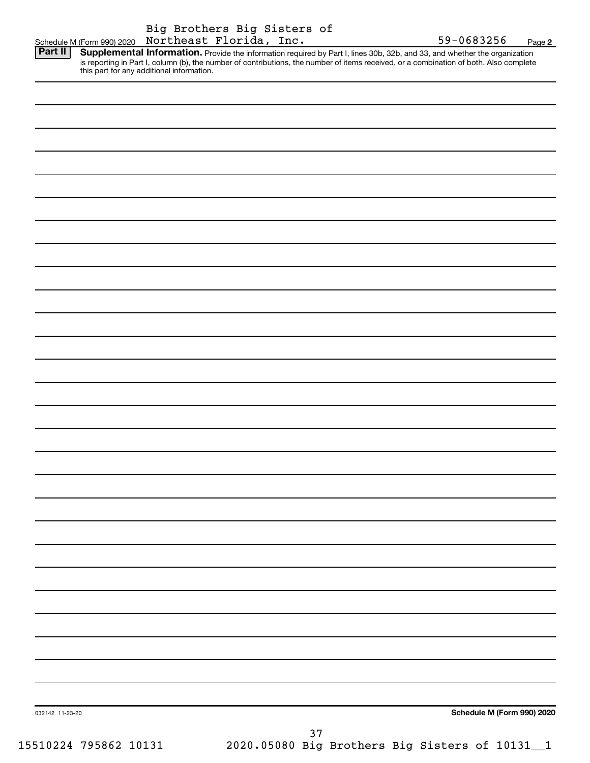Big Brothers Big Sisters of Northeast Florida, Inc. 59-0683256

Schedule M (Form 990) 2020 Page **2**

## Part II Supplemental Information.

Provide the information required by Part I, lines 30b, 32b, and 33, and whether the organization is reporting in Part I, column (b), the number of contributions, the number of items received, or a combination of both. Also complete this part for any additional information.

032142 11-23-20

**Schedule M (Form 990) 2020**

15510224 795862 10131 2020.05080 Big Brothers Big Sisters of 10131__1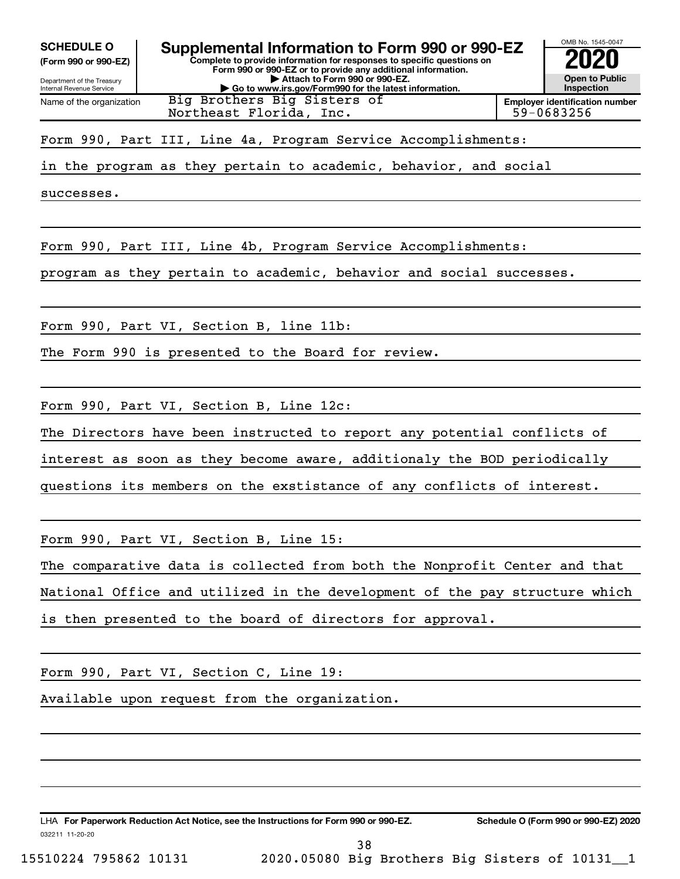**SCHEDULE O**
**(Form 990 or 990-EZ)**

Department of the Treasury
Internal Revenue Service

# Supplemental Information to Form 990 or 990-EZ

**Complete to provide information for responses to specific questions on Form 990 or 990-EZ or to provide any additional information.**
**▶ Attach to Form 990 or 990-EZ.**
**▶ Go to www.irs.gov/Form990 for the latest information.**

OMB No. 1545-0047

**2020**

**Open to Public Inspection**

Name of the organization: Big Brothers Big Sisters of Northeast Florida, Inc.

**Employer identification number:** 59-0683256

Form 990, Part III, Line 4a, Program Service Accomplishments:

in the program as they pertain to academic, behavior, and social successes.

Form 990, Part III, Line 4b, Program Service Accomplishments:

program as they pertain to academic, behavior and social successes.

Form 990, Part VI, Section B, line 11b:

The Form 990 is presented to the Board for review.

Form 990, Part VI, Section B, Line 12c:

The Directors have been instructed to report any potential conflicts of interest as soon as they become aware, additionaly the BOD periodically questions its members on the exstistance of any conflicts of interest.

Form 990, Part VI, Section B, Line 15:

The comparative data is collected from both the Nonprofit Center and that National Office and utilized in the development of the pay structure which is then presented to the board of directors for approval.

Form 990, Part VI, Section C, Line 19:

Available upon request from the organization.

LHA **For Paperwork Reduction Act Notice, see the Instructions for Form 990 or 990-EZ.** **Schedule O (Form 990 or 990-EZ) 2020**

032211 11-20-20

15510224 795862 10131 2020.05080 Big Brothers Big Sisters of 10131__1